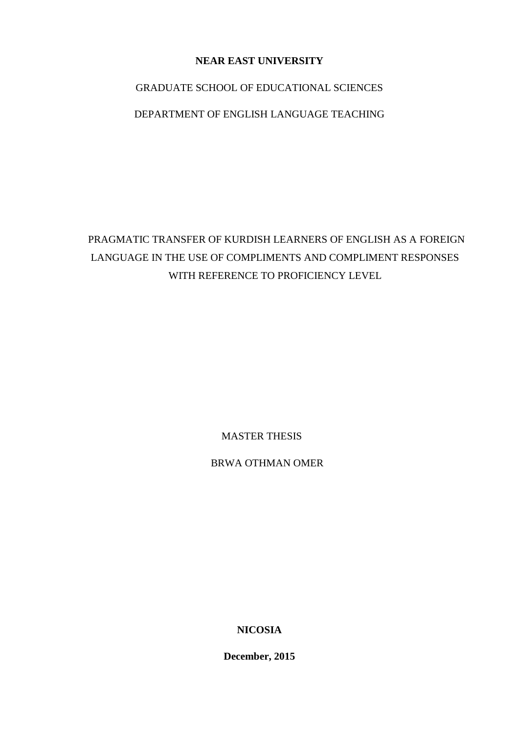**NEAR EAST UNIVERSITY**

GRADUATE SCHOOL OF EDUCATIONAL SCIENCES

DEPARTMENT OF ENGLISH LANGUAGE TEACHING

# PRAGMATIC TRANSFER OF KURDISH LEARNERS OF ENGLISH AS A FOREIGN LANGUAGE IN THE USE OF COMPLIMENTS AND COMPLIMENT RESPONSES WITH REFERENCE TO PROFICIENCY LEVEL

MASTER THESIS

BRWA OTHMAN OMER

**NICOSIA**

**December, 2015**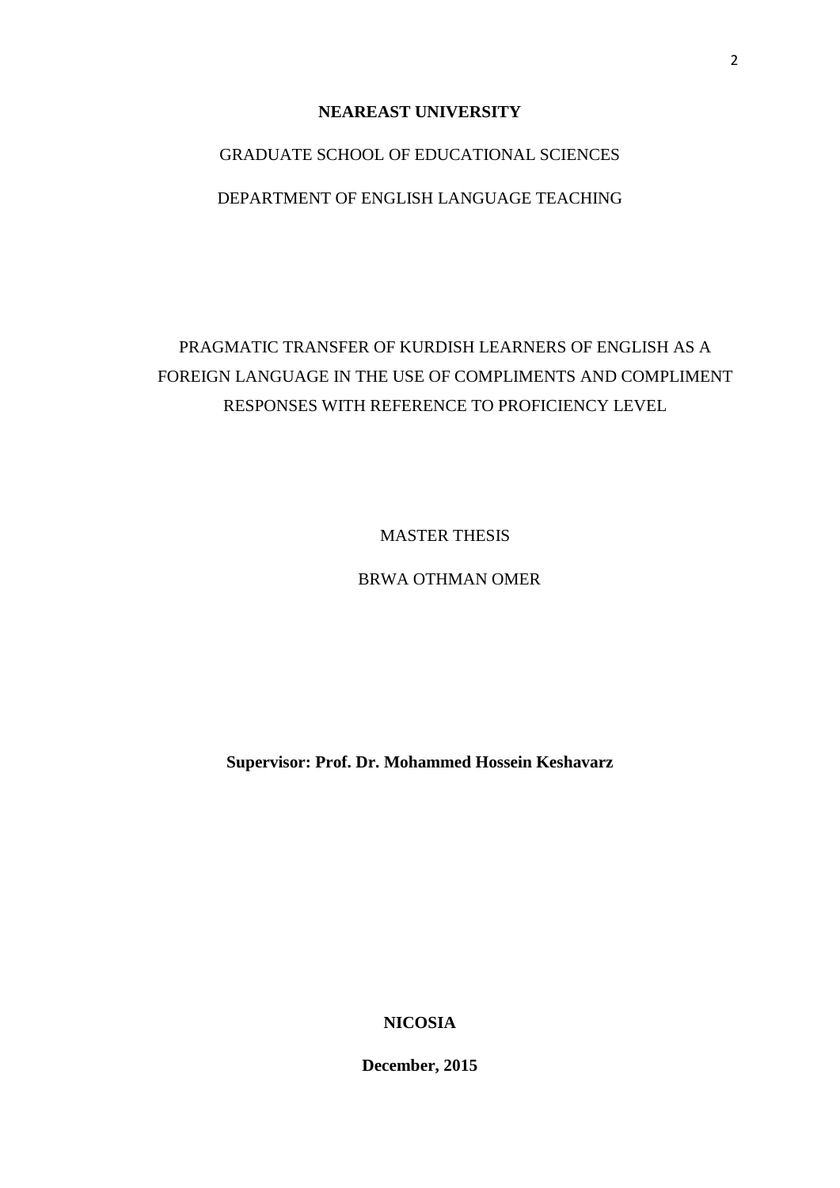**NEAREAST UNIVERSITY**

GRADUATE SCHOOL OF EDUCATIONAL SCIENCES

DEPARTMENT OF ENGLISH LANGUAGE TEACHING

PRAGMATIC TRANSFER OF KURDISH LEARNERS OF ENGLISH AS A FOREIGN LANGUAGE IN THE USE OF COMPLIMENTS AND COMPLIMENT RESPONSES WITH REFERENCE TO PROFICIENCY LEVEL

MASTER THESIS

BRWA OTHMAN OMER

**Supervisor: Prof. Dr. Mohammed Hossein Keshavarz**

**NICOSIA**

**December, 2015**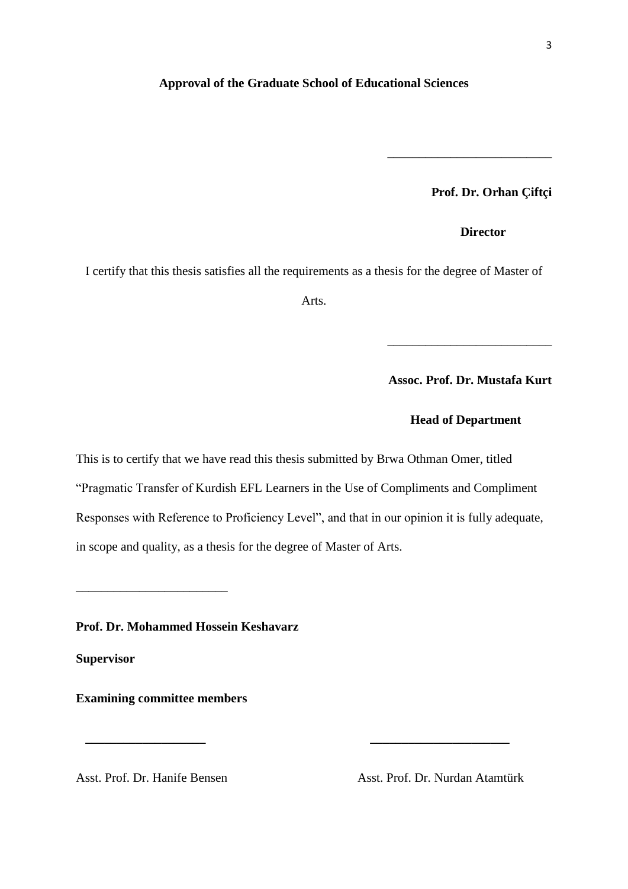**Approval of the Graduate School of Educational Sciences**

\_\_\_\_\_\_\_\_\_\_\_\_\_\_\_\_\_\_\_\_\_\_\_\_\_\_

**Prof. Dr. Orhan Çiftçi**

**Director**

I certify that this thesis satisfies all the requirements as a thesis for the degree of Master of Arts.

\_\_\_\_\_\_\_\_\_\_\_\_\_\_\_\_\_\_\_\_\_\_\_\_\_\_

**Assoc. Prof. Dr. Mustafa Kurt**

**Head of Department**

This is to certify that we have read this thesis submitted by Brwa Othman Omer, titled "Pragmatic Transfer of Kurdish EFL Learners in the Use of Compliments and Compliment Responses with Reference to Proficiency Level", and that in our opinion it is fully adequate, in scope and quality, as a thesis for the degree of Master of Arts.

\_\_\_\_\_\_\_\_\_\_\_\_\_\_\_\_\_\_\_\_\_\_\_\_\_\_

**Prof. Dr. Mohammed Hossein Keshavarz**

**Supervisor**

**Examining committee members**

\_\_\_\_\_\_\_\_\_\_\_\_\_\_\_\_\_\_\_\_ \_\_\_\_\_\_\_\_\_\_\_\_\_\_\_\_\_\_\_\_\_\_

Asst. Prof. Dr. Hanife Bensen Asst. Prof. Dr. Nurdan Atamtürk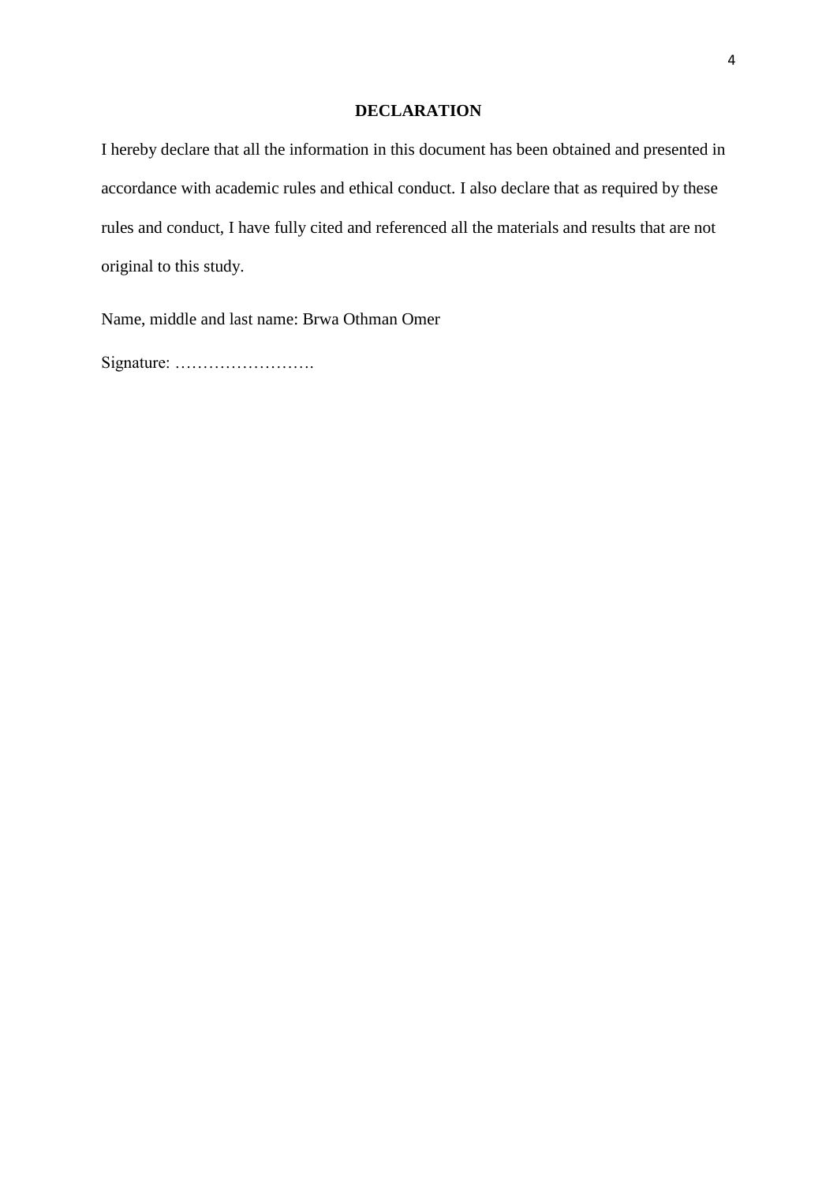# DECLARATION

I hereby declare that all the information in this document has been obtained and presented in accordance with academic rules and ethical conduct. I also declare that as required by these rules and conduct, I have fully cited and referenced all the materials and results that are not original to this study.

Name, middle and last name: Brwa Othman Omer

Signature: …………………….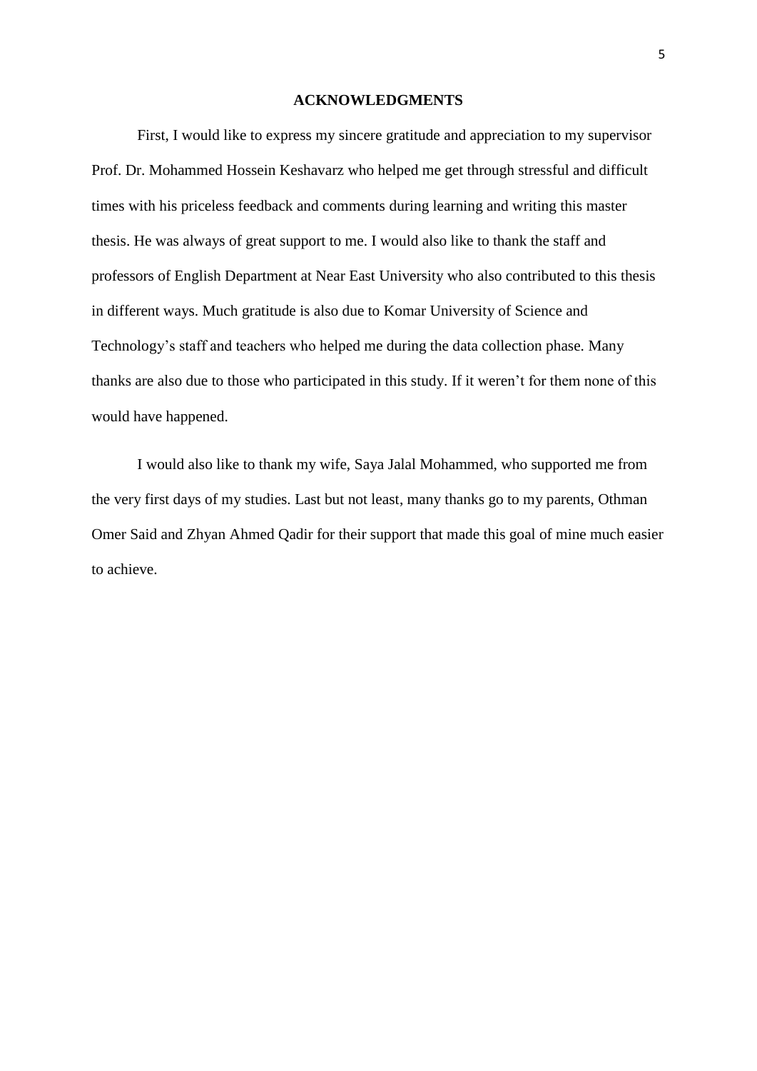## ACKNOWLEDGMENTS

First, I would like to express my sincere gratitude and appreciation to my supervisor Prof. Dr. Mohammed Hossein Keshavarz who helped me get through stressful and difficult times with his priceless feedback and comments during learning and writing this master thesis. He was always of great support to me. I would also like to thank the staff and professors of English Department at Near East University who also contributed to this thesis in different ways. Much gratitude is also due to Komar University of Science and Technology's staff and teachers who helped me during the data collection phase. Many thanks are also due to those who participated in this study. If it weren't for them none of this would have happened.

I would also like to thank my wife, Saya Jalal Mohammed, who supported me from the very first days of my studies. Last but not least, many thanks go to my parents, Othman Omer Said and Zhyan Ahmed Qadir for their support that made this goal of mine much easier to achieve.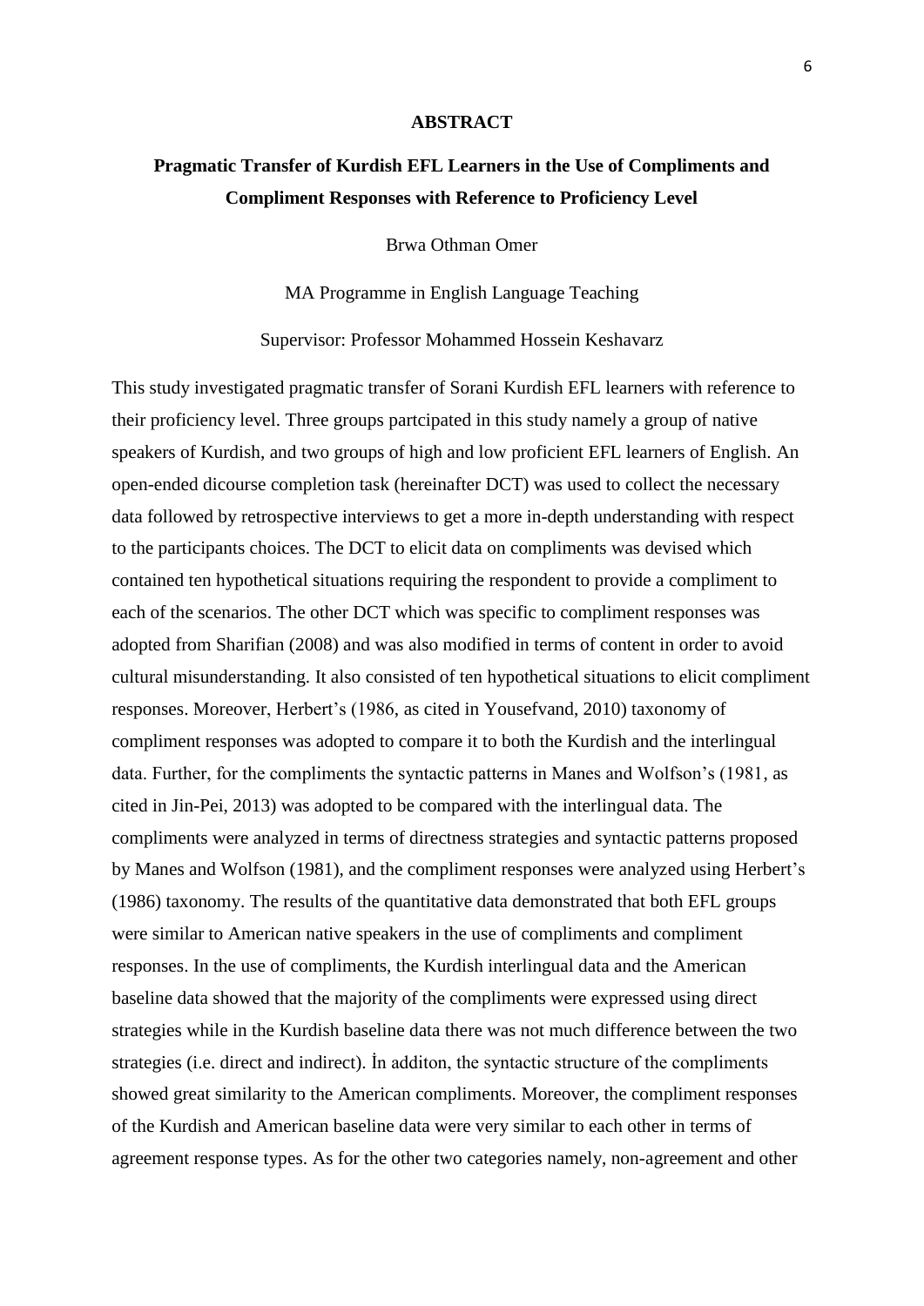## ABSTRACT

**Pragmatic Transfer of Kurdish EFL Learners in the Use of Compliments and Compliment Responses with Reference to Proficiency Level**

Brwa Othman Omer

MA Programme in English Language Teaching

Supervisor: Professor Mohammed Hossein Keshavarz

This study investigated pragmatic transfer of Sorani Kurdish EFL learners with reference to their proficiency level. Three groups partcipated in this study namely a group of native speakers of Kurdish, and two groups of high and low proficient EFL learners of English. An open-ended dicourse completion task (hereinafter DCT) was used to collect the necessary data followed by retrospective interviews to get a more in-depth understanding with respect to the participants choices. The DCT to elicit data on compliments was devised which contained ten hypothetical situations requiring the respondent to provide a compliment to each of the scenarios. The other DCT which was specific to compliment responses was adopted from Sharifian (2008) and was also modified in terms of content in order to avoid cultural misunderstanding. It also consisted of ten hypothetical situations to elicit compliment responses. Moreover, Herbert's (1986, as cited in Yousefvand, 2010) taxonomy of compliment responses was adopted to compare it to both the Kurdish and the interlingual data. Further, for the compliments the syntactic patterns in Manes and Wolfson's (1981, as cited in Jin-Pei, 2013) was adopted to be compared with the interlingual data. The compliments were analyzed in terms of directness strategies and syntactic patterns proposed by Manes and Wolfson (1981), and the compliment responses were analyzed using Herbert's (1986) taxonomy. The results of the quantitative data demonstrated that both EFL groups were similar to American native speakers in the use of compliments and compliment responses. In the use of compliments, the Kurdish interlingual data and the American baseline data showed that the majority of the compliments were expressed using direct strategies while in the Kurdish baseline data there was not much difference between the two strategies (i.e. direct and indirect). İn additon, the syntactic structure of the compliments showed great similarity to the American compliments. Moreover, the compliment responses of the Kurdish and American baseline data were very similar to each other in terms of agreement response types. As for the other two categories namely, non-agreement and other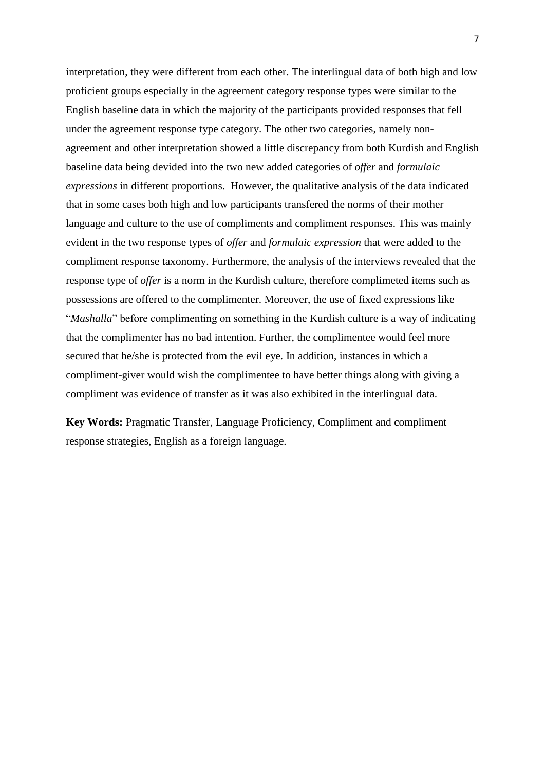interpretation, they were different from each other. The interlingual data of both high and low proficient groups especially in the agreement category response types were similar to the English baseline data in which the majority of the participants provided responses that fell under the agreement response type category. The other two categories, namely non-agreement and other interpretation showed a little discrepancy from both Kurdish and English baseline data being devided into the two new added categories of *offer* and *formulaic expressions* in different proportions. However, the qualitative analysis of the data indicated that in some cases both high and low participants transfered the norms of their mother language and culture to the use of compliments and compliment responses. This was mainly evident in the two response types of *offer* and *formulaic expression* that were added to the compliment response taxonomy. Furthermore, the analysis of the interviews revealed that the response type of *offer* is a norm in the Kurdish culture, therefore complimeted items such as possessions are offered to the complimenter. Moreover, the use of fixed expressions like "*Mashalla*" before complimenting on something in the Kurdish culture is a way of indicating that the complimenter has no bad intention. Further, the complimentee would feel more secured that he/she is protected from the evil eye. In addition, instances in which a compliment-giver would wish the complimentee to have better things along with giving a compliment was evidence of transfer as it was also exhibited in the interlingual data.

**Key Words:** Pragmatic Transfer, Language Proficiency, Compliment and compliment response strategies, English as a foreign language.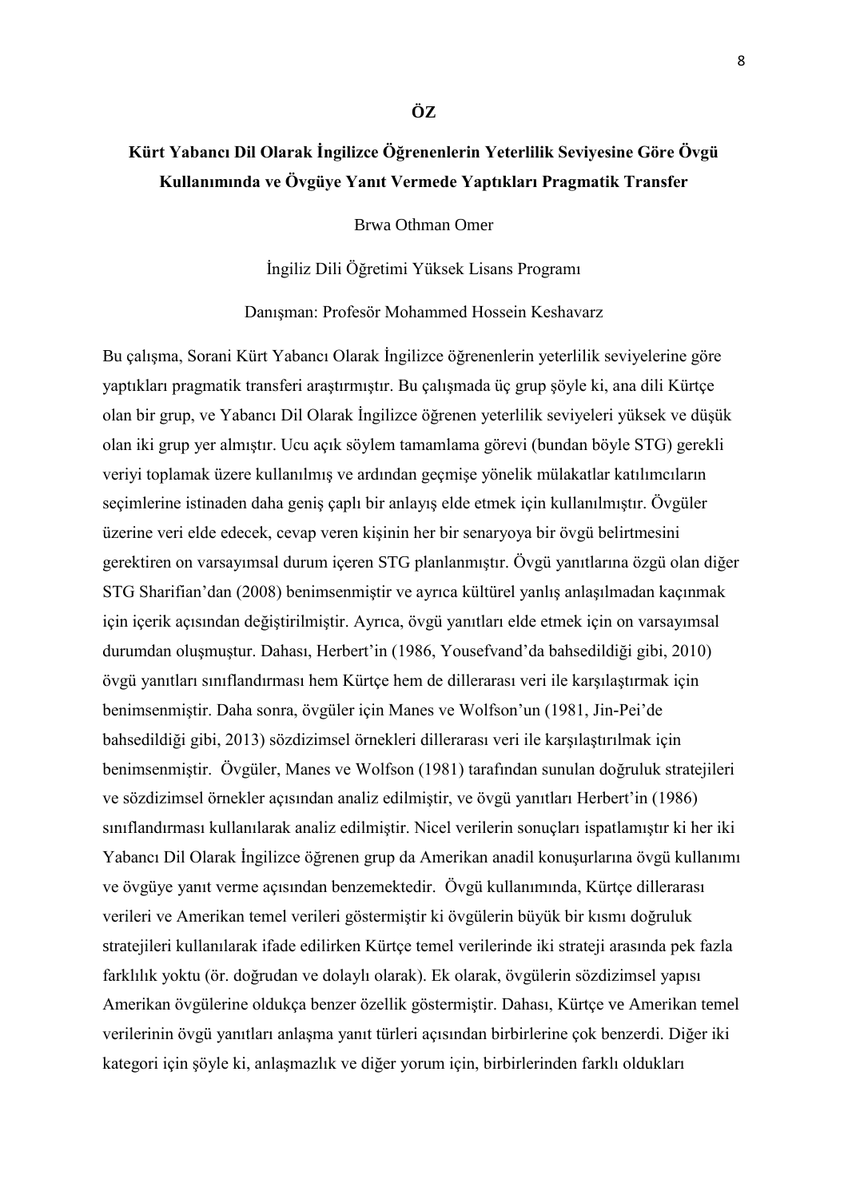# ÖZ

## Kürt Yabancı Dil Olarak İngilizce Öğrenenlerin Yeterlilik Seviyesine Göre Övgü Kullanımında ve Övgüye Yanıt Vermede Yaptıkları Pragmatik Transfer

Brwa Othman Omer

İngiliz Dili Öğretimi Yüksek Lisans Programı

Danışman: Profesör Mohammed Hossein Keshavarz

Bu çalışma, Sorani Kürt Yabancı Olarak İngilizce öğrenenlerin yeterlilik seviyelerine göre yaptıkları pragmatik transferi araştırmıştır. Bu çalışmada üç grup şöyle ki, ana dili Kürtçe olan bir grup, ve Yabancı Dil Olarak İngilizce öğrenen yeterlilik seviyeleri yüksek ve düşük olan iki grup yer almıştır. Ucu açık söylem tamamlama görevi (bundan böyle STG) gerekli veriyi toplamak üzere kullanılmış ve ardından geçmişe yönelik mülakatlar katılımcıların seçimlerine istinaden daha geniş çaplı bir anlayış elde etmek için kullanılmıştır. Övgüler üzerine veri elde edecek, cevap veren kişinin her bir senaryoya bir övgü belirtmesini gerektiren on varsayımsal durum içeren STG planlanmıştır. Övgü yanıtlarına özgü olan diğer STG Sharifian'dan (2008) benimsenmiştir ve ayrıca kültürel yanlış anlaşılmadan kaçınmak için içerik açısından değiştirilmiştir. Ayrıca, övgü yanıtları elde etmek için on varsayımsal durumdan oluşmuştur. Dahası, Herbert'in (1986, Yousefvand'da bahsedildiği gibi, 2010) övgü yanıtları sınıflandırması hem Kürtçe hem de dillerarası veri ile karşılaştırmak için benimsenmiştir. Daha sonra, övgüler için Manes ve Wolfson'un (1981, Jin-Pei'de bahsedildiği gibi, 2013) sözdizimsel örnekleri dillerarası veri ile karşılaştırılmak için benimsenmiştir. Övgüler, Manes ve Wolfson (1981) tarafından sunulan doğruluk stratejileri ve sözdizimsel örnekler açısından analiz edilmiştir, ve övgü yanıtları Herbert'in (1986) sınıflandırması kullanılarak analiz edilmiştir. Nicel verilerin sonuçları ispatlamıştır ki her iki Yabancı Dil Olarak İngilizce öğrenen grup da Amerikan anadil konuşurlarına övgü kullanımı ve övgüye yanıt verme açısından benzemektedir. Övgü kullanımında, Kürtçe dillerarası verileri ve Amerikan temel verileri göstermiştir ki övgülerin büyük bir kısmı doğruluk stratejileri kullanılarak ifade edilirken Kürtçe temel verilerinde iki strateji arasında pek fazla farklılık yoktu (ör. doğrudan ve dolaylı olarak). Ek olarak, övgülerin sözdizimsel yapısı Amerikan övgülerine oldukça benzer özellik göstermiştir. Dahası, Kürtçe ve Amerikan temel verilerinin övgü yanıtları anlaşma yanıt türleri açısından birbirlerine çok benzerdi. Diğer iki kategori için şöyle ki, anlaşmazlık ve diğer yorum için, birbirlerinden farklı oldukları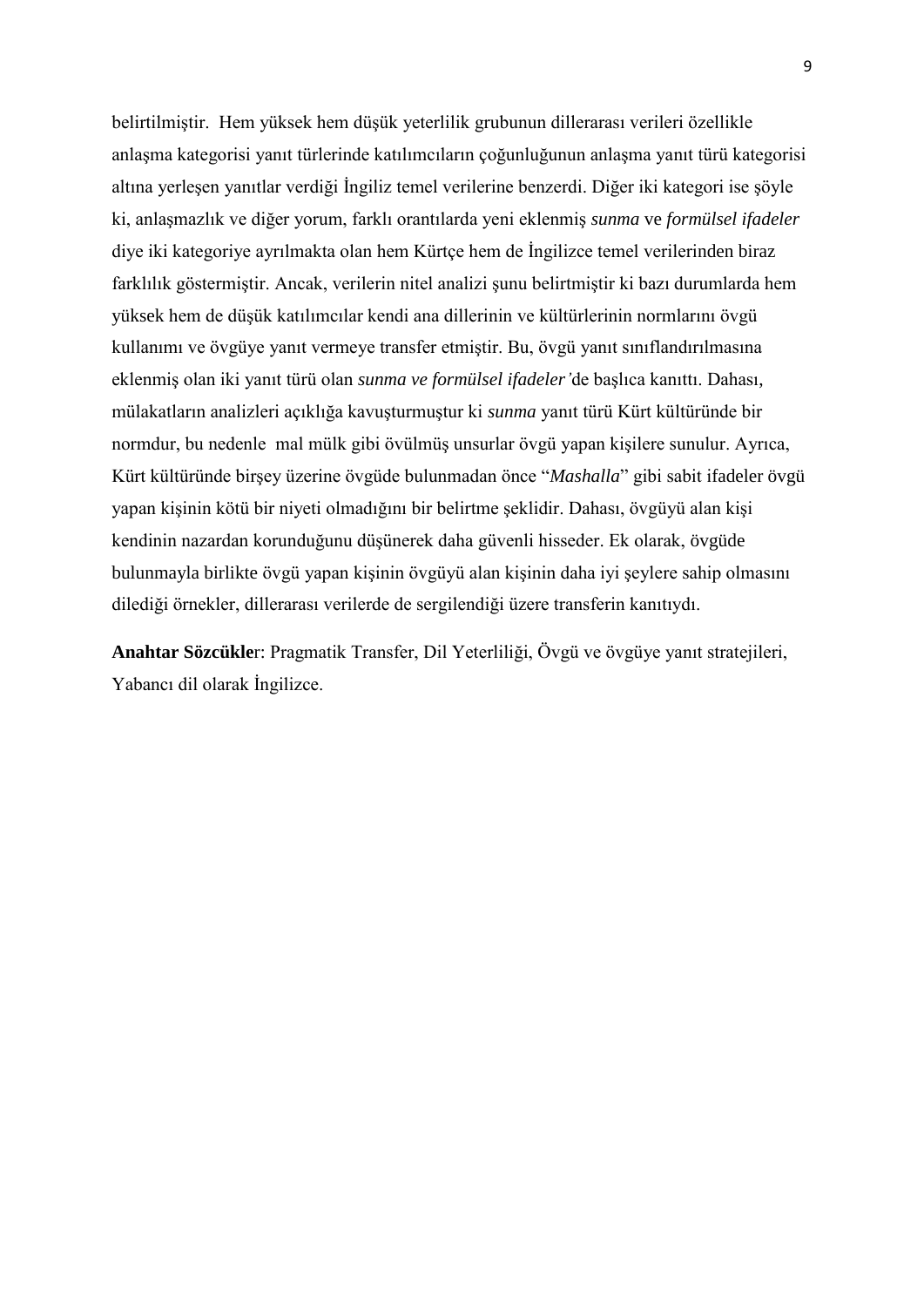belirtilmiştir. Hem yüksek hem düşük yeterlilik grubunun dillerarası verileri özellikle anlaşma kategorisi yanıt türlerinde katılımcıların çoğunluğunun anlaşma yanıt türü kategorisi altına yerleşen yanıtlar verdiği İngiliz temel verilerine benzerdi. Diğer iki kategori ise şöyle ki, anlaşmazlık ve diğer yorum, farklı orantılarda yeni eklenmiş *sunma* ve *formülsel ifadeler* diye iki kategoriye ayrılmakta olan hem Kürtçe hem de İngilizce temel verilerinden biraz farklılık göstermiştir. Ancak, verilerin nitel analizi şunu belirtmiştir ki bazı durumlarda hem yüksek hem de düşük katılımcılar kendi ana dillerinin ve kültürlerinin normlarını övgü kullanımı ve övgüye yanıt vermeye transfer etmiştir. Bu, övgü yanıt sınıflandırılmasına eklenmiş olan iki yanıt türü olan *sunma ve formülsel ifadeler'*de başlıca kanıttı. Dahası, mülakatların analizleri açıklığa kavuşturmuştur ki *sunma* yanıt türü Kürt kültüründe bir normdur, bu nedenle mal mülk gibi övülmüş unsurlar övgü yapan kişilere sunulur. Ayrıca, Kürt kültüründe birşey üzerine övgüde bulunmadan önce "*Mashalla*" gibi sabit ifadeler övgü yapan kişinin kötü bir niyeti olmadığını bir belirtme şeklidir. Dahası, övgüyü alan kişi kendinin nazardan korunduğunu düşünerek daha güvenli hisseder. Ek olarak, övgüde bulunmayla birlikte övgü yapan kişinin övgüyü alan kişinin daha iyi şeylere sahip olmasını dilediği örnekler, dillerarası verilerde de sergilendiği üzere transferin kanıtıydı.

**Anahtar Sözcükle**r: Pragmatik Transfer, Dil Yeterliliği, Övgü ve övgüye yanıt stratejileri, Yabancı dil olarak İngilizce.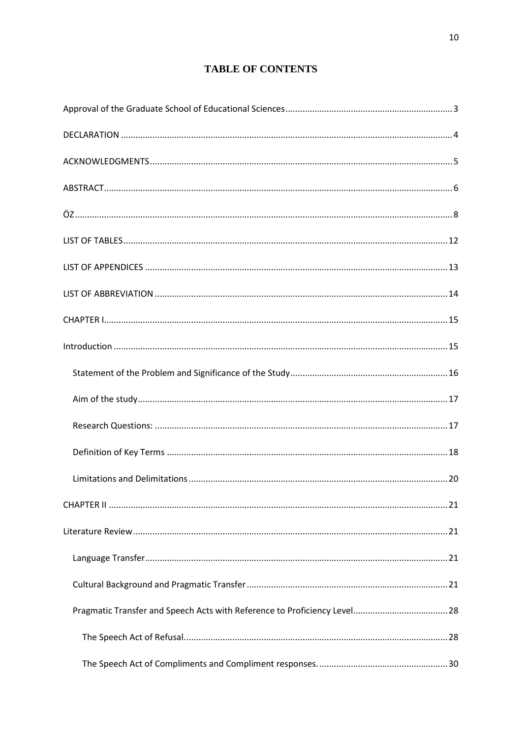# TABLE OF CONTENTS

Approval of the Graduate School of Educational Sciences .......... 3

DECLARATION .......... 4

ACKNOWLEDGMENTS .......... 5

ABSTRACT .......... 6

ÖZ .......... 8

LIST OF TABLES .......... 12

LIST OF APPENDICES .......... 13

LIST OF ABBREVIATION .......... 14

CHAPTER I .......... 15

Introduction .......... 15

- Statement of the Problem and Significance of the Study .......... 16
- Aim of the study .......... 17
- Research Questions: .......... 17
- Definition of Key Terms .......... 18
- Limitations and Delimitations .......... 20

CHAPTER II .......... 21

Literature Review .......... 21

- Language Transfer .......... 21
- Cultural Background and Pragmatic Transfer .......... 21
- Pragmatic Transfer and Speech Acts with Reference to Proficiency Level .......... 28
  - The Speech Act of Refusal .......... 28
  - The Speech Act of Compliments and Compliment responses. .......... 30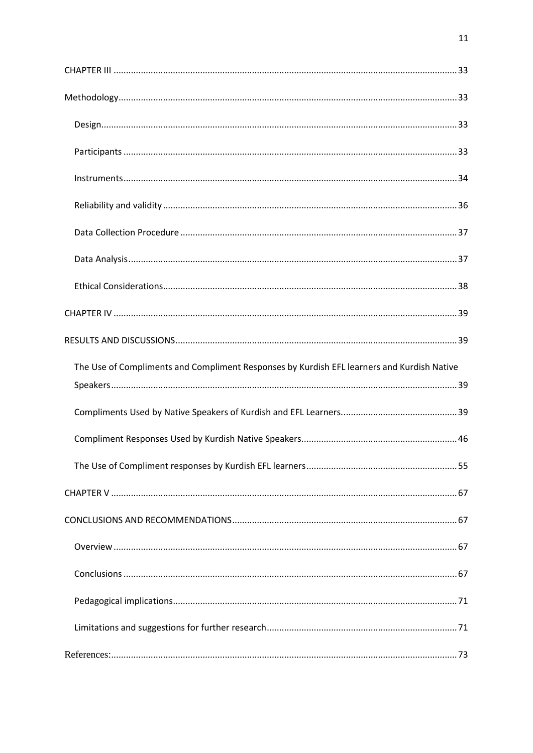CHAPTER III .......... 33

Methodology .......... 33

- Design .......... 33
- Participants .......... 33
- Instruments .......... 34
- Reliability and validity .......... 36
- Data Collection Procedure .......... 37
- Data Analysis .......... 37
- Ethical Considerations .......... 38

CHAPTER IV .......... 39

RESULTS AND DISCUSSIONS .......... 39

- The Use of Compliments and Compliment Responses by Kurdish EFL learners and Kurdish Native Speakers .......... 39
- Compliments Used by Native Speakers of Kurdish and EFL Learners. .......... 39
- Compliment Responses Used by Kurdish Native Speakers. .......... 46
- The Use of Compliment responses by Kurdish EFL learners .......... 55

CHAPTER V .......... 67

CONCLUSIONS AND RECOMMENDATIONS .......... 67

- Overview .......... 67
- Conclusions .......... 67
- Pedagogical implications .......... 71
- Limitations and suggestions for further research .......... 71

References: .......... 73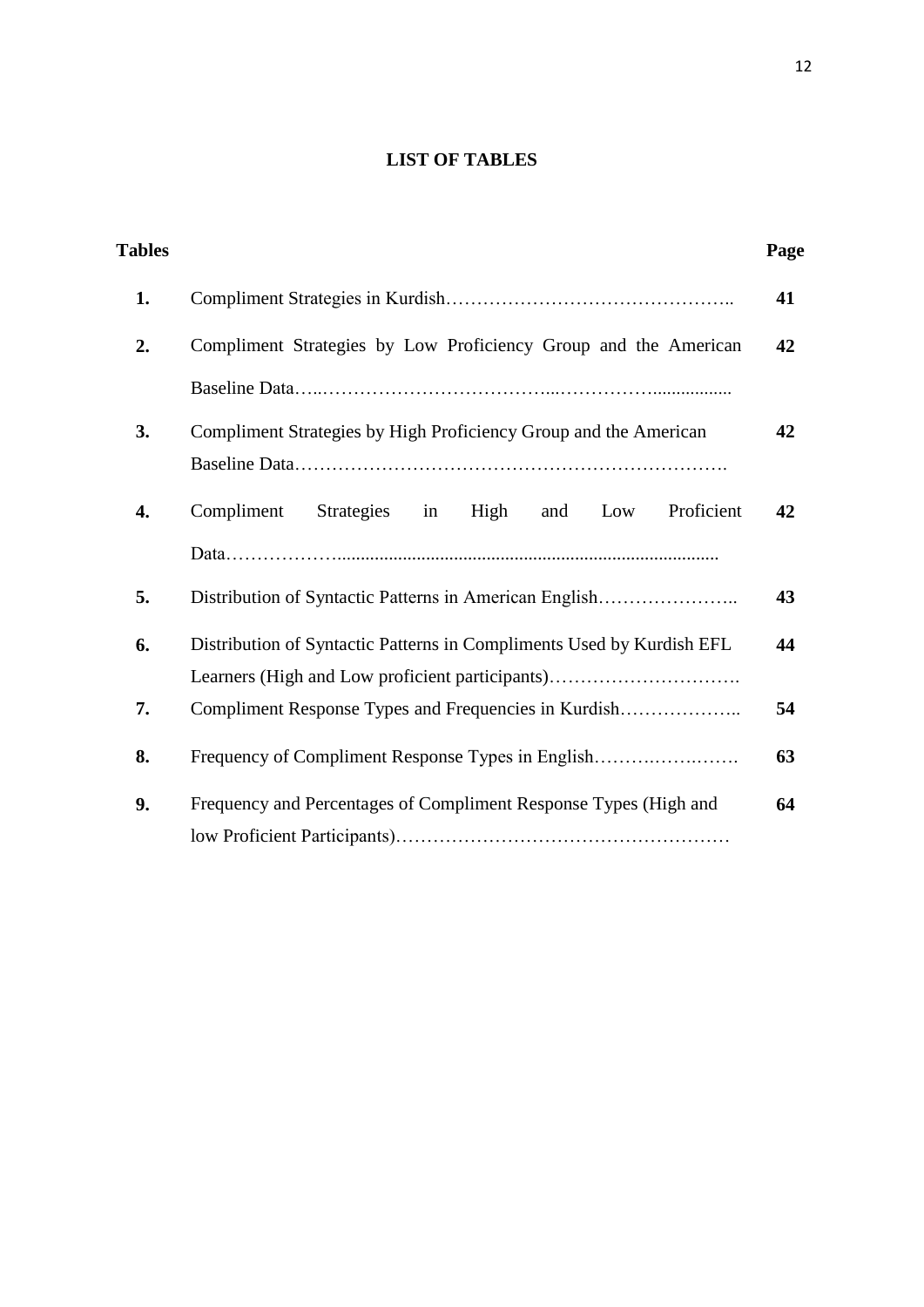# LIST OF TABLES

| Tables | | Page |
|---|---|---|
| **1.** | Compliment Strategies in Kurdish……………………………………….. | **41** |
| **2.** | Compliment Strategies by Low Proficiency Group and the American Baseline Data…..……………………………...…………….................. | **42** |
| **3.** | Compliment Strategies by High Proficiency Group and the American Baseline Data…………………………………………………………. | **42** |
| **4.** | Compliment Strategies in High and Low Proficient Data……………….................................................................................... | **42** |
| **5.** | Distribution of Syntactic Patterns in American English………………….. | **43** |
| **6.** | Distribution of Syntactic Patterns in Compliments Used by Kurdish EFL Learners (High and Low proficient participants)…………………………. | **44** |
| **7.** | Compliment Response Types and Frequencies in Kurdish……………….. | **54** |
| **8.** | Frequency of Compliment Response Types in English……….…….……. | **63** |
| **9.** | Frequency and Percentages of Compliment Response Types (High and low Proficient Participants)……………………………………………… | **64** |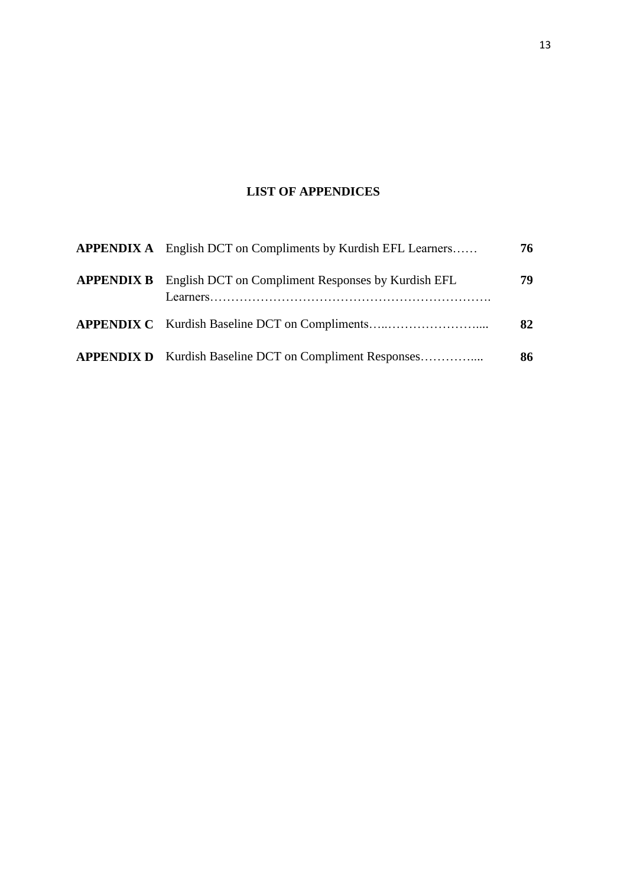# LIST OF APPENDICES

| | | |
|---|---|---|
| **APPENDIX A** | English DCT on Compliments by Kurdish EFL Learners…… | **76** |
| **APPENDIX B** | English DCT on Compliment Responses by Kurdish EFL Learners…………………………………………………………. | **79** |
| **APPENDIX C** | Kurdish Baseline DCT on Compliments…..………………….... | **82** |
| **APPENDIX D** | Kurdish Baseline DCT on Compliment Responses………….... | **86** |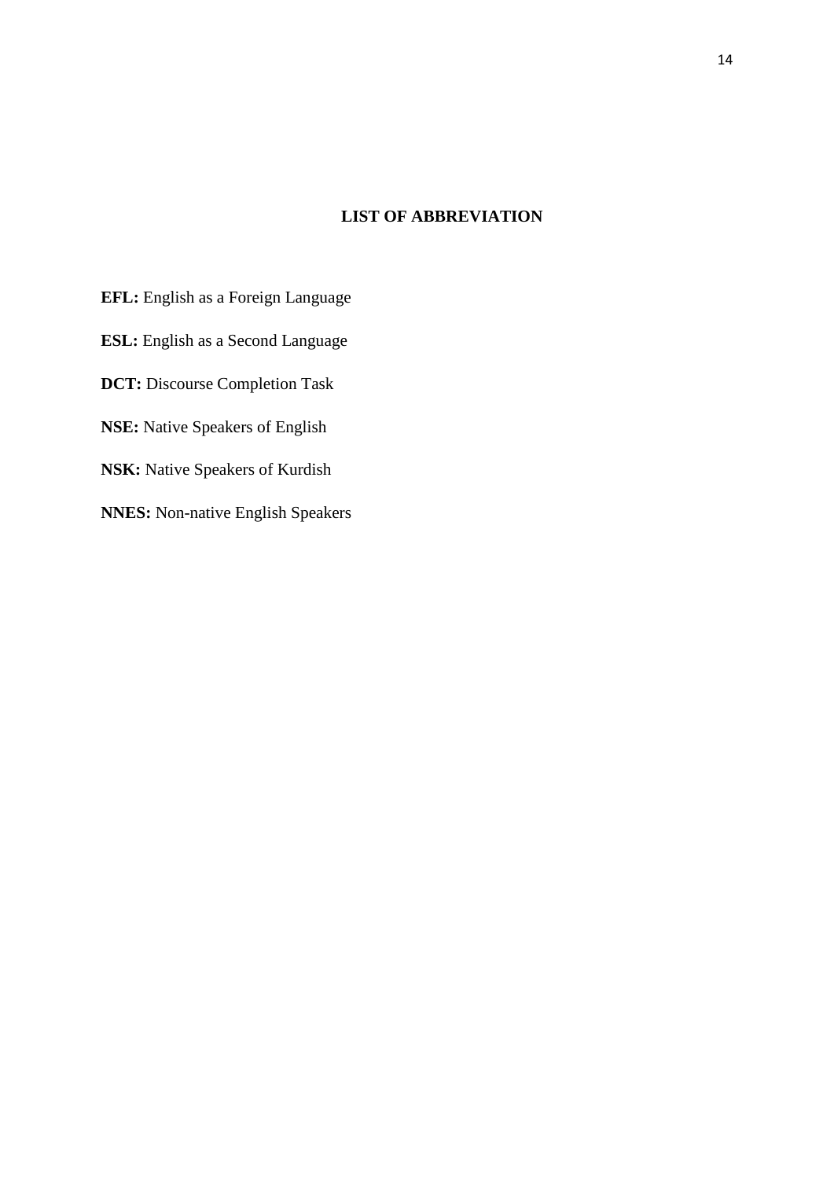# LIST OF ABBREVIATION

**EFL:** English as a Foreign Language

**ESL:** English as a Second Language

**DCT:** Discourse Completion Task

**NSE:** Native Speakers of English

**NSK:** Native Speakers of Kurdish

**NNES:** Non-native English Speakers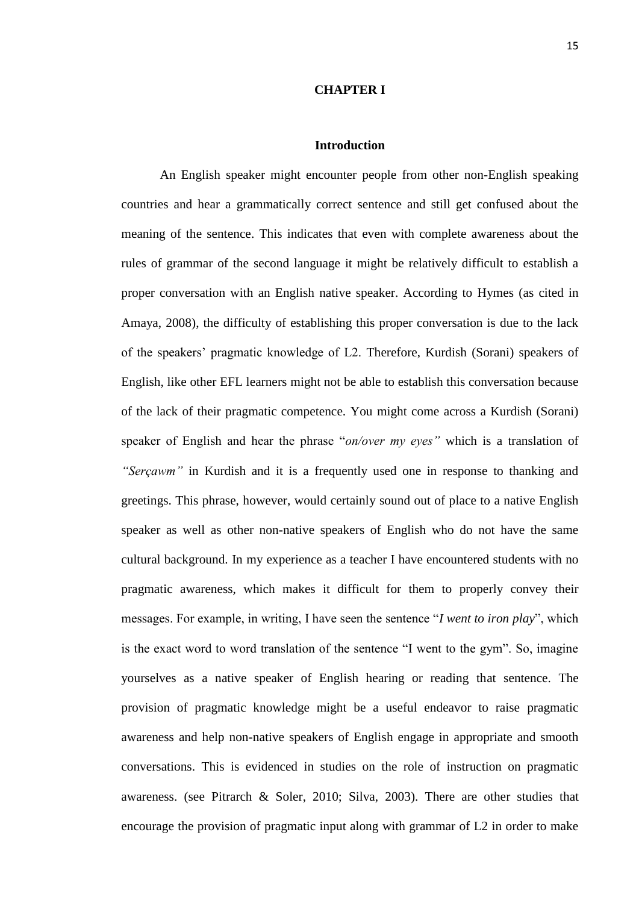# CHAPTER I

## Introduction

An English speaker might encounter people from other non-English speaking countries and hear a grammatically correct sentence and still get confused about the meaning of the sentence. This indicates that even with complete awareness about the rules of grammar of the second language it might be relatively difficult to establish a proper conversation with an English native speaker. According to Hymes (as cited in Amaya, 2008), the difficulty of establishing this proper conversation is due to the lack of the speakers' pragmatic knowledge of L2. Therefore, Kurdish (Sorani) speakers of English, like other EFL learners might not be able to establish this conversation because of the lack of their pragmatic competence. You might come across a Kurdish (Sorani) speaker of English and hear the phrase "*on/over my eyes"* which is a translation of *"Serçawm"* in Kurdish and it is a frequently used one in response to thanking and greetings. This phrase, however, would certainly sound out of place to a native English speaker as well as other non-native speakers of English who do not have the same cultural background. In my experience as a teacher I have encountered students with no pragmatic awareness, which makes it difficult for them to properly convey their messages. For example, in writing, I have seen the sentence "*I went to iron play*", which is the exact word to word translation of the sentence "I went to the gym". So, imagine yourselves as a native speaker of English hearing or reading that sentence. The provision of pragmatic knowledge might be a useful endeavor to raise pragmatic awareness and help non-native speakers of English engage in appropriate and smooth conversations. This is evidenced in studies on the role of instruction on pragmatic awareness. (see Pitrarch & Soler, 2010; Silva, 2003). There are other studies that encourage the provision of pragmatic input along with grammar of L2 in order to make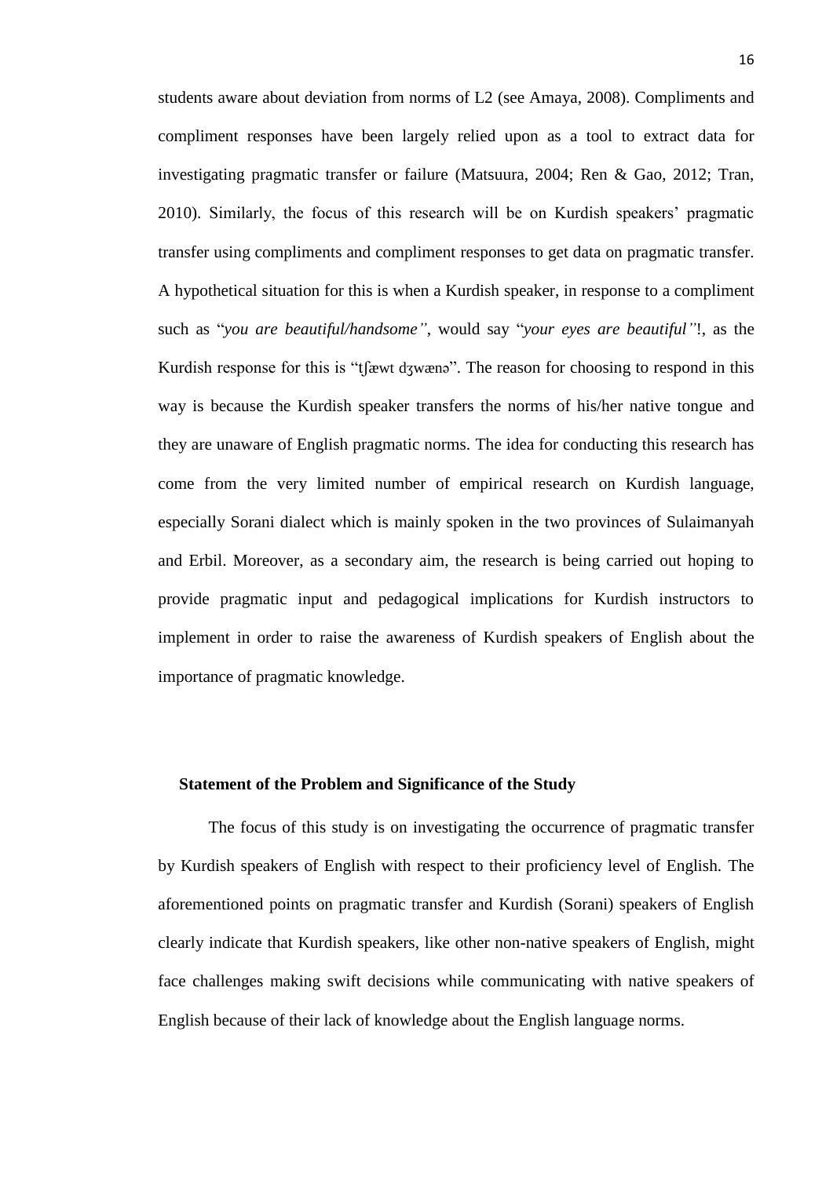students aware about deviation from norms of L2 (see Amaya, 2008). Compliments and compliment responses have been largely relied upon as a tool to extract data for investigating pragmatic transfer or failure (Matsuura, 2004; Ren & Gao, 2012; Tran, 2010). Similarly, the focus of this research will be on Kurdish speakers' pragmatic transfer using compliments and compliment responses to get data on pragmatic transfer. A hypothetical situation for this is when a Kurdish speaker, in response to a compliment such as "*you are beautiful/handsome"*, would say "*your eyes are beautiful"*!, as the Kurdish response for this is "tʃæwt dʒwænə". The reason for choosing to respond in this way is because the Kurdish speaker transfers the norms of his/her native tongue and they are unaware of English pragmatic norms. The idea for conducting this research has come from the very limited number of empirical research on Kurdish language, especially Sorani dialect which is mainly spoken in the two provinces of Sulaimanyah and Erbil. Moreover, as a secondary aim, the research is being carried out hoping to provide pragmatic input and pedagogical implications for Kurdish instructors to implement in order to raise the awareness of Kurdish speakers of English about the importance of pragmatic knowledge.

## Statement of the Problem and Significance of the Study

The focus of this study is on investigating the occurrence of pragmatic transfer by Kurdish speakers of English with respect to their proficiency level of English. The aforementioned points on pragmatic transfer and Kurdish (Sorani) speakers of English clearly indicate that Kurdish speakers, like other non-native speakers of English, might face challenges making swift decisions while communicating with native speakers of English because of their lack of knowledge about the English language norms.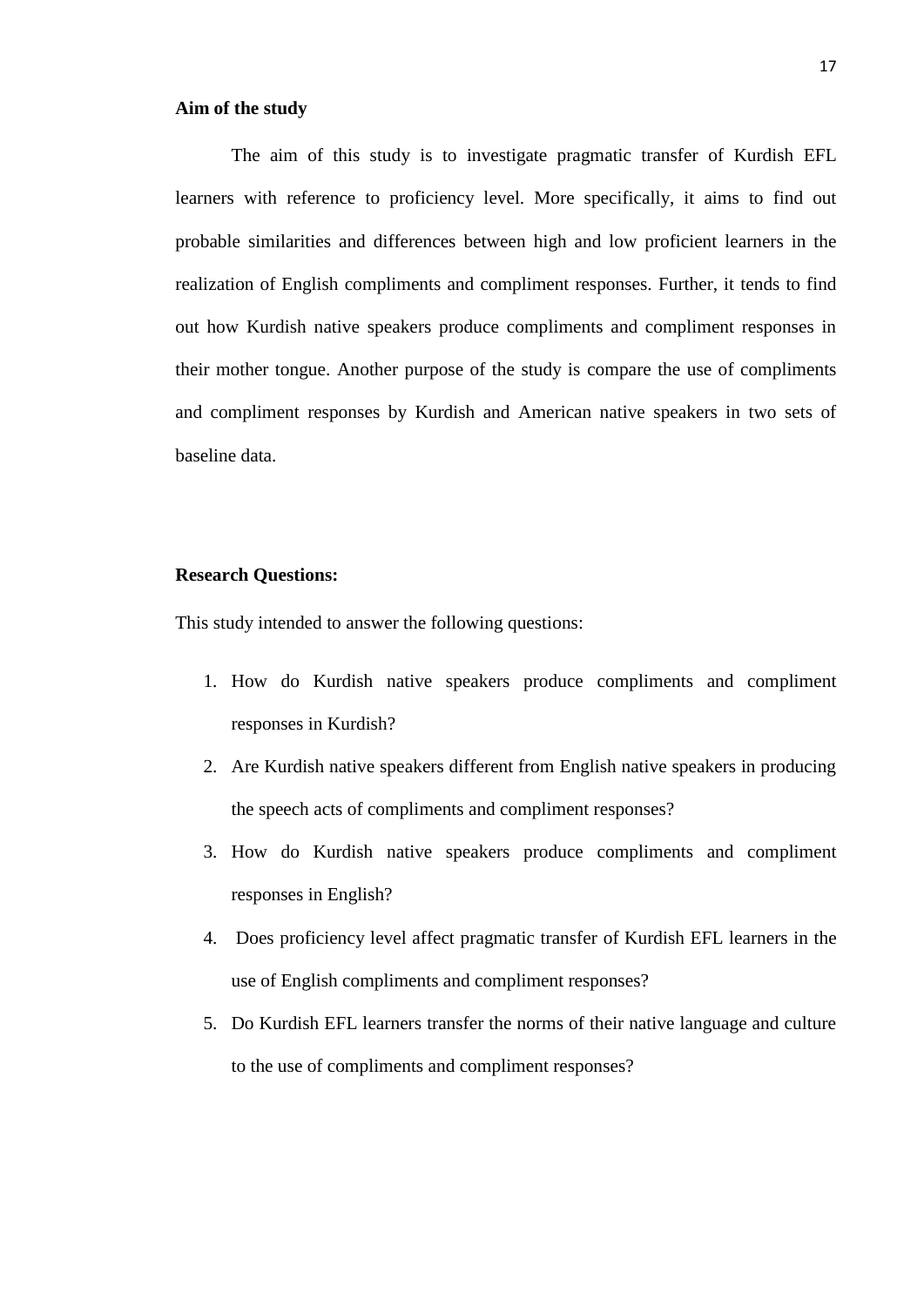**Aim of the study**

The aim of this study is to investigate pragmatic transfer of Kurdish EFL learners with reference to proficiency level. More specifically, it aims to find out probable similarities and differences between high and low proficient learners in the realization of English compliments and compliment responses. Further, it tends to find out how Kurdish native speakers produce compliments and compliment responses in their mother tongue. Another purpose of the study is compare the use of compliments and compliment responses by Kurdish and American native speakers in two sets of baseline data.

**Research Questions:**

This study intended to answer the following questions:

1. How do Kurdish native speakers produce compliments and compliment responses in Kurdish?
2. Are Kurdish native speakers different from English native speakers in producing the speech acts of compliments and compliment responses?
3. How do Kurdish native speakers produce compliments and compliment responses in English?
4. Does proficiency level affect pragmatic transfer of Kurdish EFL learners in the use of English compliments and compliment responses?
5. Do Kurdish EFL learners transfer the norms of their native language and culture to the use of compliments and compliment responses?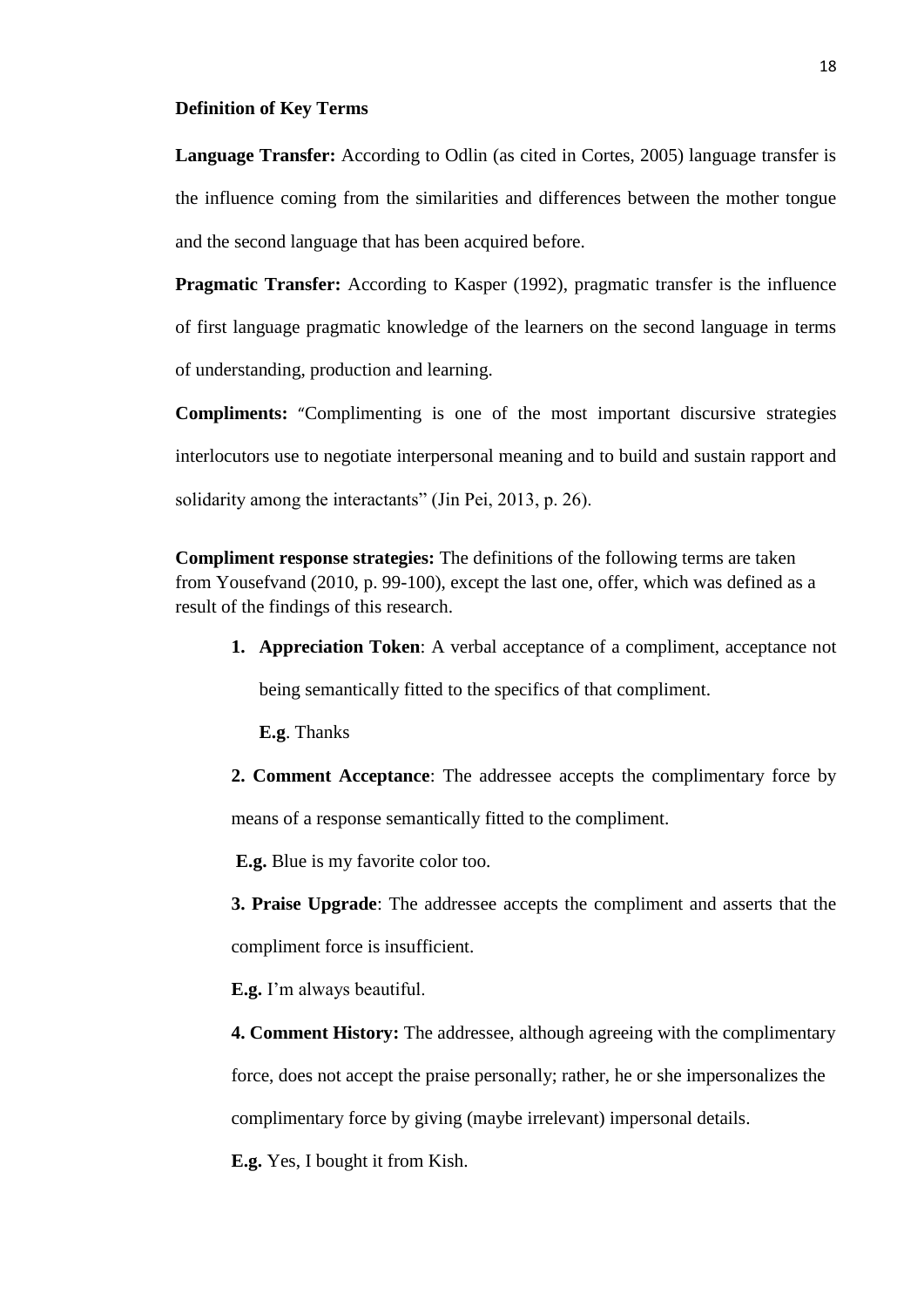**Definition of Key Terms**

**Language Transfer:** According to Odlin (as cited in Cortes, 2005) language transfer is the influence coming from the similarities and differences between the mother tongue and the second language that has been acquired before.

**Pragmatic Transfer:** According to Kasper (1992), pragmatic transfer is the influence of first language pragmatic knowledge of the learners on the second language in terms of understanding, production and learning.

**Compliments:** "Complimenting is one of the most important discursive strategies interlocutors use to negotiate interpersonal meaning and to build and sustain rapport and solidarity among the interactants" (Jin Pei, 2013, p. 26).

**Compliment response strategies:** The definitions of the following terms are taken from Yousefvand (2010, p. 99-100), except the last one, offer, which was defined as a result of the findings of this research.

1. **Appreciation Token**: A verbal acceptance of a compliment, acceptance not being semantically fitted to the specifics of that compliment.

   **E.g**. Thanks

2. **Comment Acceptance**: The addressee accepts the complimentary force by means of a response semantically fitted to the compliment.

   **E.g.** Blue is my favorite color too.

3. **Praise Upgrade**: The addressee accepts the compliment and asserts that the compliment force is insufficient.

   **E.g.** I'm always beautiful.

4. **Comment History:** The addressee, although agreeing with the complimentary force, does not accept the praise personally; rather, he or she impersonalizes the complimentary force by giving (maybe irrelevant) impersonal details.

   **E.g.** Yes, I bought it from Kish.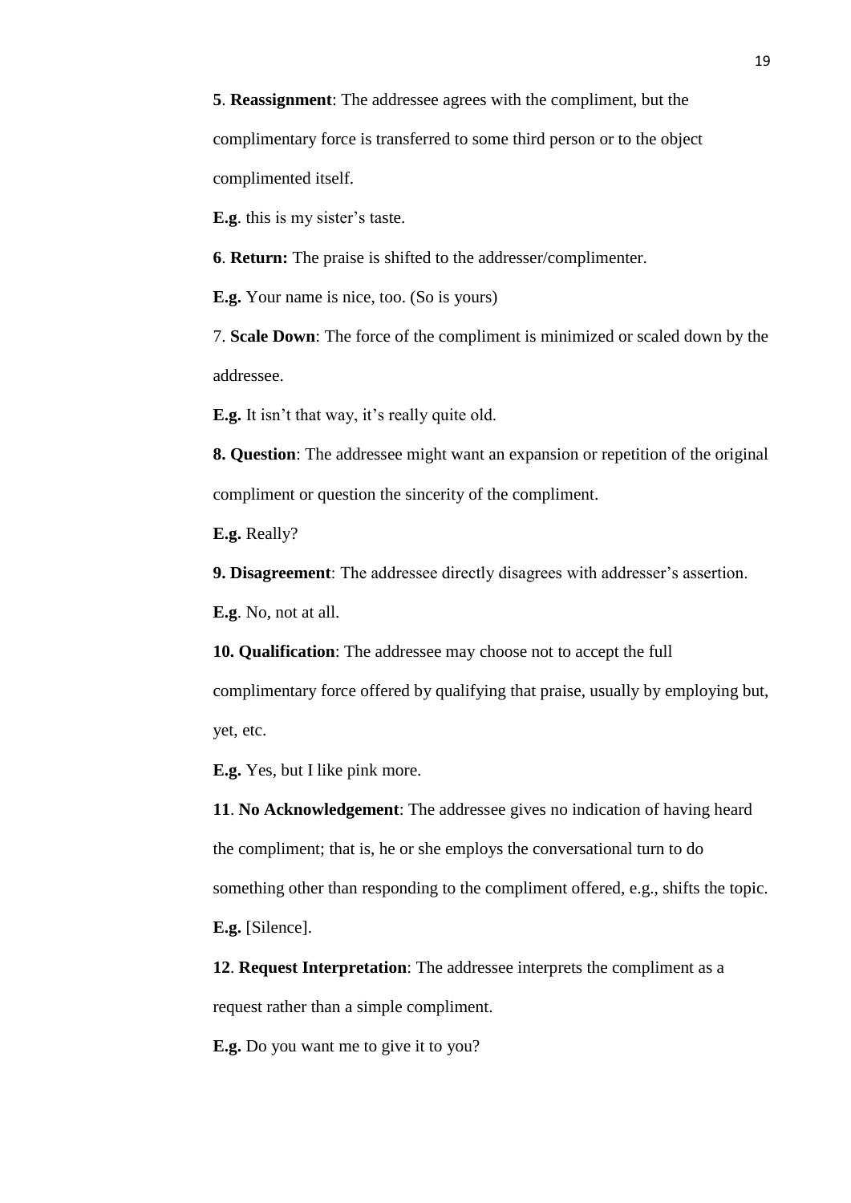**5**. **Reassignment**: The addressee agrees with the compliment, but the complimentary force is transferred to some third person or to the object complimented itself.

**E.g**. this is my sister's taste.

**6**. **Return:** The praise is shifted to the addresser/complimenter.

**E.g.** Your name is nice, too. (So is yours)

7. **Scale Down**: The force of the compliment is minimized or scaled down by the addressee.

**E.g.** It isn't that way, it's really quite old.

**8. Question**: The addressee might want an expansion or repetition of the original compliment or question the sincerity of the compliment.

**E.g.** Really?

**9. Disagreement**: The addressee directly disagrees with addresser's assertion.

**E.g**. No, not at all.

**10. Qualification**: The addressee may choose not to accept the full complimentary force offered by qualifying that praise, usually by employing but, yet, etc.

**E.g.** Yes, but I like pink more.

**11**. **No Acknowledgement**: The addressee gives no indication of having heard the compliment; that is, he or she employs the conversational turn to do something other than responding to the compliment offered, e.g., shifts the topic.

**E.g.** [Silence].

**12**. **Request Interpretation**: The addressee interprets the compliment as a request rather than a simple compliment.

**E.g.** Do you want me to give it to you?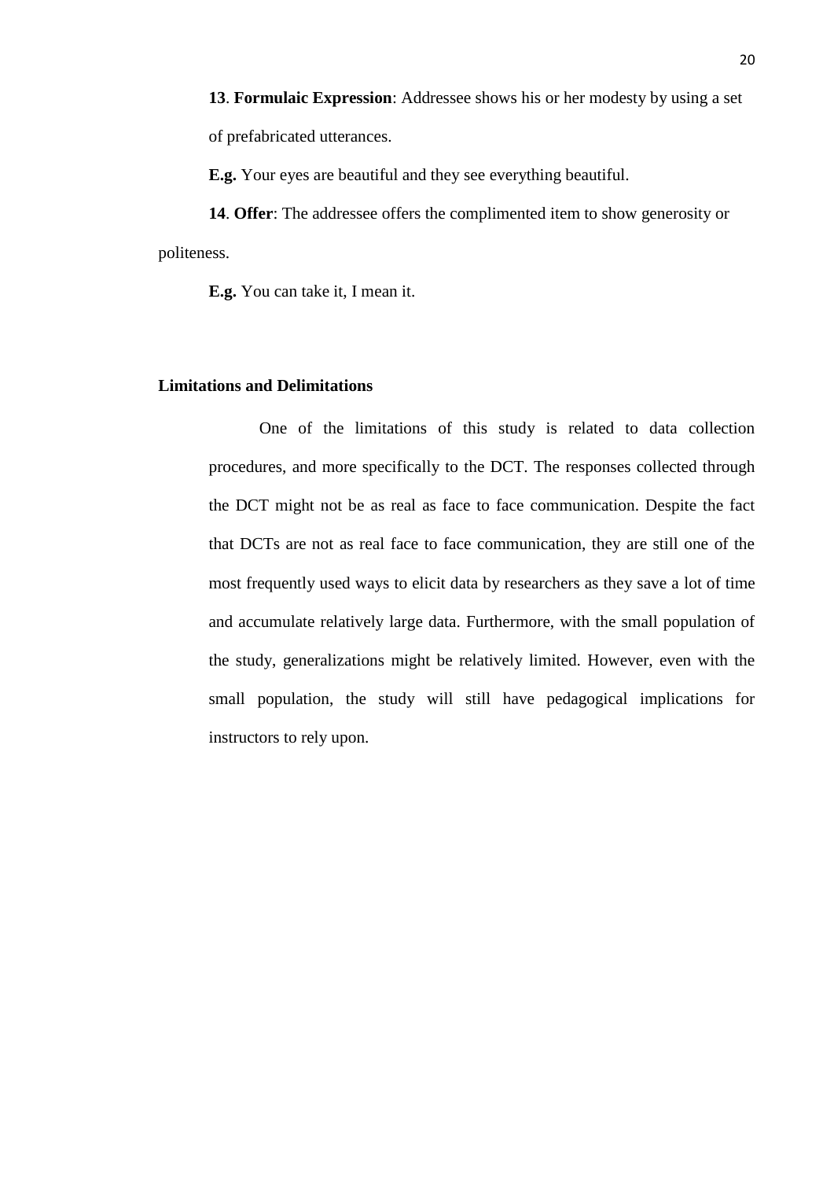**13**. **Formulaic Expression**: Addressee shows his or her modesty by using a set of prefabricated utterances.

**E.g.** Your eyes are beautiful and they see everything beautiful.

**14**. **Offer**: The addressee offers the complimented item to show generosity or politeness.

**E.g.** You can take it, I mean it.

## Limitations and Delimitations

One of the limitations of this study is related to data collection procedures, and more specifically to the DCT. The responses collected through the DCT might not be as real as face to face communication. Despite the fact that DCTs are not as real face to face communication, they are still one of the most frequently used ways to elicit data by researchers as they save a lot of time and accumulate relatively large data. Furthermore, with the small population of the study, generalizations might be relatively limited. However, even with the small population, the study will still have pedagogical implications for instructors to rely upon.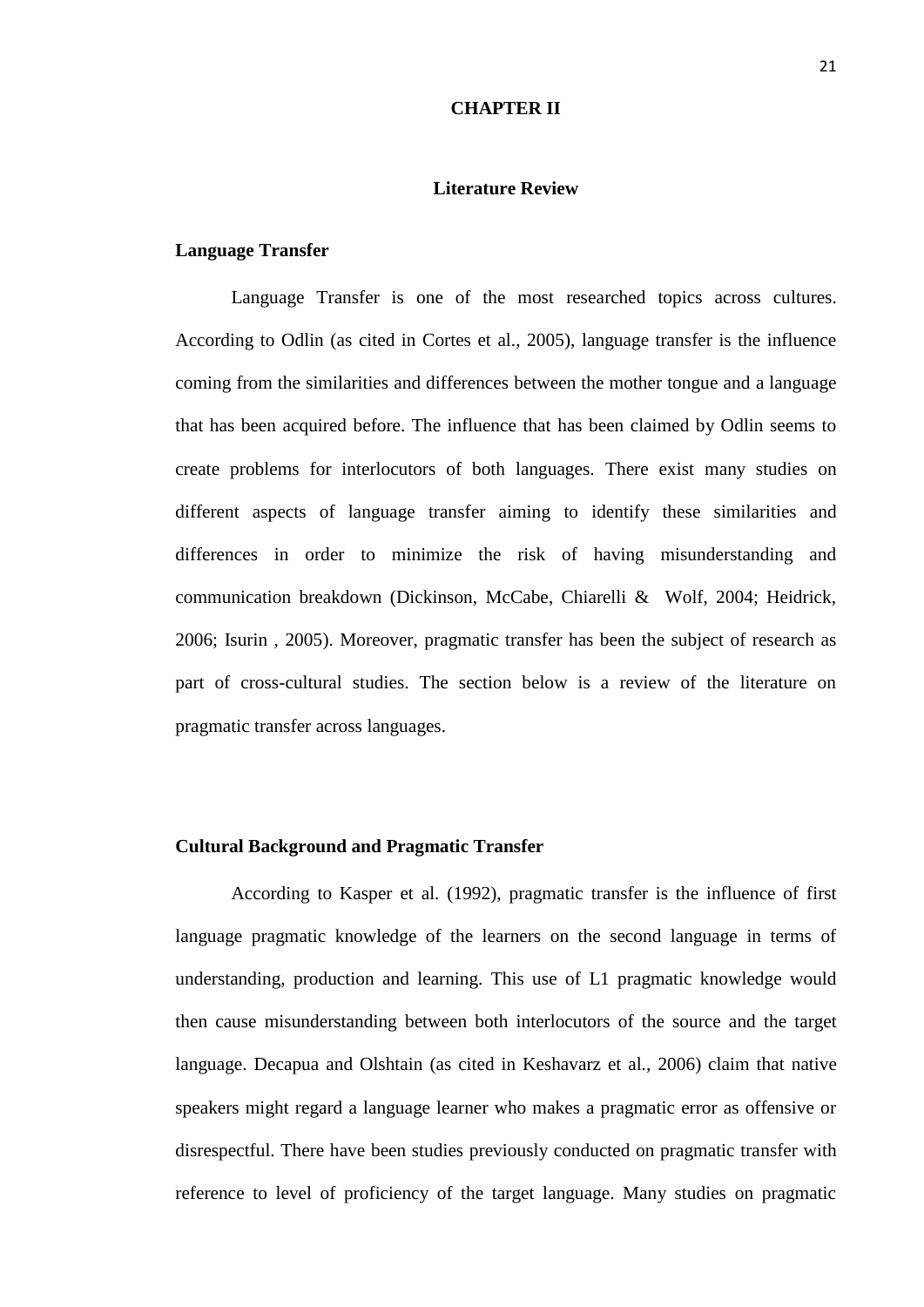# CHAPTER II

## Literature Review

### Language Transfer

Language Transfer is one of the most researched topics across cultures. According to Odlin (as cited in Cortes et al., 2005), language transfer is the influence coming from the similarities and differences between the mother tongue and a language that has been acquired before. The influence that has been claimed by Odlin seems to create problems for interlocutors of both languages. There exist many studies on different aspects of language transfer aiming to identify these similarities and differences in order to minimize the risk of having misunderstanding and communication breakdown (Dickinson, McCabe, Chiarelli & Wolf, 2004; Heidrick, 2006; Isurin , 2005). Moreover, pragmatic transfer has been the subject of research as part of cross-cultural studies. The section below is a review of the literature on pragmatic transfer across languages.

### Cultural Background and Pragmatic Transfer

According to Kasper et al. (1992), pragmatic transfer is the influence of first language pragmatic knowledge of the learners on the second language in terms of understanding, production and learning. This use of L1 pragmatic knowledge would then cause misunderstanding between both interlocutors of the source and the target language. Decapua and Olshtain (as cited in Keshavarz et al., 2006) claim that native speakers might regard a language learner who makes a pragmatic error as offensive or disrespectful. There have been studies previously conducted on pragmatic transfer with reference to level of proficiency of the target language. Many studies on pragmatic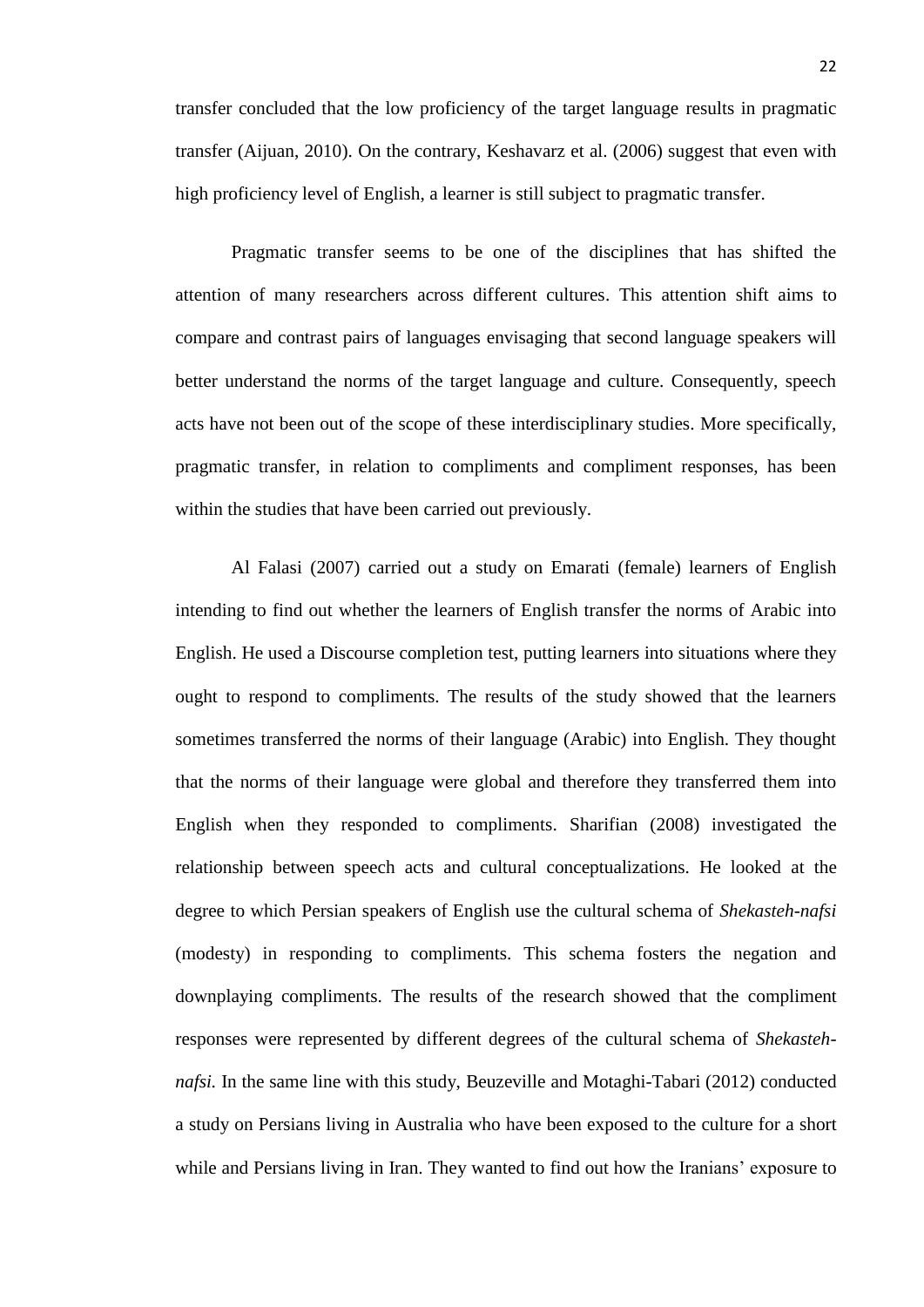transfer concluded that the low proficiency of the target language results in pragmatic transfer (Aijuan, 2010). On the contrary, Keshavarz et al. (2006) suggest that even with high proficiency level of English, a learner is still subject to pragmatic transfer.

Pragmatic transfer seems to be one of the disciplines that has shifted the attention of many researchers across different cultures. This attention shift aims to compare and contrast pairs of languages envisaging that second language speakers will better understand the norms of the target language and culture. Consequently, speech acts have not been out of the scope of these interdisciplinary studies. More specifically, pragmatic transfer, in relation to compliments and compliment responses, has been within the studies that have been carried out previously.

Al Falasi (2007) carried out a study on Emarati (female) learners of English intending to find out whether the learners of English transfer the norms of Arabic into English. He used a Discourse completion test, putting learners into situations where they ought to respond to compliments. The results of the study showed that the learners sometimes transferred the norms of their language (Arabic) into English. They thought that the norms of their language were global and therefore they transferred them into English when they responded to compliments. Sharifian (2008) investigated the relationship between speech acts and cultural conceptualizations. He looked at the degree to which Persian speakers of English use the cultural schema of *Shekasteh-nafsi* (modesty) in responding to compliments. This schema fosters the negation and downplaying compliments. The results of the research showed that the compliment responses were represented by different degrees of the cultural schema of *Shekasteh-nafsi.* In the same line with this study, Beuzeville and Motaghi-Tabari (2012) conducted a study on Persians living in Australia who have been exposed to the culture for a short while and Persians living in Iran. They wanted to find out how the Iranians' exposure to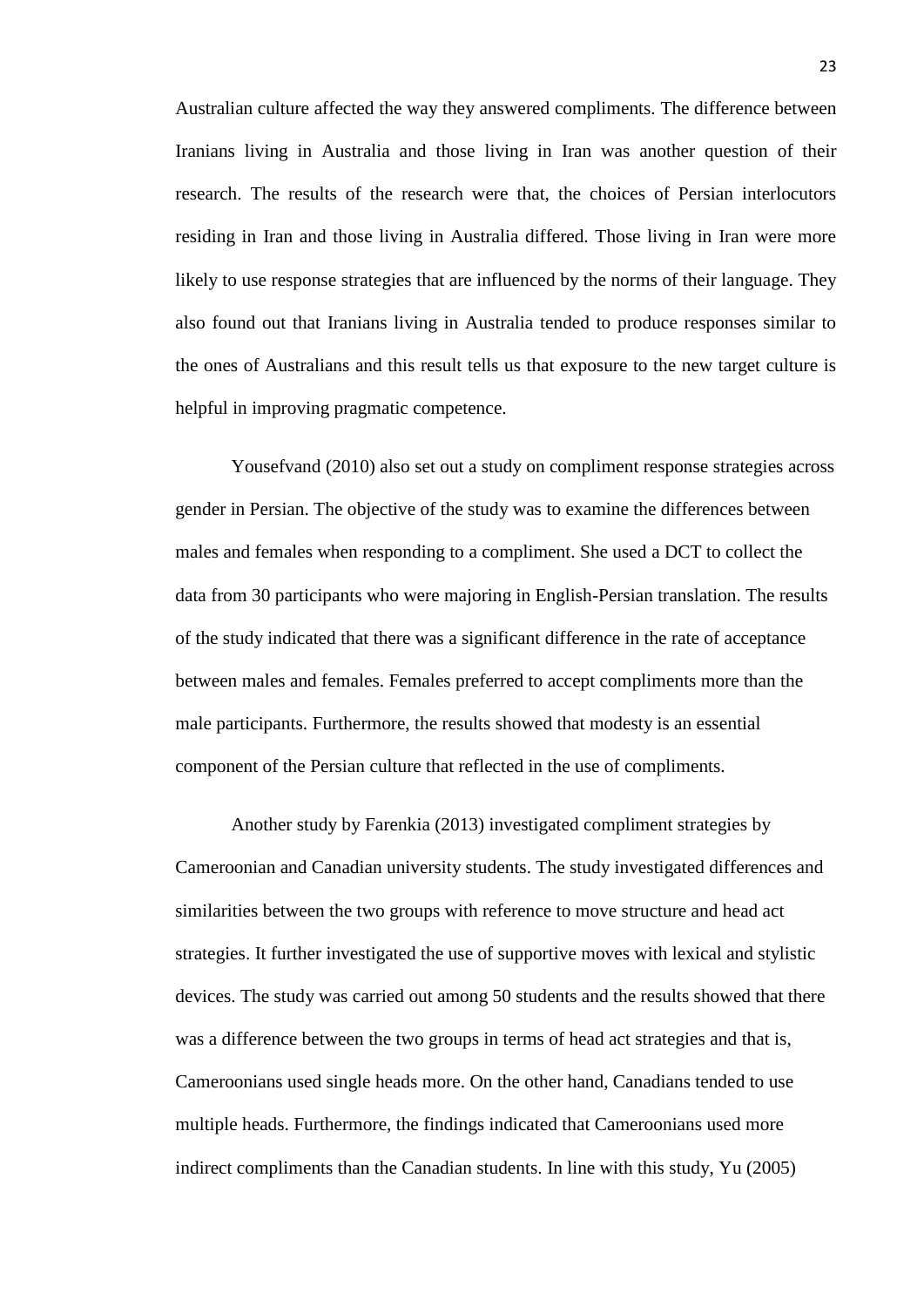Australian culture affected the way they answered compliments. The difference between Iranians living in Australia and those living in Iran was another question of their research. The results of the research were that, the choices of Persian interlocutors residing in Iran and those living in Australia differed. Those living in Iran were more likely to use response strategies that are influenced by the norms of their language. They also found out that Iranians living in Australia tended to produce responses similar to the ones of Australians and this result tells us that exposure to the new target culture is helpful in improving pragmatic competence.

Yousefvand (2010) also set out a study on compliment response strategies across gender in Persian. The objective of the study was to examine the differences between males and females when responding to a compliment. She used a DCT to collect the data from 30 participants who were majoring in English-Persian translation. The results of the study indicated that there was a significant difference in the rate of acceptance between males and females. Females preferred to accept compliments more than the male participants. Furthermore, the results showed that modesty is an essential component of the Persian culture that reflected in the use of compliments.

Another study by Farenkia (2013) investigated compliment strategies by Cameroonian and Canadian university students. The study investigated differences and similarities between the two groups with reference to move structure and head act strategies. It further investigated the use of supportive moves with lexical and stylistic devices. The study was carried out among 50 students and the results showed that there was a difference between the two groups in terms of head act strategies and that is, Cameroonians used single heads more. On the other hand, Canadians tended to use multiple heads. Furthermore, the findings indicated that Cameroonians used more indirect compliments than the Canadian students. In line with this study, Yu (2005)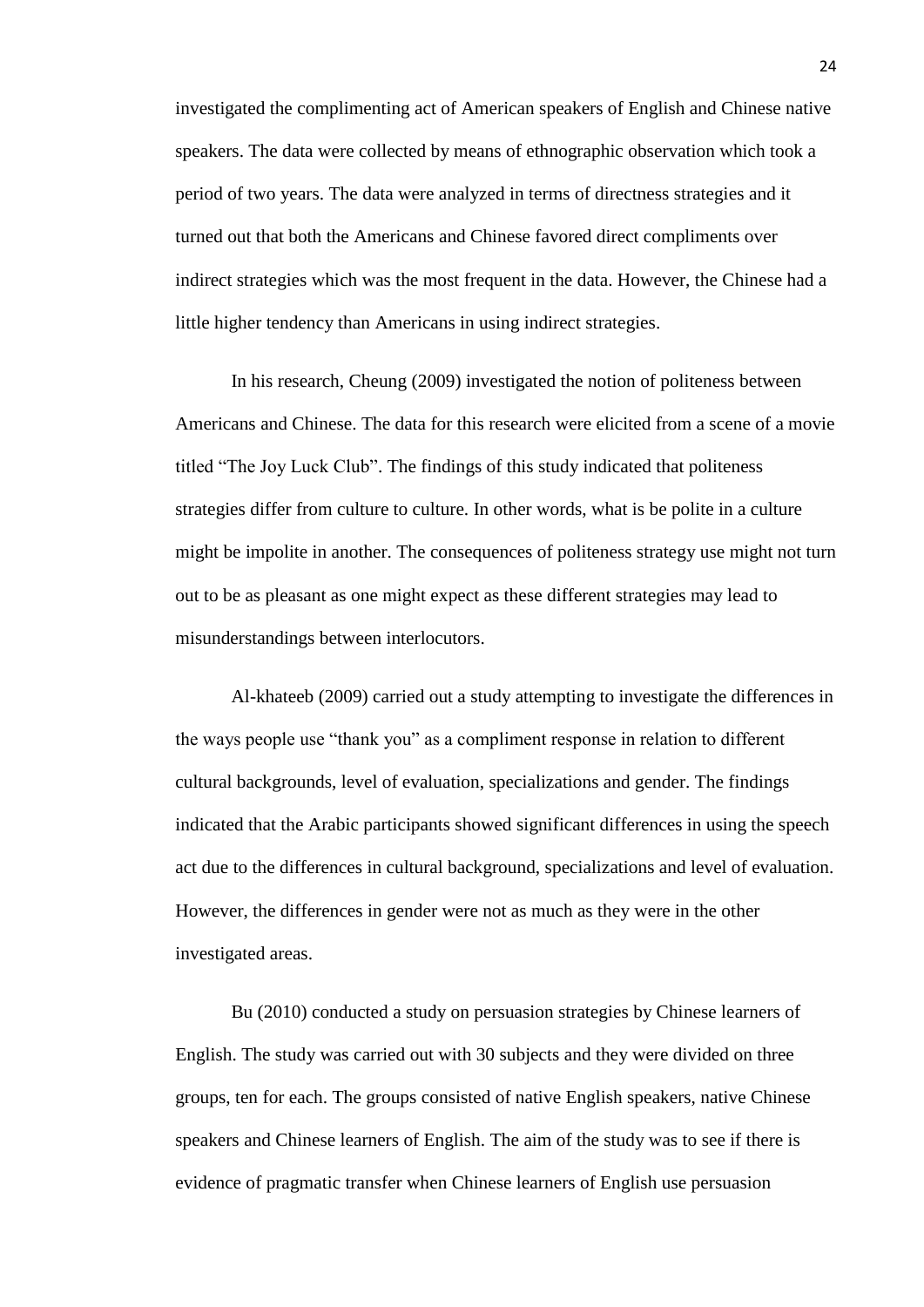investigated the complimenting act of American speakers of English and Chinese native speakers. The data were collected by means of ethnographic observation which took a period of two years. The data were analyzed in terms of directness strategies and it turned out that both the Americans and Chinese favored direct compliments over indirect strategies which was the most frequent in the data. However, the Chinese had a little higher tendency than Americans in using indirect strategies.

In his research, Cheung (2009) investigated the notion of politeness between Americans and Chinese. The data for this research were elicited from a scene of a movie titled "The Joy Luck Club". The findings of this study indicated that politeness strategies differ from culture to culture. In other words, what is be polite in a culture might be impolite in another. The consequences of politeness strategy use might not turn out to be as pleasant as one might expect as these different strategies may lead to misunderstandings between interlocutors.

Al-khateeb (2009) carried out a study attempting to investigate the differences in the ways people use "thank you" as a compliment response in relation to different cultural backgrounds, level of evaluation, specializations and gender. The findings indicated that the Arabic participants showed significant differences in using the speech act due to the differences in cultural background, specializations and level of evaluation. However, the differences in gender were not as much as they were in the other investigated areas.

Bu (2010) conducted a study on persuasion strategies by Chinese learners of English. The study was carried out with 30 subjects and they were divided on three groups, ten for each. The groups consisted of native English speakers, native Chinese speakers and Chinese learners of English. The aim of the study was to see if there is evidence of pragmatic transfer when Chinese learners of English use persuasion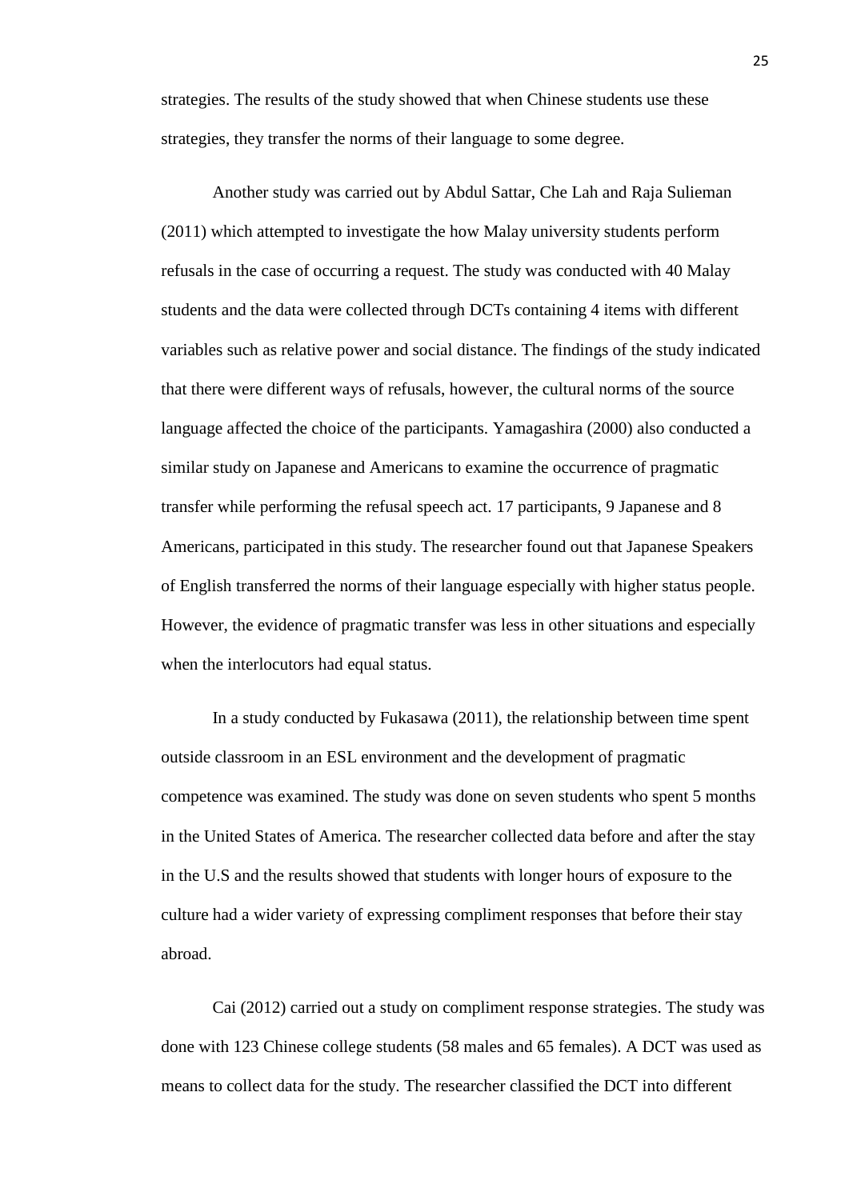strategies. The results of the study showed that when Chinese students use these strategies, they transfer the norms of their language to some degree.

Another study was carried out by Abdul Sattar, Che Lah and Raja Sulieman (2011) which attempted to investigate the how Malay university students perform refusals in the case of occurring a request. The study was conducted with 40 Malay students and the data were collected through DCTs containing 4 items with different variables such as relative power and social distance. The findings of the study indicated that there were different ways of refusals, however, the cultural norms of the source language affected the choice of the participants. Yamagashira (2000) also conducted a similar study on Japanese and Americans to examine the occurrence of pragmatic transfer while performing the refusal speech act. 17 participants, 9 Japanese and 8 Americans, participated in this study. The researcher found out that Japanese Speakers of English transferred the norms of their language especially with higher status people. However, the evidence of pragmatic transfer was less in other situations and especially when the interlocutors had equal status.

In a study conducted by Fukasawa (2011), the relationship between time spent outside classroom in an ESL environment and the development of pragmatic competence was examined. The study was done on seven students who spent 5 months in the United States of America. The researcher collected data before and after the stay in the U.S and the results showed that students with longer hours of exposure to the culture had a wider variety of expressing compliment responses that before their stay abroad.

Cai (2012) carried out a study on compliment response strategies. The study was done with 123 Chinese college students (58 males and 65 females). A DCT was used as means to collect data for the study. The researcher classified the DCT into different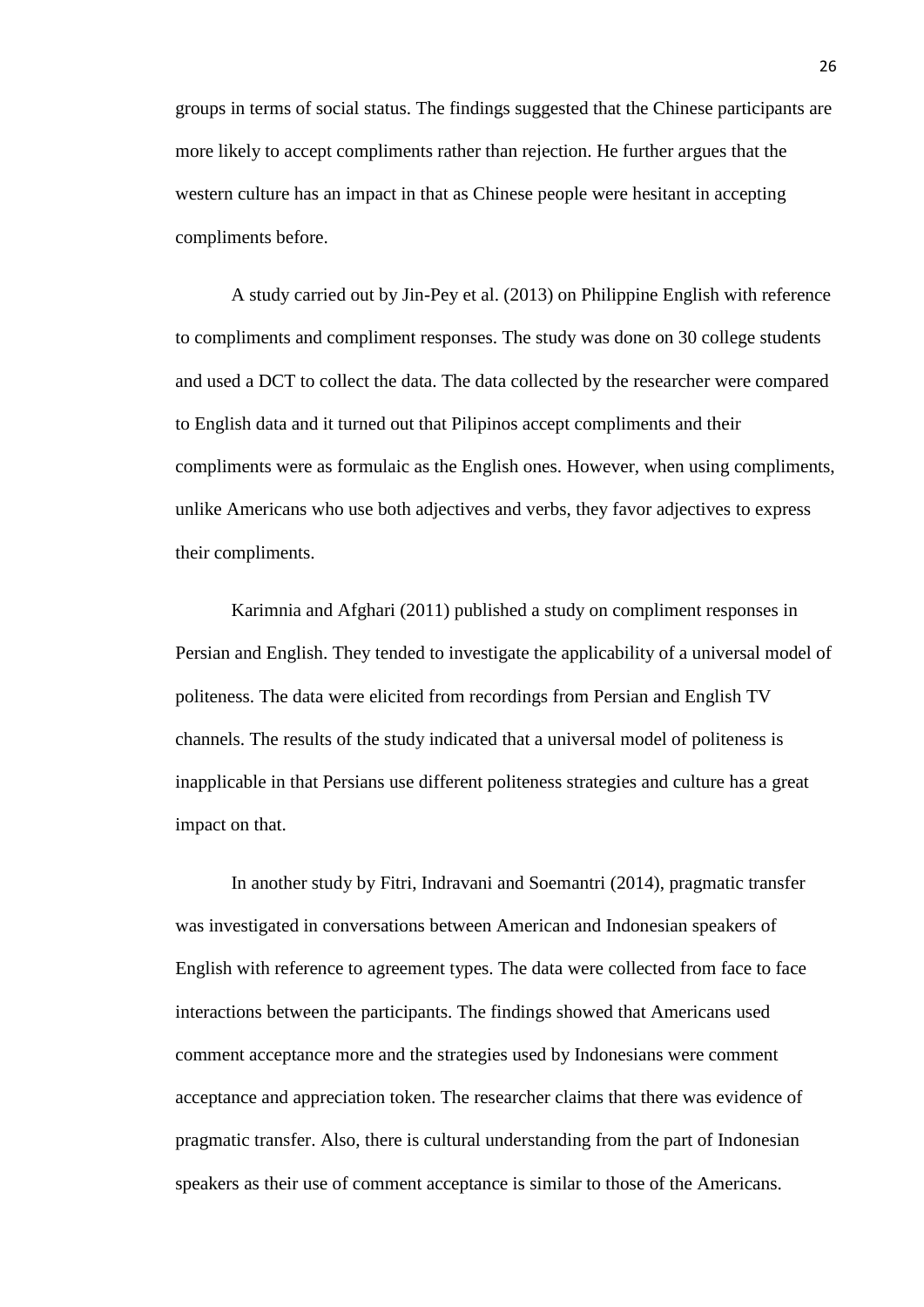groups in terms of social status. The findings suggested that the Chinese participants are more likely to accept compliments rather than rejection. He further argues that the western culture has an impact in that as Chinese people were hesitant in accepting compliments before.

A study carried out by Jin-Pey et al. (2013) on Philippine English with reference to compliments and compliment responses. The study was done on 30 college students and used a DCT to collect the data. The data collected by the researcher were compared to English data and it turned out that Pilipinos accept compliments and their compliments were as formulaic as the English ones. However, when using compliments, unlike Americans who use both adjectives and verbs, they favor adjectives to express their compliments.

Karimnia and Afghari (2011) published a study on compliment responses in Persian and English. They tended to investigate the applicability of a universal model of politeness. The data were elicited from recordings from Persian and English TV channels. The results of the study indicated that a universal model of politeness is inapplicable in that Persians use different politeness strategies and culture has a great impact on that.

In another study by Fitri, Indravani and Soemantri (2014), pragmatic transfer was investigated in conversations between American and Indonesian speakers of English with reference to agreement types. The data were collected from face to face interactions between the participants. The findings showed that Americans used comment acceptance more and the strategies used by Indonesians were comment acceptance and appreciation token. The researcher claims that there was evidence of pragmatic transfer. Also, there is cultural understanding from the part of Indonesian speakers as their use of comment acceptance is similar to those of the Americans.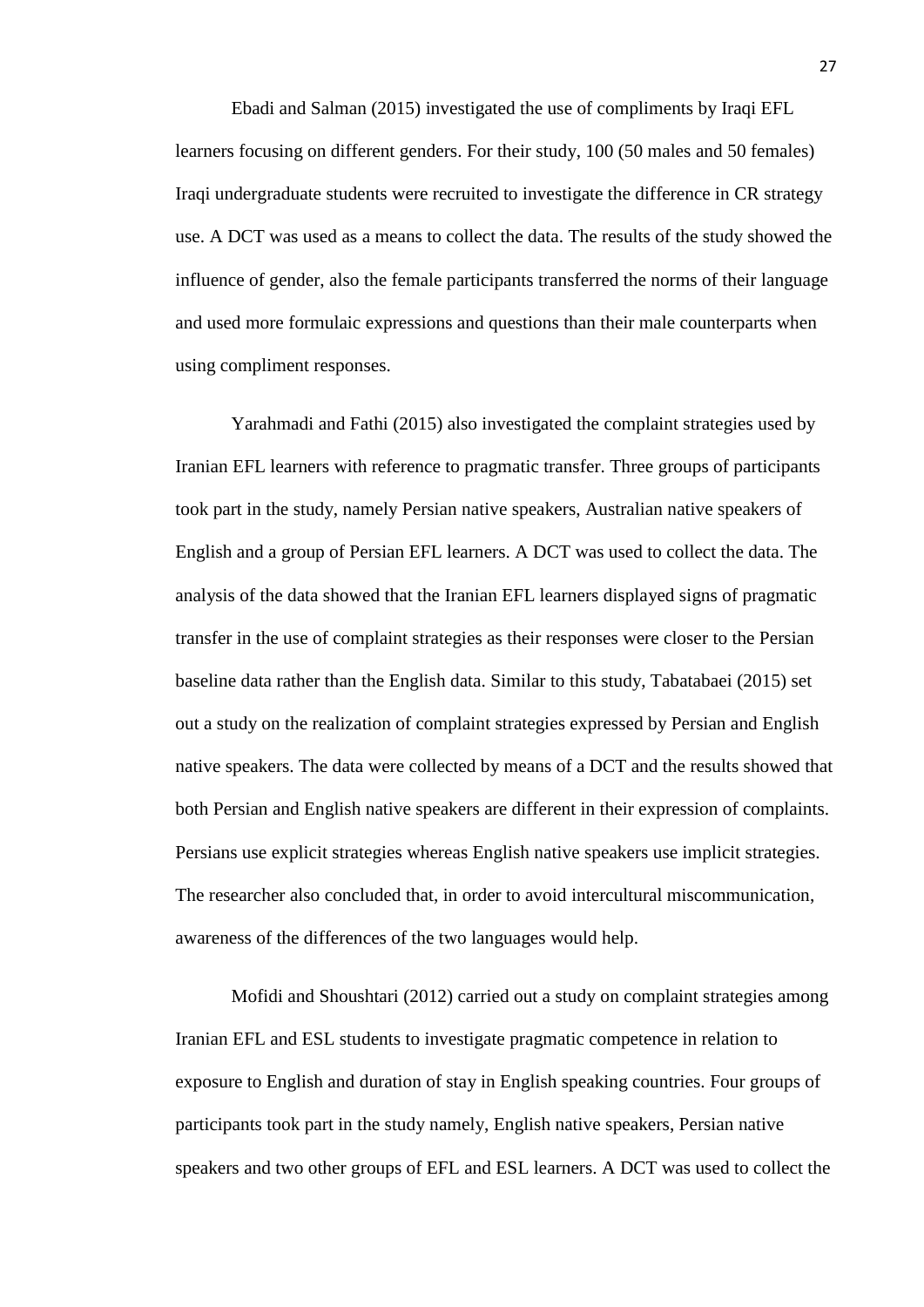Ebadi and Salman (2015) investigated the use of compliments by Iraqi EFL learners focusing on different genders. For their study, 100 (50 males and 50 females) Iraqi undergraduate students were recruited to investigate the difference in CR strategy use. A DCT was used as a means to collect the data. The results of the study showed the influence of gender, also the female participants transferred the norms of their language and used more formulaic expressions and questions than their male counterparts when using compliment responses.

Yarahmadi and Fathi (2015) also investigated the complaint strategies used by Iranian EFL learners with reference to pragmatic transfer. Three groups of participants took part in the study, namely Persian native speakers, Australian native speakers of English and a group of Persian EFL learners. A DCT was used to collect the data. The analysis of the data showed that the Iranian EFL learners displayed signs of pragmatic transfer in the use of complaint strategies as their responses were closer to the Persian baseline data rather than the English data. Similar to this study, Tabatabaei (2015) set out a study on the realization of complaint strategies expressed by Persian and English native speakers. The data were collected by means of a DCT and the results showed that both Persian and English native speakers are different in their expression of complaints. Persians use explicit strategies whereas English native speakers use implicit strategies. The researcher also concluded that, in order to avoid intercultural miscommunication, awareness of the differences of the two languages would help.

Mofidi and Shoushtari (2012) carried out a study on complaint strategies among Iranian EFL and ESL students to investigate pragmatic competence in relation to exposure to English and duration of stay in English speaking countries. Four groups of participants took part in the study namely, English native speakers, Persian native speakers and two other groups of EFL and ESL learners. A DCT was used to collect the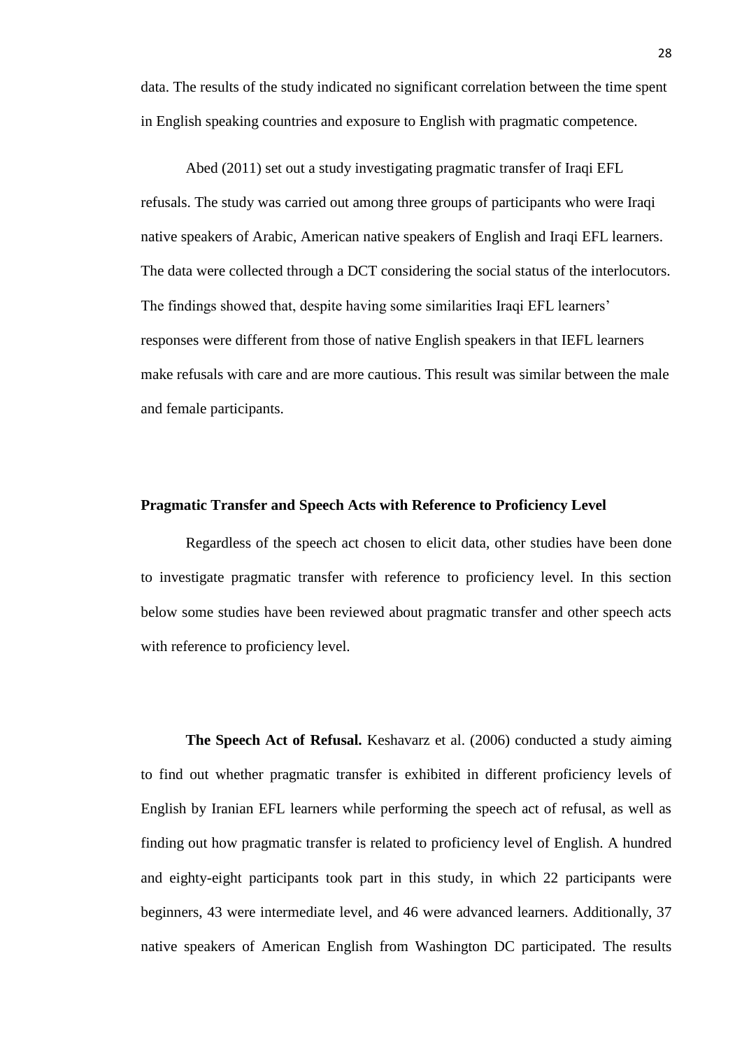data. The results of the study indicated no significant correlation between the time spent in English speaking countries and exposure to English with pragmatic competence.

Abed (2011) set out a study investigating pragmatic transfer of Iraqi EFL refusals. The study was carried out among three groups of participants who were Iraqi native speakers of Arabic, American native speakers of English and Iraqi EFL learners. The data were collected through a DCT considering the social status of the interlocutors. The findings showed that, despite having some similarities Iraqi EFL learners' responses were different from those of native English speakers in that IEFL learners make refusals with care and are more cautious. This result was similar between the male and female participants.

### Pragmatic Transfer and Speech Acts with Reference to Proficiency Level

Regardless of the speech act chosen to elicit data, other studies have been done to investigate pragmatic transfer with reference to proficiency level. In this section below some studies have been reviewed about pragmatic transfer and other speech acts with reference to proficiency level.

**The Speech Act of Refusal.** Keshavarz et al. (2006) conducted a study aiming to find out whether pragmatic transfer is exhibited in different proficiency levels of English by Iranian EFL learners while performing the speech act of refusal, as well as finding out how pragmatic transfer is related to proficiency level of English. A hundred and eighty-eight participants took part in this study, in which 22 participants were beginners, 43 were intermediate level, and 46 were advanced learners. Additionally, 37 native speakers of American English from Washington DC participated. The results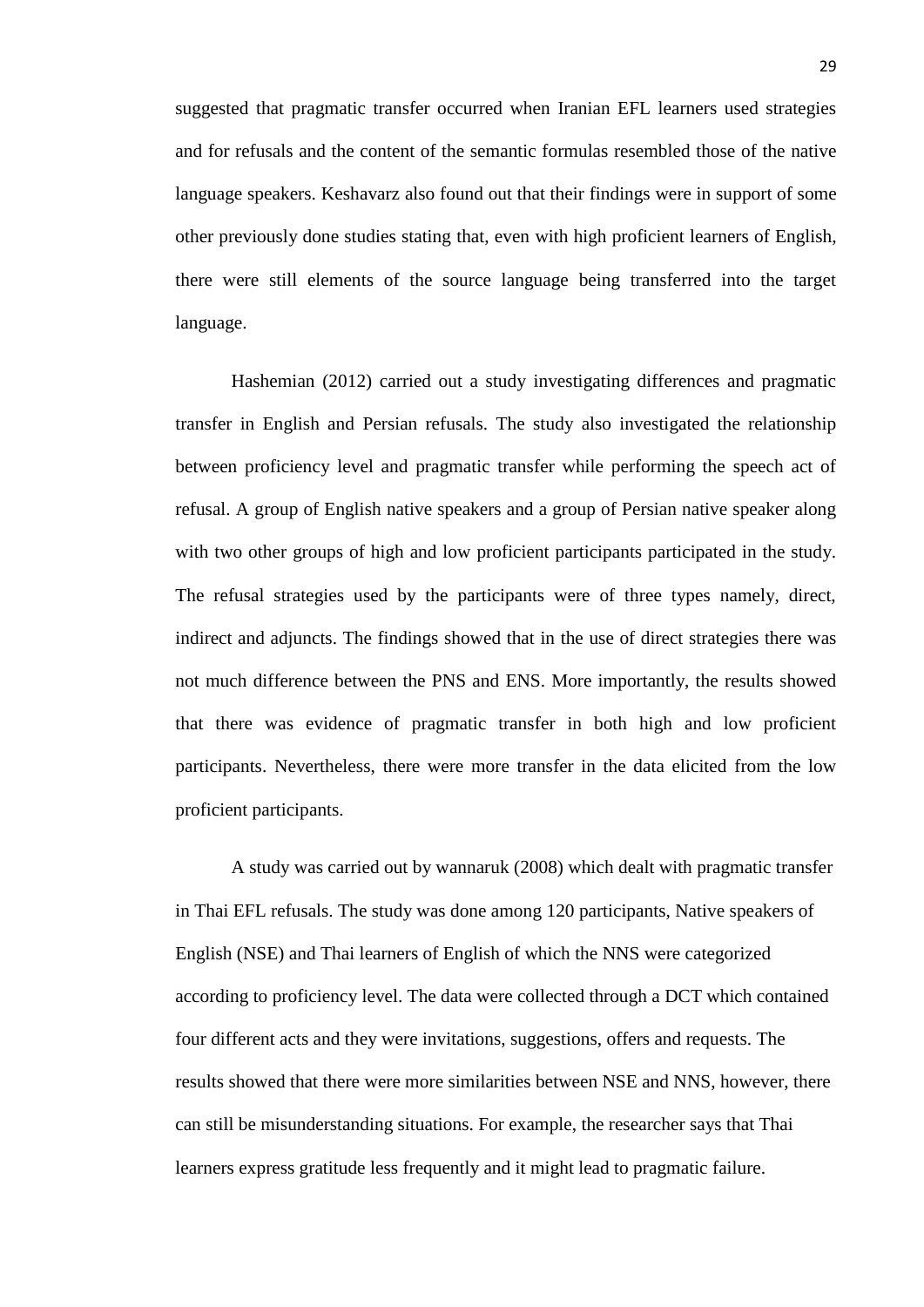suggested that pragmatic transfer occurred when Iranian EFL learners used strategies and for refusals and the content of the semantic formulas resembled those of the native language speakers. Keshavarz also found out that their findings were in support of some other previously done studies stating that, even with high proficient learners of English, there were still elements of the source language being transferred into the target language.

Hashemian (2012) carried out a study investigating differences and pragmatic transfer in English and Persian refusals. The study also investigated the relationship between proficiency level and pragmatic transfer while performing the speech act of refusal. A group of English native speakers and a group of Persian native speaker along with two other groups of high and low proficient participants participated in the study. The refusal strategies used by the participants were of three types namely, direct, indirect and adjuncts. The findings showed that in the use of direct strategies there was not much difference between the PNS and ENS. More importantly, the results showed that there was evidence of pragmatic transfer in both high and low proficient participants. Nevertheless, there were more transfer in the data elicited from the low proficient participants.

A study was carried out by wannaruk (2008) which dealt with pragmatic transfer in Thai EFL refusals. The study was done among 120 participants, Native speakers of English (NSE) and Thai learners of English of which the NNS were categorized according to proficiency level. The data were collected through a DCT which contained four different acts and they were invitations, suggestions, offers and requests. The results showed that there were more similarities between NSE and NNS, however, there can still be misunderstanding situations. For example, the researcher says that Thai learners express gratitude less frequently and it might lead to pragmatic failure.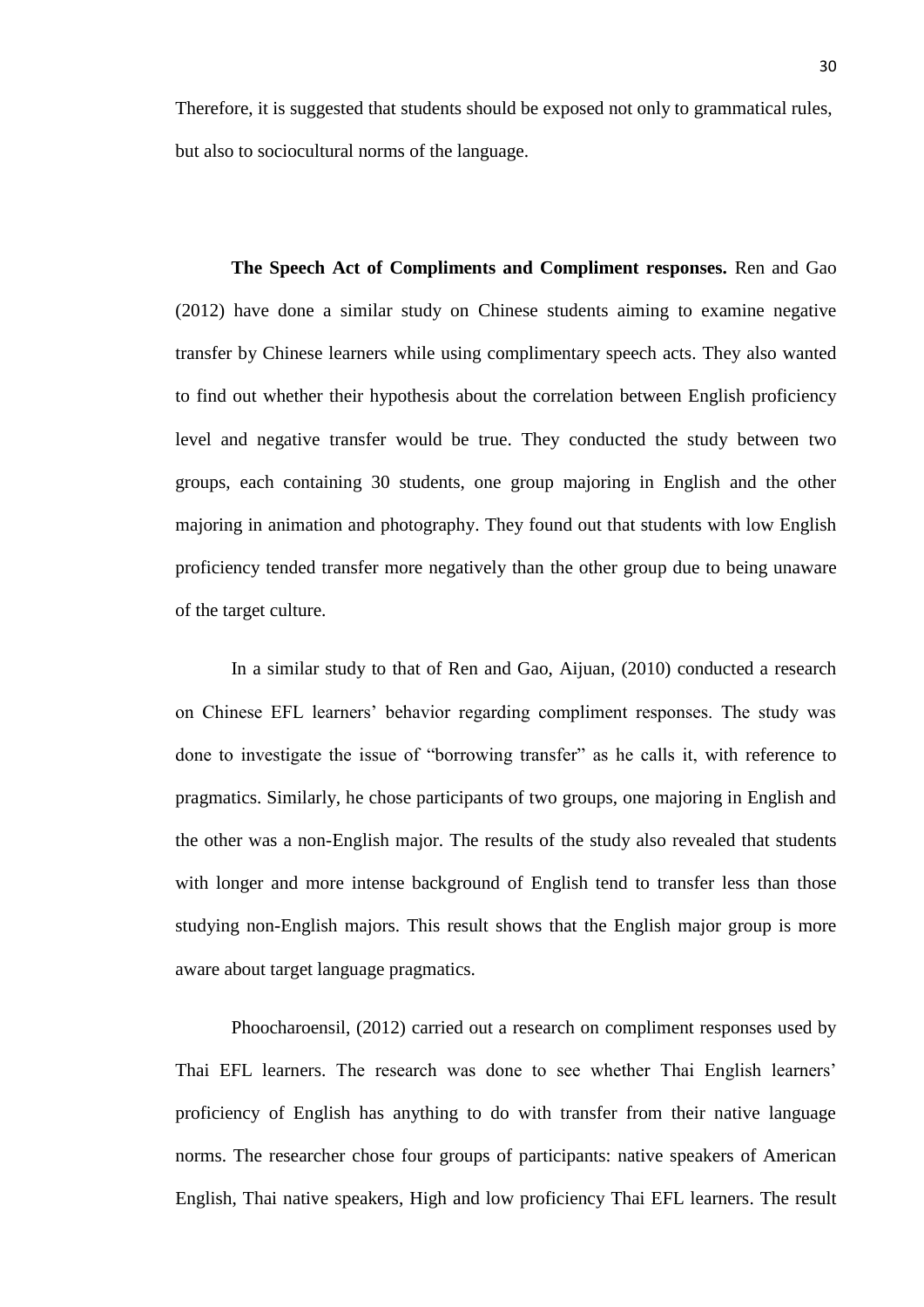Therefore, it is suggested that students should be exposed not only to grammatical rules, but also to sociocultural norms of the language.

**The Speech Act of Compliments and Compliment responses.** Ren and Gao (2012) have done a similar study on Chinese students aiming to examine negative transfer by Chinese learners while using complimentary speech acts. They also wanted to find out whether their hypothesis about the correlation between English proficiency level and negative transfer would be true. They conducted the study between two groups, each containing 30 students, one group majoring in English and the other majoring in animation and photography. They found out that students with low English proficiency tended transfer more negatively than the other group due to being unaware of the target culture.

In a similar study to that of Ren and Gao, Aijuan, (2010) conducted a research on Chinese EFL learners' behavior regarding compliment responses. The study was done to investigate the issue of "borrowing transfer" as he calls it, with reference to pragmatics. Similarly, he chose participants of two groups, one majoring in English and the other was a non-English major. The results of the study also revealed that students with longer and more intense background of English tend to transfer less than those studying non-English majors. This result shows that the English major group is more aware about target language pragmatics.

Phoocharoensil, (2012) carried out a research on compliment responses used by Thai EFL learners. The research was done to see whether Thai English learners' proficiency of English has anything to do with transfer from their native language norms. The researcher chose four groups of participants: native speakers of American English, Thai native speakers, High and low proficiency Thai EFL learners. The result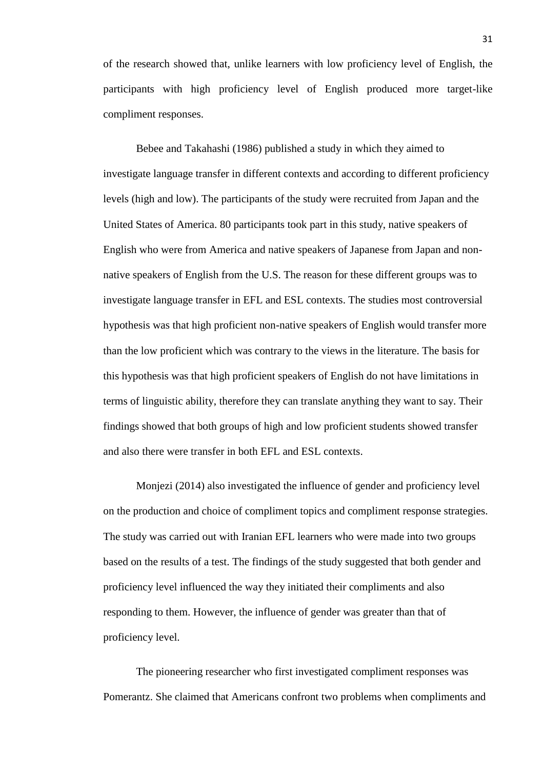of the research showed that, unlike learners with low proficiency level of English, the participants with high proficiency level of English produced more target-like compliment responses.

Bebee and Takahashi (1986) published a study in which they aimed to investigate language transfer in different contexts and according to different proficiency levels (high and low). The participants of the study were recruited from Japan and the United States of America. 80 participants took part in this study, native speakers of English who were from America and native speakers of Japanese from Japan and non-native speakers of English from the U.S. The reason for these different groups was to investigate language transfer in EFL and ESL contexts. The studies most controversial hypothesis was that high proficient non-native speakers of English would transfer more than the low proficient which was contrary to the views in the literature. The basis for this hypothesis was that high proficient speakers of English do not have limitations in terms of linguistic ability, therefore they can translate anything they want to say. Their findings showed that both groups of high and low proficient students showed transfer and also there were transfer in both EFL and ESL contexts.

Monjezi (2014) also investigated the influence of gender and proficiency level on the production and choice of compliment topics and compliment response strategies. The study was carried out with Iranian EFL learners who were made into two groups based on the results of a test. The findings of the study suggested that both gender and proficiency level influenced the way they initiated their compliments and also responding to them. However, the influence of gender was greater than that of proficiency level.

The pioneering researcher who first investigated compliment responses was Pomerantz. She claimed that Americans confront two problems when compliments and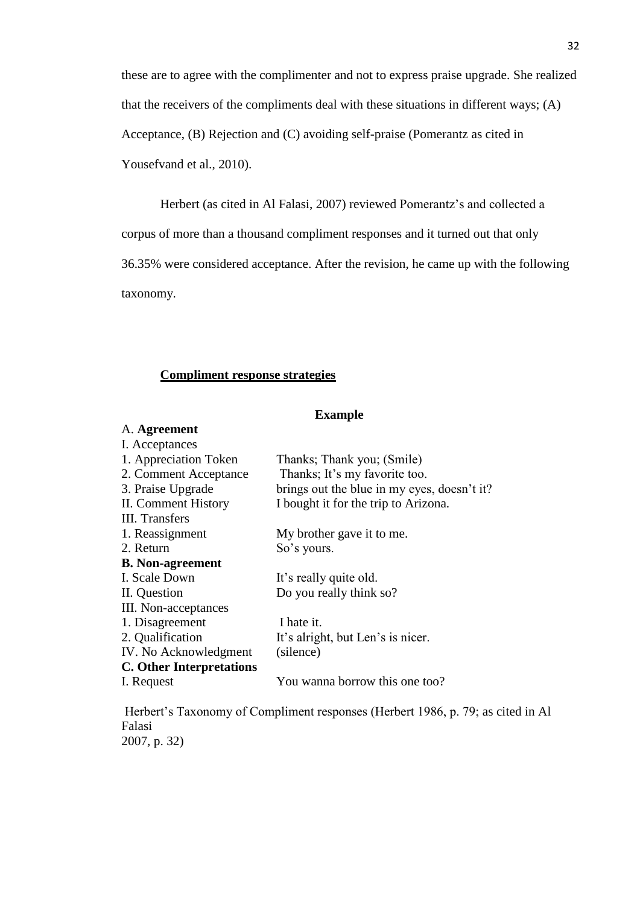these are to agree with the complimenter and not to express praise upgrade. She realized that the receivers of the compliments deal with these situations in different ways; (A) Acceptance, (B) Rejection and (C) avoiding self-praise (Pomerantz as cited in Yousefvand et al., 2010).

Herbert (as cited in Al Falasi, 2007) reviewed Pomerantz's and collected a corpus of more than a thousand compliment responses and it turned out that only 36.35% were considered acceptance. After the revision, he came up with the following taxonomy.

**Compliment response strategies**

| | **Example** |
|---|---|
| A. **Agreement** | |
| I. Acceptances | |
| 1. Appreciation Token | Thanks; Thank you; (Smile) |
| 2. Comment Acceptance | Thanks; It's my favorite too. |
| 3. Praise Upgrade | brings out the blue in my eyes, doesn't it? |
| II. Comment History | I bought it for the trip to Arizona. |
| III. Transfers | |
| 1. Reassignment | My brother gave it to me. |
| 2. Return | So's yours. |
| **B. Non-agreement** | |
| I. Scale Down | It's really quite old. |
| II. Question | Do you really think so? |
| III. Non-acceptances | |
| 1. Disagreement | I hate it. |
| 2. Qualification | It's alright, but Len's is nicer. |
| IV. No Acknowledgment | (silence) |
| **C. Other Interpretations** | |
| I. Request | You wanna borrow this one too? |

Herbert's Taxonomy of Compliment responses (Herbert 1986, p. 79; as cited in Al Falasi 2007, p. 32)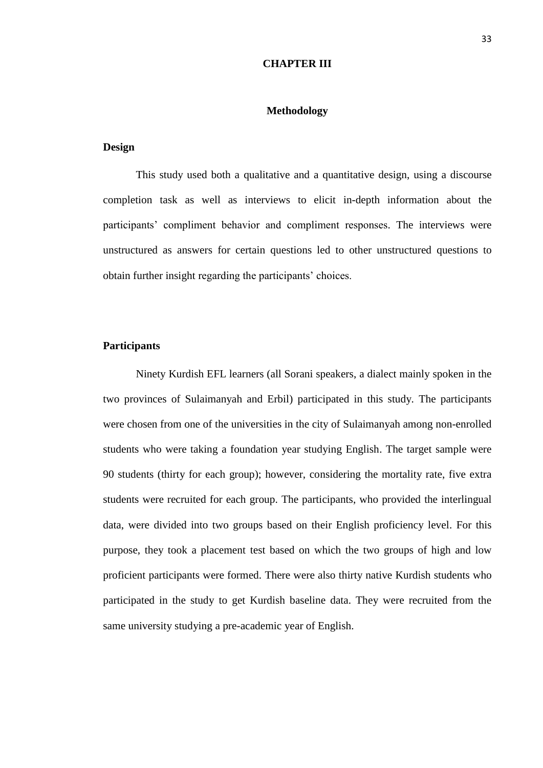# CHAPTER III

## Methodology

### Design

This study used both a qualitative and a quantitative design, using a discourse completion task as well as interviews to elicit in-depth information about the participants' compliment behavior and compliment responses. The interviews were unstructured as answers for certain questions led to other unstructured questions to obtain further insight regarding the participants' choices.

### Participants

Ninety Kurdish EFL learners (all Sorani speakers, a dialect mainly spoken in the two provinces of Sulaimanyah and Erbil) participated in this study. The participants were chosen from one of the universities in the city of Sulaimanyah among non-enrolled students who were taking a foundation year studying English. The target sample were 90 students (thirty for each group); however, considering the mortality rate, five extra students were recruited for each group. The participants, who provided the interlingual data, were divided into two groups based on their English proficiency level. For this purpose, they took a placement test based on which the two groups of high and low proficient participants were formed. There were also thirty native Kurdish students who participated in the study to get Kurdish baseline data. They were recruited from the same university studying a pre-academic year of English.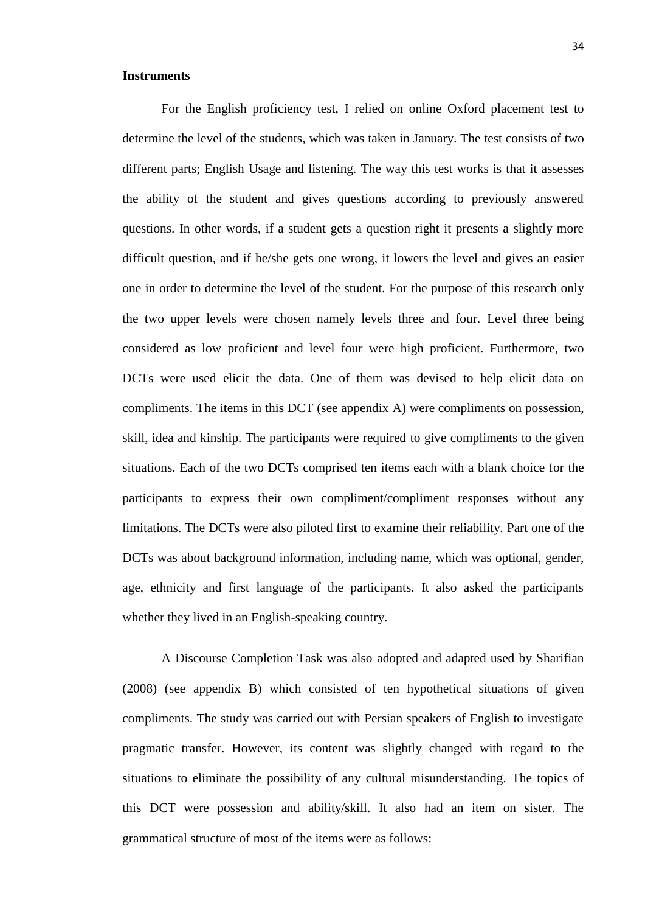**Instruments**

For the English proficiency test, I relied on online Oxford placement test to determine the level of the students, which was taken in January. The test consists of two different parts; English Usage and listening. The way this test works is that it assesses the ability of the student and gives questions according to previously answered questions. In other words, if a student gets a question right it presents a slightly more difficult question, and if he/she gets one wrong, it lowers the level and gives an easier one in order to determine the level of the student. For the purpose of this research only the two upper levels were chosen namely levels three and four. Level three being considered as low proficient and level four were high proficient. Furthermore, two DCTs were used elicit the data. One of them was devised to help elicit data on compliments. The items in this DCT (see appendix A) were compliments on possession, skill, idea and kinship. The participants were required to give compliments to the given situations. Each of the two DCTs comprised ten items each with a blank choice for the participants to express their own compliment/compliment responses without any limitations. The DCTs were also piloted first to examine their reliability. Part one of the DCTs was about background information, including name, which was optional, gender, age, ethnicity and first language of the participants. It also asked the participants whether they lived in an English-speaking country.

A Discourse Completion Task was also adopted and adapted used by Sharifian (2008) (see appendix B) which consisted of ten hypothetical situations of given compliments. The study was carried out with Persian speakers of English to investigate pragmatic transfer. However, its content was slightly changed with regard to the situations to eliminate the possibility of any cultural misunderstanding. The topics of this DCT were possession and ability/skill. It also had an item on sister. The grammatical structure of most of the items were as follows: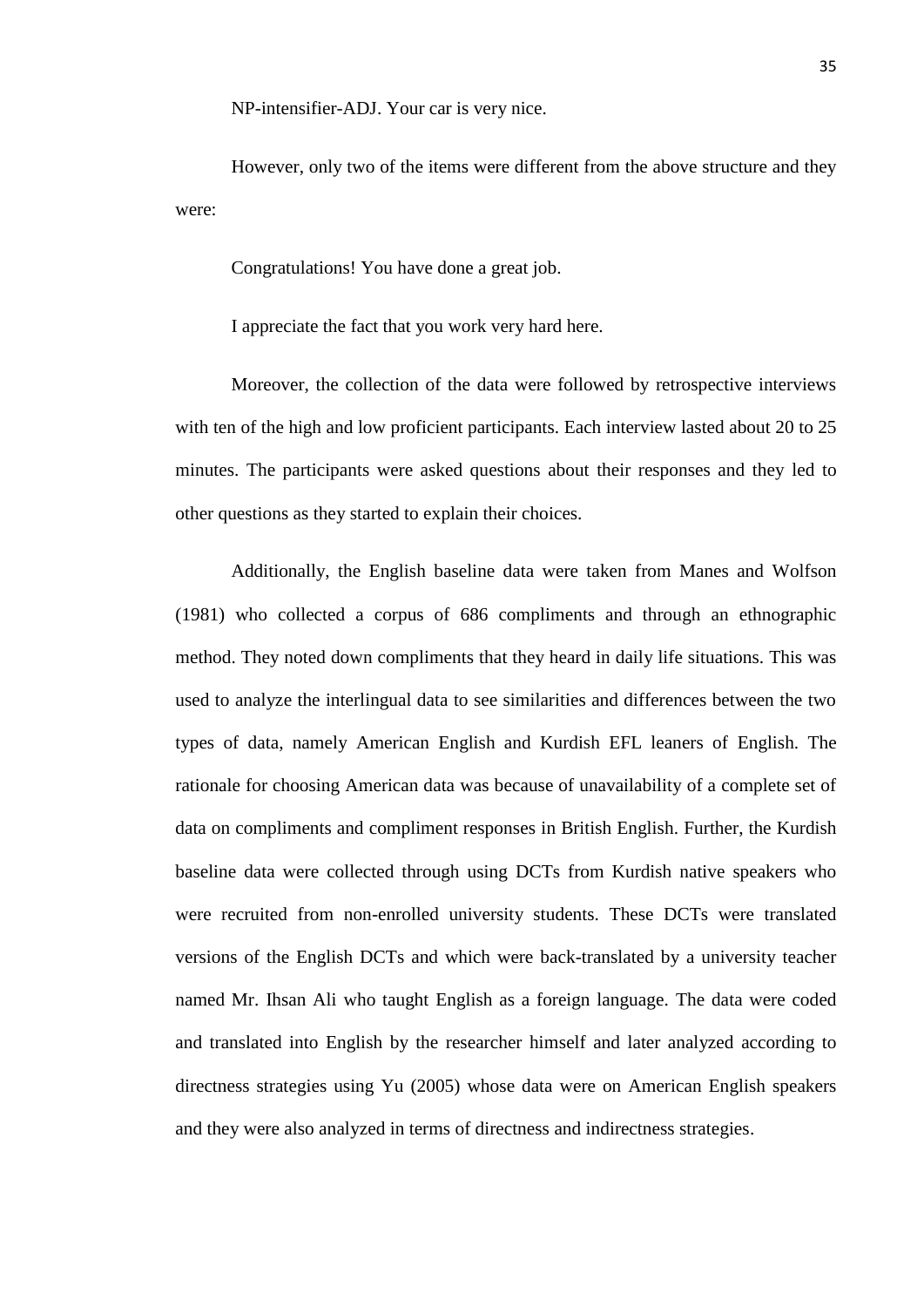NP-intensifier-ADJ. Your car is very nice.

However, only two of the items were different from the above structure and they were:

Congratulations! You have done a great job.

I appreciate the fact that you work very hard here.

Moreover, the collection of the data were followed by retrospective interviews with ten of the high and low proficient participants. Each interview lasted about 20 to 25 minutes. The participants were asked questions about their responses and they led to other questions as they started to explain their choices.

Additionally, the English baseline data were taken from Manes and Wolfson (1981) who collected a corpus of 686 compliments and through an ethnographic method. They noted down compliments that they heard in daily life situations. This was used to analyze the interlingual data to see similarities and differences between the two types of data, namely American English and Kurdish EFL leaners of English. The rationale for choosing American data was because of unavailability of a complete set of data on compliments and compliment responses in British English. Further, the Kurdish baseline data were collected through using DCTs from Kurdish native speakers who were recruited from non-enrolled university students. These DCTs were translated versions of the English DCTs and which were back-translated by a university teacher named Mr. Ihsan Ali who taught English as a foreign language. The data were coded and translated into English by the researcher himself and later analyzed according to directness strategies using Yu (2005) whose data were on American English speakers and they were also analyzed in terms of directness and indirectness strategies.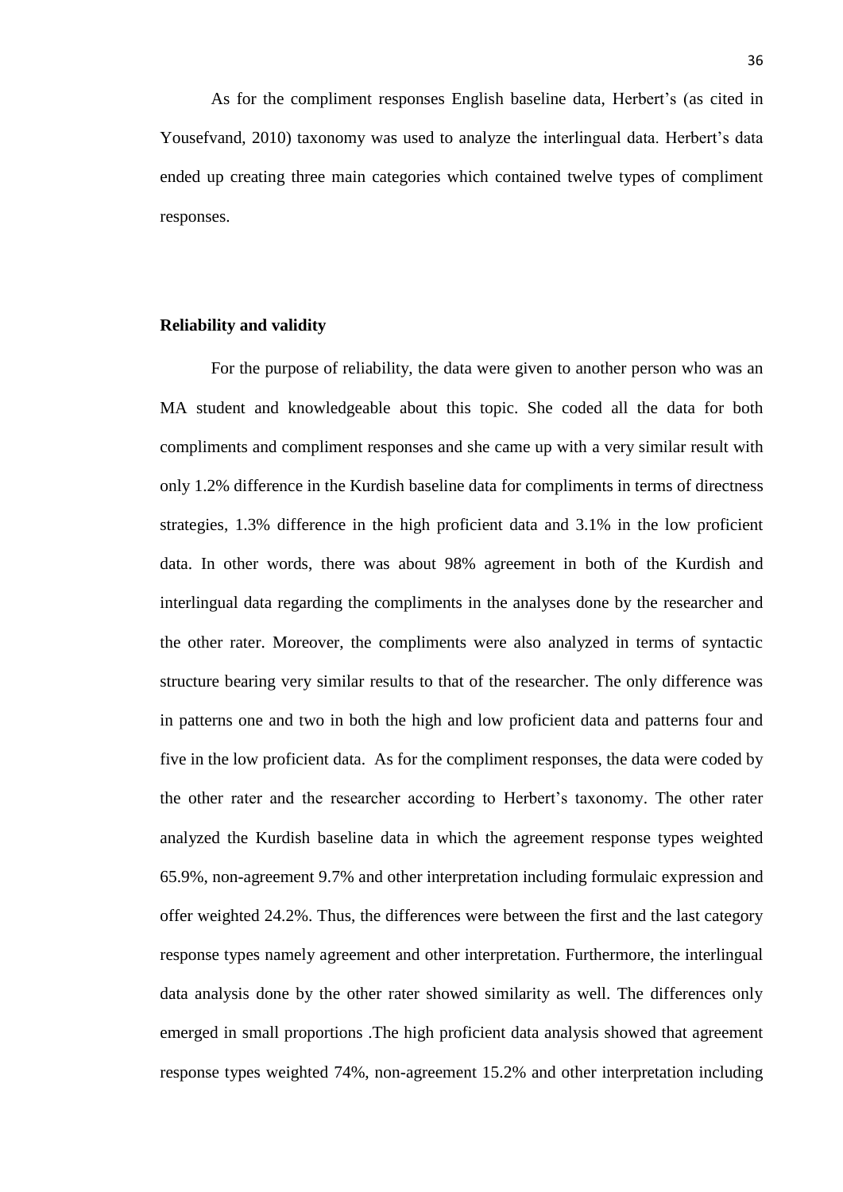As for the compliment responses English baseline data, Herbert's (as cited in Yousefvand, 2010) taxonomy was used to analyze the interlingual data. Herbert's data ended up creating three main categories which contained twelve types of compliment responses.

**Reliability and validity**

For the purpose of reliability, the data were given to another person who was an MA student and knowledgeable about this topic. She coded all the data for both compliments and compliment responses and she came up with a very similar result with only 1.2% difference in the Kurdish baseline data for compliments in terms of directness strategies, 1.3% difference in the high proficient data and 3.1% in the low proficient data. In other words, there was about 98% agreement in both of the Kurdish and interlingual data regarding the compliments in the analyses done by the researcher and the other rater. Moreover, the compliments were also analyzed in terms of syntactic structure bearing very similar results to that of the researcher. The only difference was in patterns one and two in both the high and low proficient data and patterns four and five in the low proficient data. As for the compliment responses, the data were coded by the other rater and the researcher according to Herbert's taxonomy. The other rater analyzed the Kurdish baseline data in which the agreement response types weighted 65.9%, non-agreement 9.7% and other interpretation including formulaic expression and offer weighted 24.2%. Thus, the differences were between the first and the last category response types namely agreement and other interpretation. Furthermore, the interlingual data analysis done by the other rater showed similarity as well. The differences only emerged in small proportions .The high proficient data analysis showed that agreement response types weighted 74%, non-agreement 15.2% and other interpretation including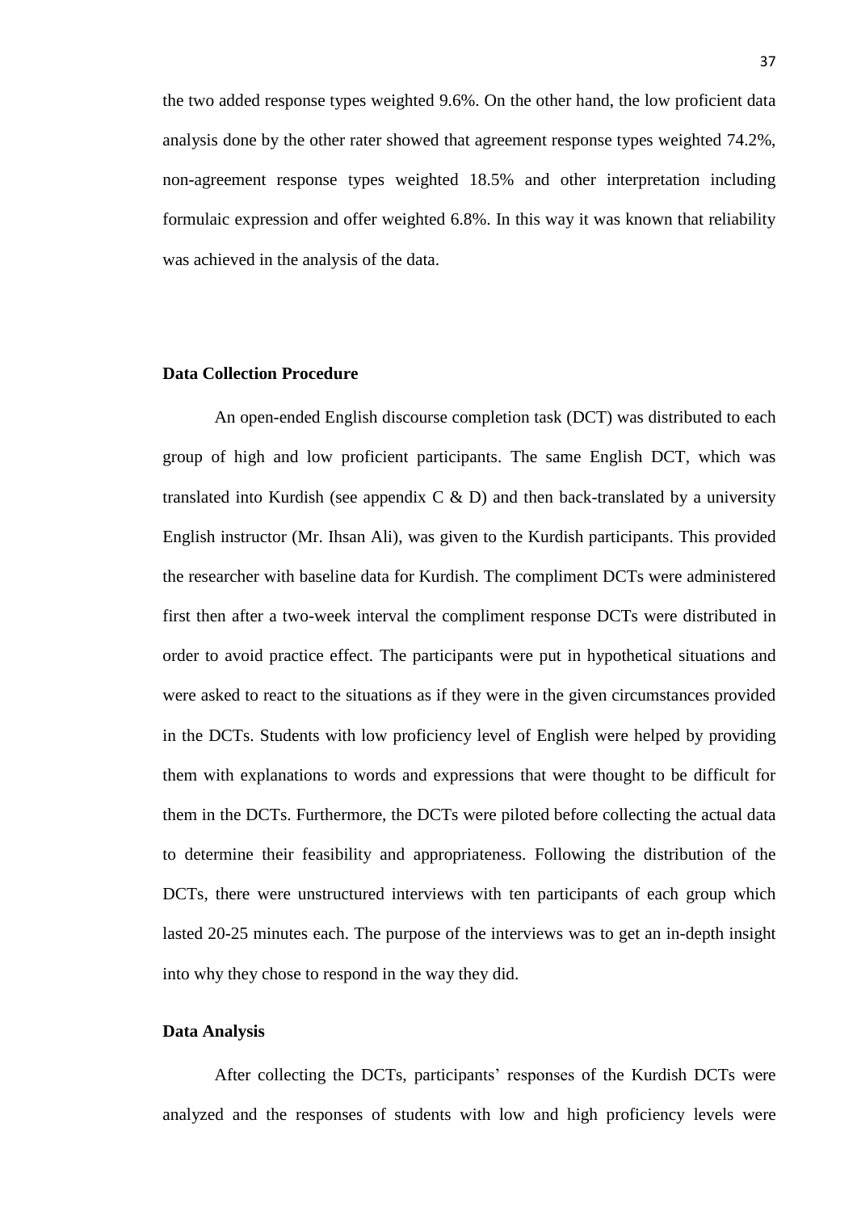the two added response types weighted 9.6%. On the other hand, the low proficient data analysis done by the other rater showed that agreement response types weighted 74.2%, non-agreement response types weighted 18.5% and other interpretation including formulaic expression and offer weighted 6.8%. In this way it was known that reliability was achieved in the analysis of the data.

### Data Collection Procedure

An open-ended English discourse completion task (DCT) was distributed to each group of high and low proficient participants. The same English DCT, which was translated into Kurdish (see appendix C & D) and then back-translated by a university English instructor (Mr. Ihsan Ali), was given to the Kurdish participants. This provided the researcher with baseline data for Kurdish. The compliment DCTs were administered first then after a two-week interval the compliment response DCTs were distributed in order to avoid practice effect. The participants were put in hypothetical situations and were asked to react to the situations as if they were in the given circumstances provided in the DCTs. Students with low proficiency level of English were helped by providing them with explanations to words and expressions that were thought to be difficult for them in the DCTs. Furthermore, the DCTs were piloted before collecting the actual data to determine their feasibility and appropriateness. Following the distribution of the DCTs, there were unstructured interviews with ten participants of each group which lasted 20-25 minutes each. The purpose of the interviews was to get an in-depth insight into why they chose to respond in the way they did.

### Data Analysis

After collecting the DCTs, participants' responses of the Kurdish DCTs were analyzed and the responses of students with low and high proficiency levels were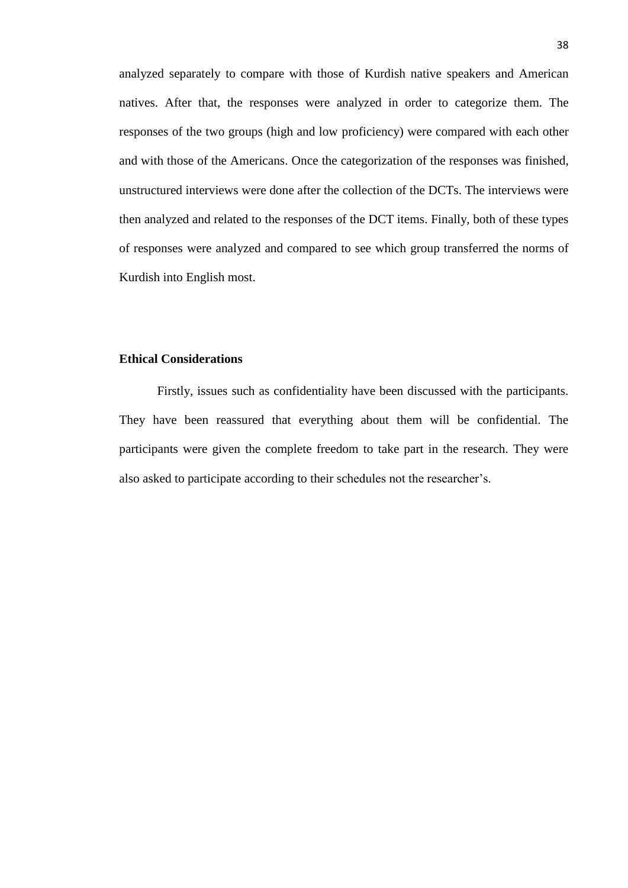analyzed separately to compare with those of Kurdish native speakers and American natives. After that, the responses were analyzed in order to categorize them. The responses of the two groups (high and low proficiency) were compared with each other and with those of the Americans. Once the categorization of the responses was finished, unstructured interviews were done after the collection of the DCTs. The interviews were then analyzed and related to the responses of the DCT items. Finally, both of these types of responses were analyzed and compared to see which group transferred the norms of Kurdish into English most.

**Ethical Considerations**

Firstly, issues such as confidentiality have been discussed with the participants. They have been reassured that everything about them will be confidential. The participants were given the complete freedom to take part in the research. They were also asked to participate according to their schedules not the researcher's.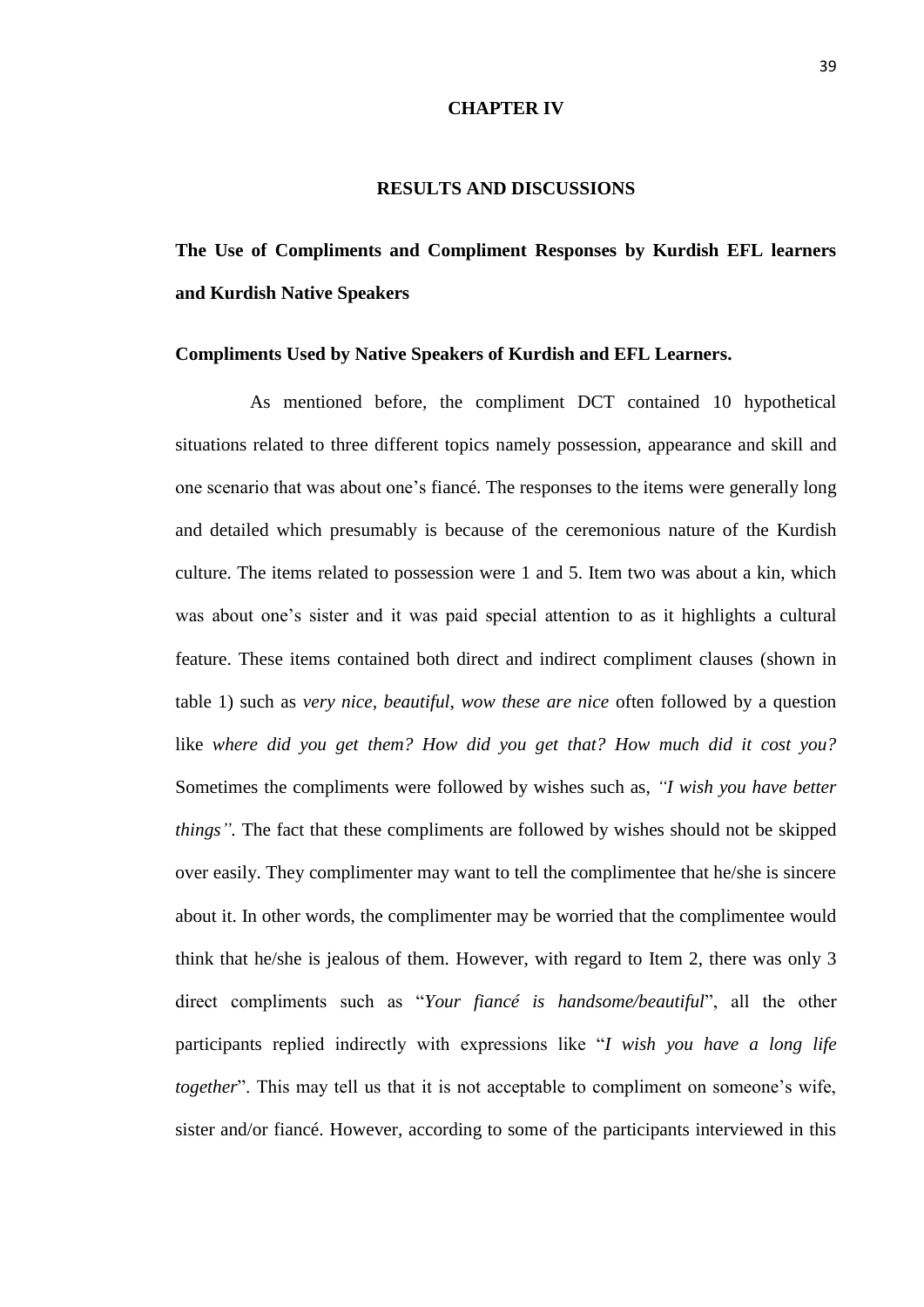# CHAPTER IV

# RESULTS AND DISCUSSIONS

## The Use of Compliments and Compliment Responses by Kurdish EFL learners and Kurdish Native Speakers

### Compliments Used by Native Speakers of Kurdish and EFL Learners.

As mentioned before, the compliment DCT contained 10 hypothetical situations related to three different topics namely possession, appearance and skill and one scenario that was about one's fiancé. The responses to the items were generally long and detailed which presumably is because of the ceremonious nature of the Kurdish culture. The items related to possession were 1 and 5. Item two was about a kin, which was about one's sister and it was paid special attention to as it highlights a cultural feature. These items contained both direct and indirect compliment clauses (shown in table 1) such as *very nice, beautiful, wow these are nice* often followed by a question like *where did you get them? How did you get that? How much did it cost you?* Sometimes the compliments were followed by wishes such as, *"I wish you have better things"*. The fact that these compliments are followed by wishes should not be skipped over easily. They complimenter may want to tell the complimentee that he/she is sincere about it. In other words, the complimenter may be worried that the complimentee would think that he/she is jealous of them. However, with regard to Item 2, there was only 3 direct compliments such as "*Your fiancé is handsome/beautiful*", all the other participants replied indirectly with expressions like "*I wish you have a long life together*". This may tell us that it is not acceptable to compliment on someone's wife, sister and/or fiancé. However, according to some of the participants interviewed in this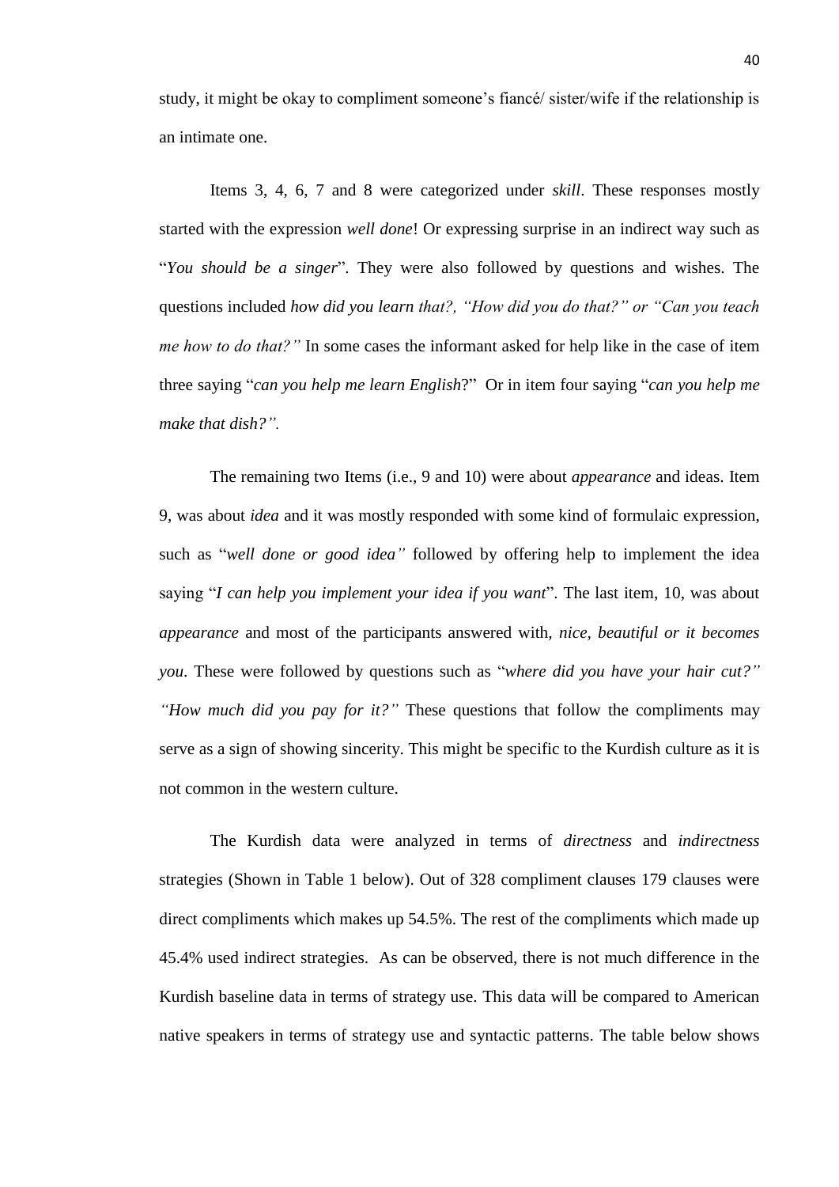study, it might be okay to compliment someone's fiancé/ sister/wife if the relationship is an intimate one.

Items 3, 4, 6, 7 and 8 were categorized under *skill*. These responses mostly started with the expression *well done*! Or expressing surprise in an indirect way such as "*You should be a singer*". They were also followed by questions and wishes. The questions included *how did you learn that?, "How did you do that?" or "Can you teach me how to do that?"* In some cases the informant asked for help like in the case of item three saying "*can you help me learn English*?" Or in item four saying "*can you help me make that dish?".*

The remaining two Items (i.e., 9 and 10) were about *appearance* and ideas. Item 9, was about *idea* and it was mostly responded with some kind of formulaic expression, such as "*well done or good idea"* followed by offering help to implement the idea saying "*I can help you implement your idea if you want*". The last item, 10, was about *appearance* and most of the participants answered with, *nice, beautiful or it becomes you*. These were followed by questions such as "*where did you have your hair cut?" "How much did you pay for it?"* These questions that follow the compliments may serve as a sign of showing sincerity. This might be specific to the Kurdish culture as it is not common in the western culture.

The Kurdish data were analyzed in terms of *directness* and *indirectness* strategies (Shown in Table 1 below). Out of 328 compliment clauses 179 clauses were direct compliments which makes up 54.5%. The rest of the compliments which made up 45.4% used indirect strategies. As can be observed, there is not much difference in the Kurdish baseline data in terms of strategy use. This data will be compared to American native speakers in terms of strategy use and syntactic patterns. The table below shows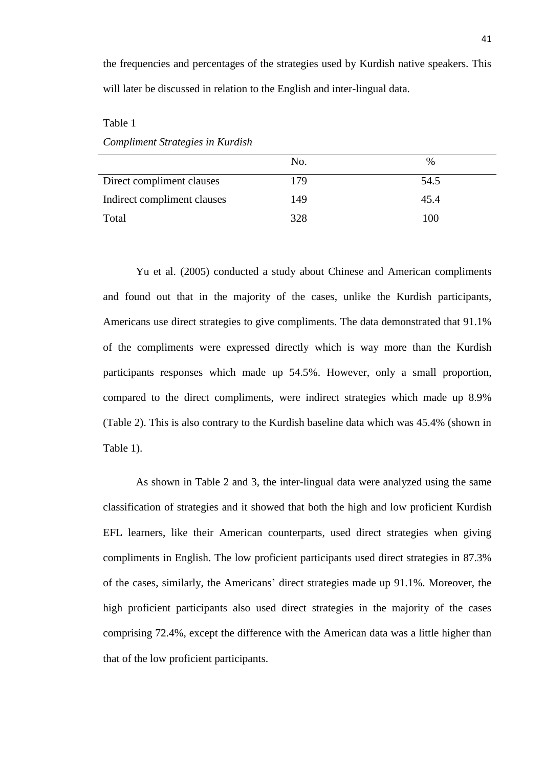the frequencies and percentages of the strategies used by Kurdish native speakers. This will later be discussed in relation to the English and inter-lingual data.

Table 1

*Compliment Strategies in Kurdish*

| | No. | % |
|---|---|---|
| Direct compliment clauses | 179 | 54.5 |
| Indirect compliment clauses | 149 | 45.4 |
| Total | 328 | 100 |

Yu et al. (2005) conducted a study about Chinese and American compliments and found out that in the majority of the cases, unlike the Kurdish participants, Americans use direct strategies to give compliments. The data demonstrated that 91.1% of the compliments were expressed directly which is way more than the Kurdish participants responses which made up 54.5%. However, only a small proportion, compared to the direct compliments, were indirect strategies which made up 8.9% (Table 2). This is also contrary to the Kurdish baseline data which was 45.4% (shown in Table 1).

As shown in Table 2 and 3, the inter-lingual data were analyzed using the same classification of strategies and it showed that both the high and low proficient Kurdish EFL learners, like their American counterparts, used direct strategies when giving compliments in English. The low proficient participants used direct strategies in 87.3% of the cases, similarly, the Americans' direct strategies made up 91.1%. Moreover, the high proficient participants also used direct strategies in the majority of the cases comprising 72.4%, except the difference with the American data was a little higher than that of the low proficient participants.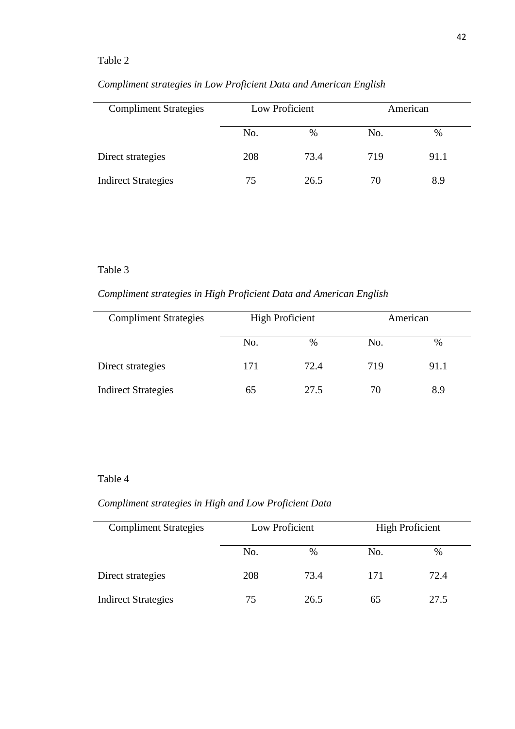Table 2

*Compliment strategies in Low Proficient Data and American English*

| Compliment Strategies | Low Proficient | | American | |
|---|---|---|---|---|
| | No. | % | No. | % |
| Direct strategies | 208 | 73.4 | 719 | 91.1 |
| Indirect Strategies | 75 | 26.5 | 70 | 8.9 |

Table 3

*Compliment strategies in High Proficient Data and American English*

| Compliment Strategies | High Proficient | | American | |
|---|---|---|---|---|
| | No. | % | No. | % |
| Direct strategies | 171 | 72.4 | 719 | 91.1 |
| Indirect Strategies | 65 | 27.5 | 70 | 8.9 |

Table 4

*Compliment strategies in High and Low Proficient Data*

| Compliment Strategies | Low Proficient | | High Proficient | |
|---|---|---|---|---|
| | No. | % | No. | % |
| Direct strategies | 208 | 73.4 | 171 | 72.4 |
| Indirect Strategies | 75 | 26.5 | 65 | 27.5 |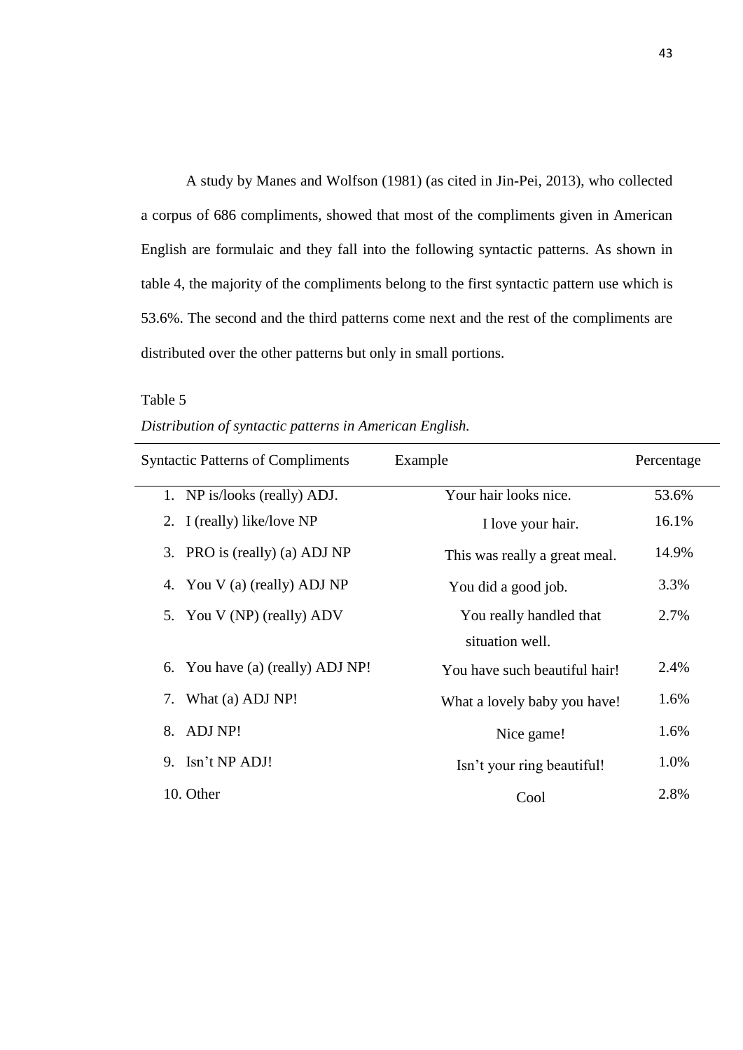A study by Manes and Wolfson (1981) (as cited in Jin-Pei, 2013), who collected a corpus of 686 compliments, showed that most of the compliments given in American English are formulaic and they fall into the following syntactic patterns. As shown in table 4, the majority of the compliments belong to the first syntactic pattern use which is 53.6%. The second and the third patterns come next and the rest of the compliments are distributed over the other patterns but only in small portions.

Table 5

*Distribution of syntactic patterns in American English.*

| Syntactic Patterns of Compliments | Example | Percentage |
|---|---|---|
| 1. NP is/looks (really) ADJ. | Your hair looks nice. | 53.6% |
| 2. I (really) like/love NP | I love your hair. | 16.1% |
| 3. PRO is (really) (a) ADJ NP | This was really a great meal. | 14.9% |
| 4. You V (a) (really) ADJ NP | You did a good job. | 3.3% |
| 5. You V (NP) (really) ADV | You really handled that situation well. | 2.7% |
| 6. You have (a) (really) ADJ NP! | You have such beautiful hair! | 2.4% |
| 7. What (a) ADJ NP! | What a lovely baby you have! | 1.6% |
| 8. ADJ NP! | Nice game! | 1.6% |
| 9. Isn't NP ADJ! | Isn't your ring beautiful! | 1.0% |
| 10. Other | Cool | 2.8% |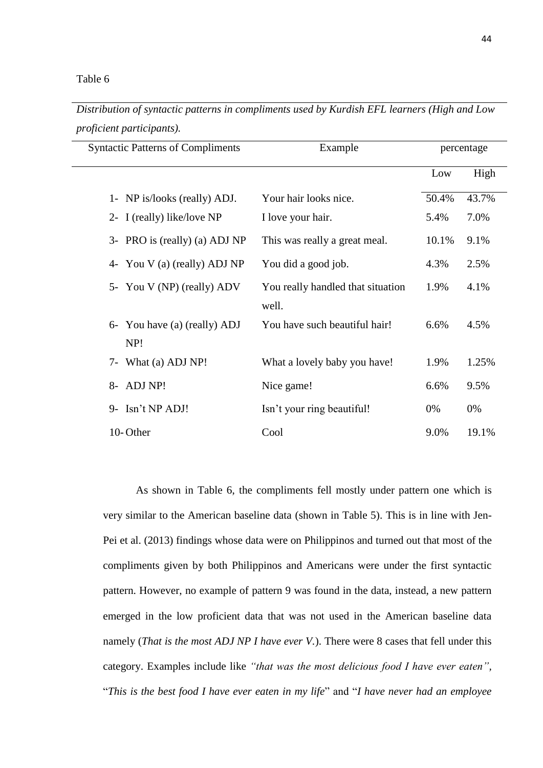Table 6

*Distribution of syntactic patterns in compliments used by Kurdish EFL learners (High and Low proficient participants).*

| Syntactic Patterns of Compliments | Example | percentage | |
|---|---|---|---|
| | | Low | High |
| 1- NP is/looks (really) ADJ. | Your hair looks nice. | 50.4% | 43.7% |
| 2- I (really) like/love NP | I love your hair. | 5.4% | 7.0% |
| 3- PRO is (really) (a) ADJ NP | This was really a great meal. | 10.1% | 9.1% |
| 4- You V (a) (really) ADJ NP | You did a good job. | 4.3% | 2.5% |
| 5- You V (NP) (really) ADV | You really handled that situation well. | 1.9% | 4.1% |
| 6- You have (a) (really) ADJ NP! | You have such beautiful hair! | 6.6% | 4.5% |
| 7- What (a) ADJ NP! | What a lovely baby you have! | 1.9% | 1.25% |
| 8- ADJ NP! | Nice game! | 6.6% | 9.5% |
| 9- Isn't NP ADJ! | Isn't your ring beautiful! | 0% | 0% |
| 10- Other | Cool | 9.0% | 19.1% |

As shown in Table 6, the compliments fell mostly under pattern one which is very similar to the American baseline data (shown in Table 5). This is in line with Jen-Pei et al. (2013) findings whose data were on Philippinos and turned out that most of the compliments given by both Philippinos and Americans were under the first syntactic pattern. However, no example of pattern 9 was found in the data, instead, a new pattern emerged in the low proficient data that was not used in the American baseline data namely (*That is the most ADJ NP I have ever V.*). There were 8 cases that fell under this category. Examples include like *"that was the most delicious food I have ever eaten"*, "*This is the best food I have ever eaten in my life*" and "*I have never had an employee*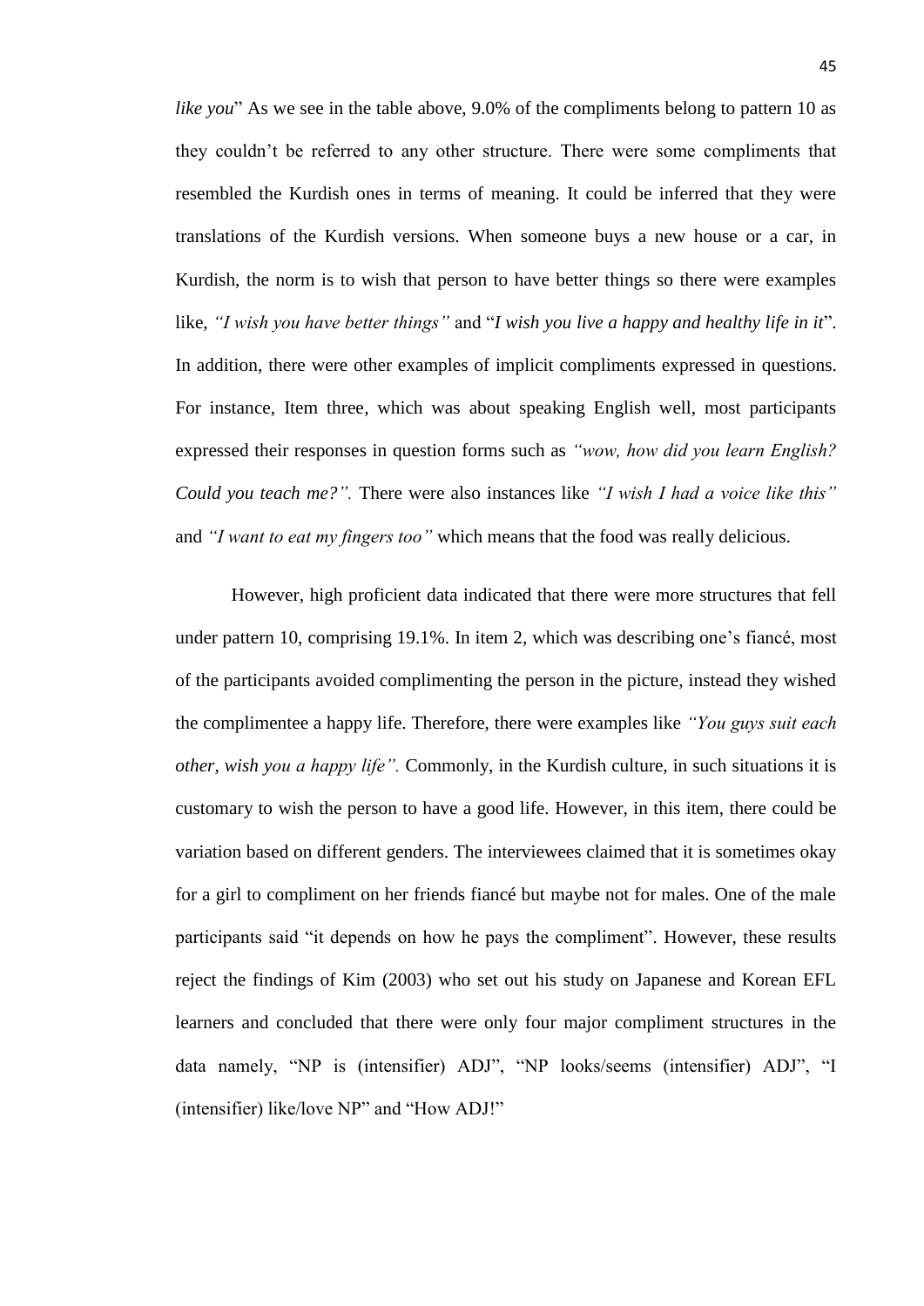*like you*" As we see in the table above, 9.0% of the compliments belong to pattern 10 as they couldn't be referred to any other structure. There were some compliments that resembled the Kurdish ones in terms of meaning. It could be inferred that they were translations of the Kurdish versions. When someone buys a new house or a car, in Kurdish, the norm is to wish that person to have better things so there were examples like, *"I wish you have better things"* and "*I wish you live a happy and healthy life in it*". In addition, there were other examples of implicit compliments expressed in questions. For instance, Item three, which was about speaking English well, most participants expressed their responses in question forms such as *"wow, how did you learn English? Could you teach me?".* There were also instances like *"I wish I had a voice like this"* and *"I want to eat my fingers too"* which means that the food was really delicious.

However, high proficient data indicated that there were more structures that fell under pattern 10, comprising 19.1%. In item 2, which was describing one's fiancé, most of the participants avoided complimenting the person in the picture, instead they wished the complimentee a happy life. Therefore, there were examples like *"You guys suit each other, wish you a happy life".* Commonly, in the Kurdish culture, in such situations it is customary to wish the person to have a good life. However, in this item, there could be variation based on different genders. The interviewees claimed that it is sometimes okay for a girl to compliment on her friends fiancé but maybe not for males. One of the male participants said "it depends on how he pays the compliment". However, these results reject the findings of Kim (2003) who set out his study on Japanese and Korean EFL learners and concluded that there were only four major compliment structures in the data namely, "NP is (intensifier) ADJ", "NP looks/seems (intensifier) ADJ", "I (intensifier) like/love NP" and "How ADJ!"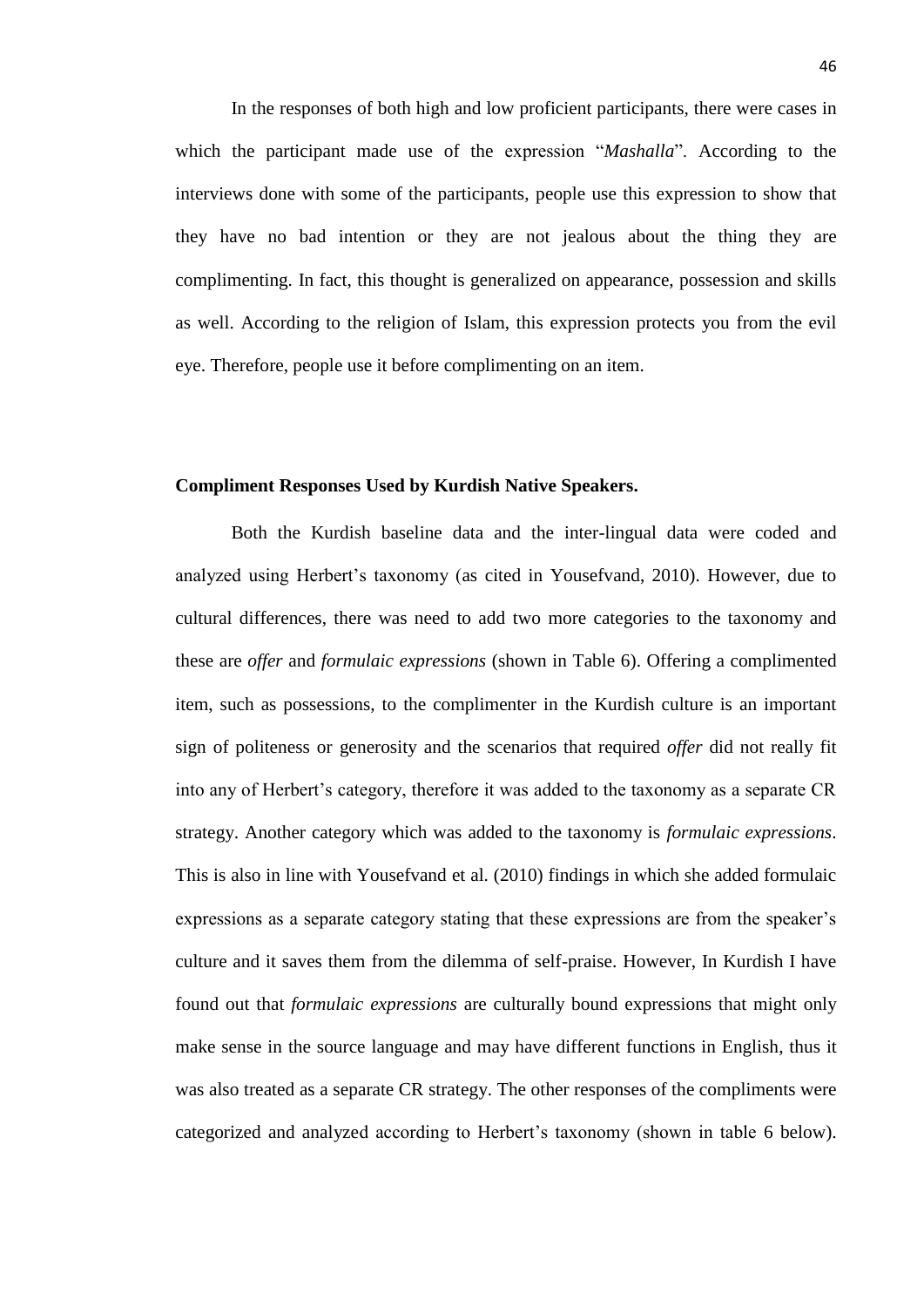In the responses of both high and low proficient participants, there were cases in which the participant made use of the expression "*Mashalla*". According to the interviews done with some of the participants, people use this expression to show that they have no bad intention or they are not jealous about the thing they are complimenting. In fact, this thought is generalized on appearance, possession and skills as well. According to the religion of Islam, this expression protects you from the evil eye. Therefore, people use it before complimenting on an item.

**Compliment Responses Used by Kurdish Native Speakers.**

Both the Kurdish baseline data and the inter-lingual data were coded and analyzed using Herbert's taxonomy (as cited in Yousefvand, 2010). However, due to cultural differences, there was need to add two more categories to the taxonomy and these are *offer* and *formulaic expressions* (shown in Table 6). Offering a complimented item, such as possessions, to the complimenter in the Kurdish culture is an important sign of politeness or generosity and the scenarios that required *offer* did not really fit into any of Herbert's category, therefore it was added to the taxonomy as a separate CR strategy. Another category which was added to the taxonomy is *formulaic expressions*. This is also in line with Yousefvand et al. (2010) findings in which she added formulaic expressions as a separate category stating that these expressions are from the speaker's culture and it saves them from the dilemma of self-praise. However, In Kurdish I have found out that *formulaic expressions* are culturally bound expressions that might only make sense in the source language and may have different functions in English, thus it was also treated as a separate CR strategy. The other responses of the compliments were categorized and analyzed according to Herbert's taxonomy (shown in table 6 below).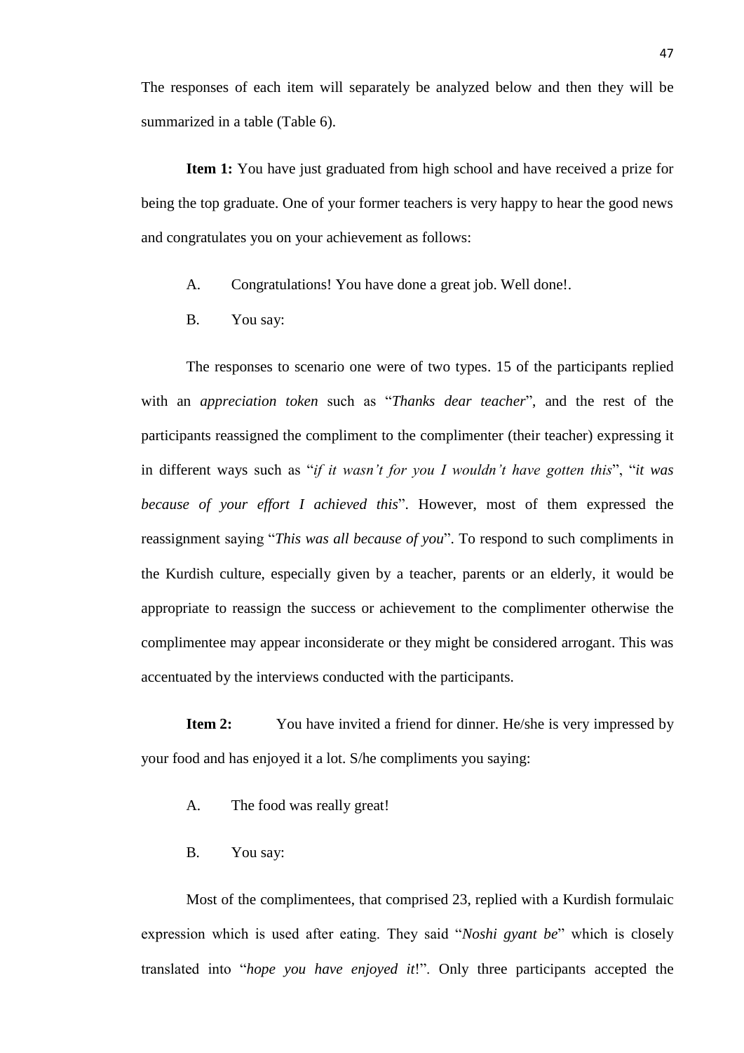The responses of each item will separately be analyzed below and then they will be summarized in a table (Table 6).

**Item 1:** You have just graduated from high school and have received a prize for being the top graduate. One of your former teachers is very happy to hear the good news and congratulates you on your achievement as follows:

A. Congratulations! You have done a great job. Well done!.

B. You say:

The responses to scenario one were of two types. 15 of the participants replied with an *appreciation token* such as "*Thanks dear teacher*", and the rest of the participants reassigned the compliment to the complimenter (their teacher) expressing it in different ways such as "*if it wasn't for you I wouldn't have gotten this*", "*it was because of your effort I achieved this*". However, most of them expressed the reassignment saying "*This was all because of you*". To respond to such compliments in the Kurdish culture, especially given by a teacher, parents or an elderly, it would be appropriate to reassign the success or achievement to the complimenter otherwise the complimentee may appear inconsiderate or they might be considered arrogant. This was accentuated by the interviews conducted with the participants.

**Item 2:** You have invited a friend for dinner. He/she is very impressed by your food and has enjoyed it a lot. S/he compliments you saying:

A. The food was really great!

B. You say:

Most of the complimentees, that comprised 23, replied with a Kurdish formulaic expression which is used after eating. They said "*Noshi gyant be*" which is closely translated into "*hope you have enjoyed it*!". Only three participants accepted the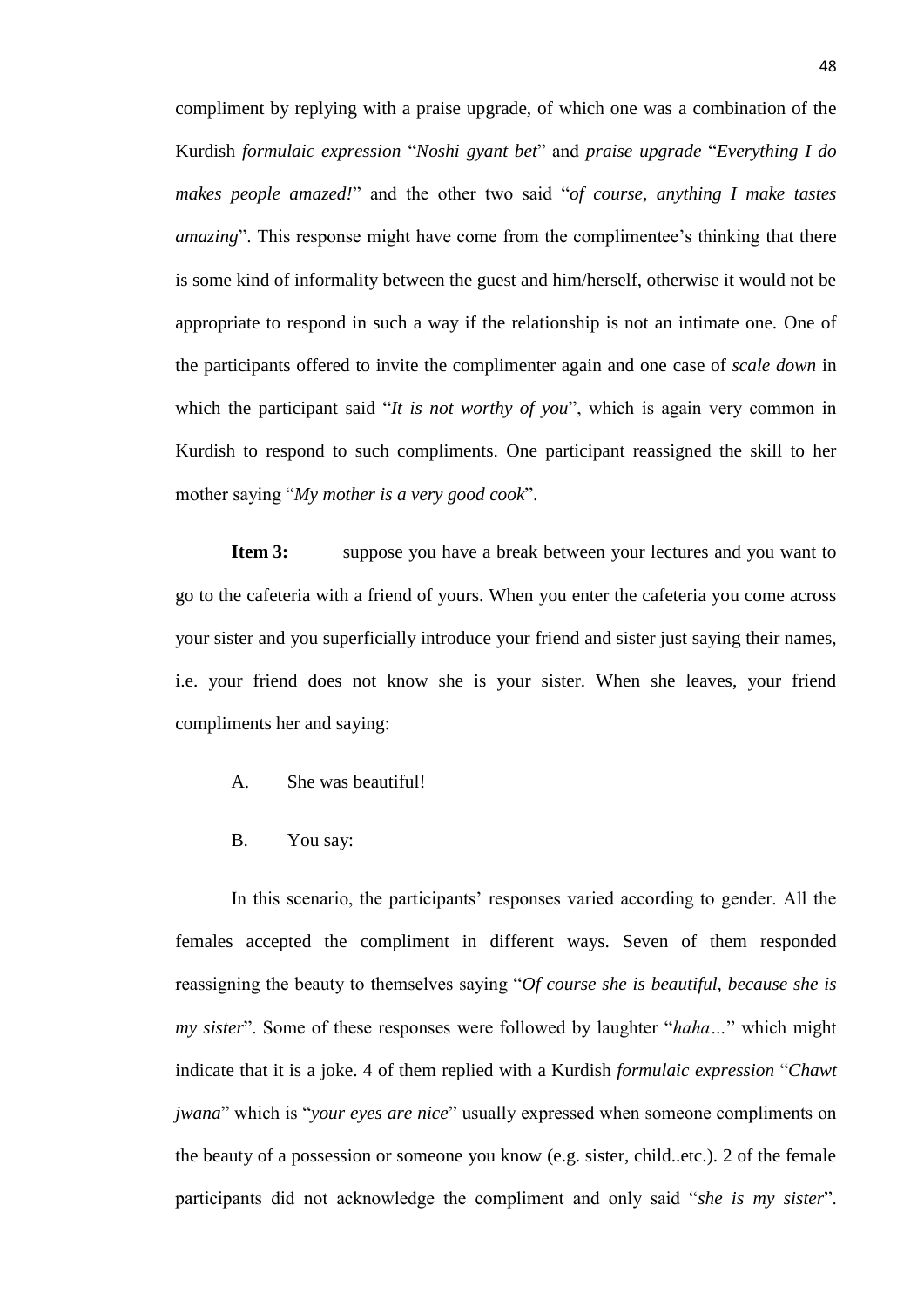compliment by replying with a praise upgrade, of which one was a combination of the Kurdish *formulaic expression* "*Noshi gyant bet*" and *praise upgrade* "*Everything I do makes people amazed!*" and the other two said "*of course, anything I make tastes amazing*". This response might have come from the complimentee's thinking that there is some kind of informality between the guest and him/herself, otherwise it would not be appropriate to respond in such a way if the relationship is not an intimate one. One of the participants offered to invite the complimenter again and one case of *scale down* in which the participant said "*It is not worthy of you*", which is again very common in Kurdish to respond to such compliments. One participant reassigned the skill to her mother saying "*My mother is a very good cook*".

**Item 3:** suppose you have a break between your lectures and you want to go to the cafeteria with a friend of yours. When you enter the cafeteria you come across your sister and you superficially introduce your friend and sister just saying their names, i.e. your friend does not know she is your sister. When she leaves, your friend compliments her and saying:

A. She was beautiful!

B. You say:

In this scenario, the participants' responses varied according to gender. All the females accepted the compliment in different ways. Seven of them responded reassigning the beauty to themselves saying "*Of course she is beautiful, because she is my sister*". Some of these responses were followed by laughter "*haha…*" which might indicate that it is a joke. 4 of them replied with a Kurdish *formulaic expression* "*Chawt jwana*" which is "*your eyes are nice*" usually expressed when someone compliments on the beauty of a possession or someone you know (e.g. sister, child..etc.). 2 of the female participants did not acknowledge the compliment and only said "*she is my sister*".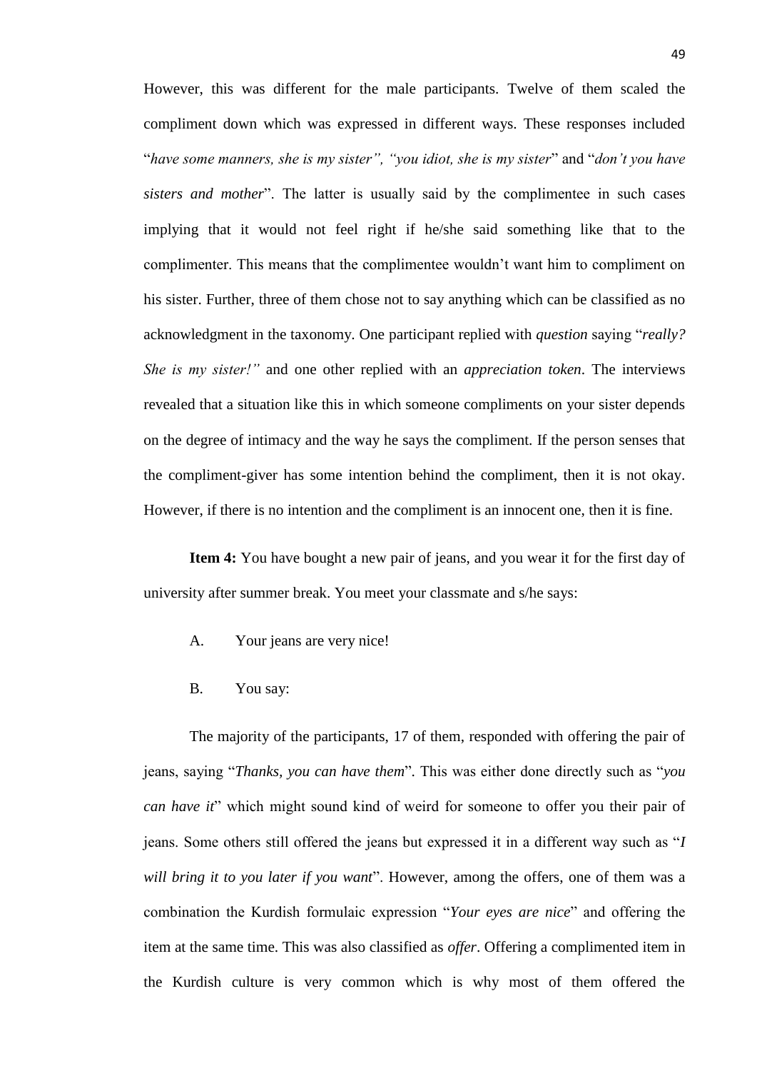However, this was different for the male participants. Twelve of them scaled the compliment down which was expressed in different ways. These responses included "*have some manners, she is my sister", "you idiot, she is my sister*" and "*don't you have sisters and mother*". The latter is usually said by the complimentee in such cases implying that it would not feel right if he/she said something like that to the complimenter. This means that the complimentee wouldn't want him to compliment on his sister. Further, three of them chose not to say anything which can be classified as no acknowledgment in the taxonomy. One participant replied with *question* saying "*really? She is my sister!"* and one other replied with an *appreciation token*. The interviews revealed that a situation like this in which someone compliments on your sister depends on the degree of intimacy and the way he says the compliment. If the person senses that the compliment-giver has some intention behind the compliment, then it is not okay. However, if there is no intention and the compliment is an innocent one, then it is fine.

**Item 4:** You have bought a new pair of jeans, and you wear it for the first day of university after summer break. You meet your classmate and s/he says:

A. Your jeans are very nice!

B. You say:

The majority of the participants, 17 of them, responded with offering the pair of jeans, saying "*Thanks, you can have them*". This was either done directly such as "*you can have it*" which might sound kind of weird for someone to offer you their pair of jeans. Some others still offered the jeans but expressed it in a different way such as "*I will bring it to you later if you want*". However, among the offers, one of them was a combination the Kurdish formulaic expression "*Your eyes are nice*" and offering the item at the same time. This was also classified as *offer*. Offering a complimented item in the Kurdish culture is very common which is why most of them offered the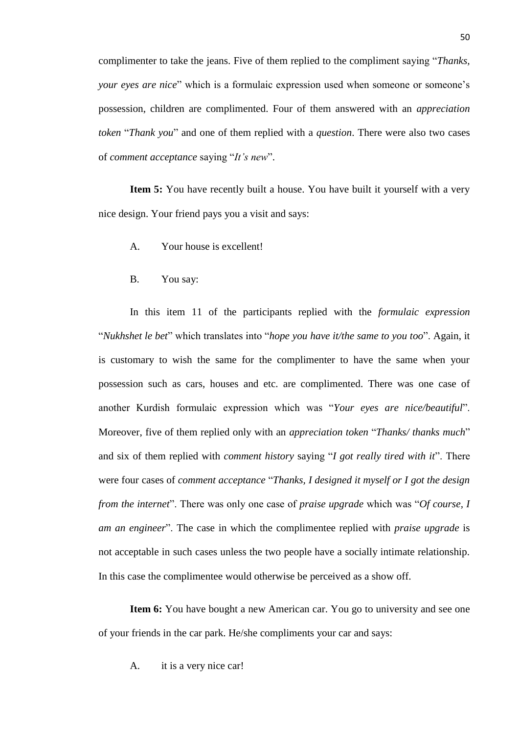complimenter to take the jeans. Five of them replied to the compliment saying "*Thanks, your eyes are nice*" which is a formulaic expression used when someone or someone's possession, children are complimented. Four of them answered with an *appreciation token* "*Thank you*" and one of them replied with a *question*. There were also two cases of *comment acceptance* saying "*It's new*".

**Item 5:** You have recently built a house. You have built it yourself with a very nice design. Your friend pays you a visit and says:

A. Your house is excellent!

B. You say:

In this item 11 of the participants replied with the *formulaic expression* "*Nukhshet le bet*" which translates into "*hope you have it/the same to you too*". Again, it is customary to wish the same for the complimenter to have the same when your possession such as cars, houses and etc. are complimented. There was one case of another Kurdish formulaic expression which was "*Your eyes are nice/beautiful*". Moreover, five of them replied only with an *appreciation token* "*Thanks/ thanks much*" and six of them replied with *comment history* saying "*I got really tired with it*". There were four cases of *comment acceptance* "*Thanks, I designed it myself or I got the design from the internet*". There was only one case of *praise upgrade* which was "*Of course, I am an engineer*". The case in which the complimentee replied with *praise upgrade* is not acceptable in such cases unless the two people have a socially intimate relationship. In this case the complimentee would otherwise be perceived as a show off.

**Item 6:** You have bought a new American car. You go to university and see one of your friends in the car park. He/she compliments your car and says:

A. it is a very nice car!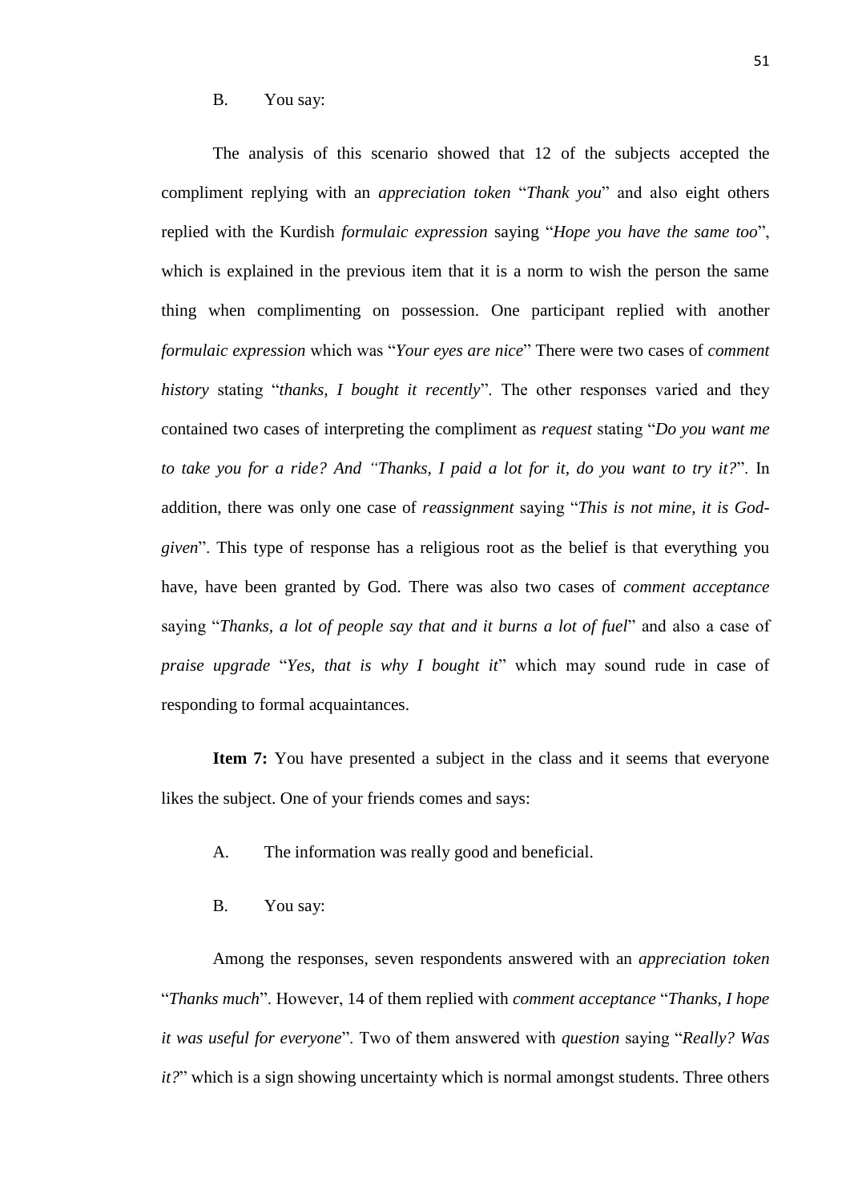B. You say:

The analysis of this scenario showed that 12 of the subjects accepted the compliment replying with an *appreciation token* "*Thank you*" and also eight others replied with the Kurdish *formulaic expression* saying "*Hope you have the same too*", which is explained in the previous item that it is a norm to wish the person the same thing when complimenting on possession. One participant replied with another *formulaic expression* which was "*Your eyes are nice*" There were two cases of *comment history* stating "*thanks, I bought it recently*". The other responses varied and they contained two cases of interpreting the compliment as *request* stating "*Do you want me to take you for a ride? And "Thanks, I paid a lot for it, do you want to try it?*". In addition, there was only one case of *reassignment* saying "*This is not mine, it is God-given*". This type of response has a religious root as the belief is that everything you have, have been granted by God. There was also two cases of *comment acceptance* saying "*Thanks, a lot of people say that and it burns a lot of fuel*" and also a case of *praise upgrade* "*Yes, that is why I bought it*" which may sound rude in case of responding to formal acquaintances.

**Item 7:** You have presented a subject in the class and it seems that everyone likes the subject. One of your friends comes and says:

A. The information was really good and beneficial.

B. You say:

Among the responses, seven respondents answered with an *appreciation token* "*Thanks much*". However, 14 of them replied with *comment acceptance* "*Thanks, I hope it was useful for everyone*". Two of them answered with *question* saying "*Really? Was it?*" which is a sign showing uncertainty which is normal amongst students. Three others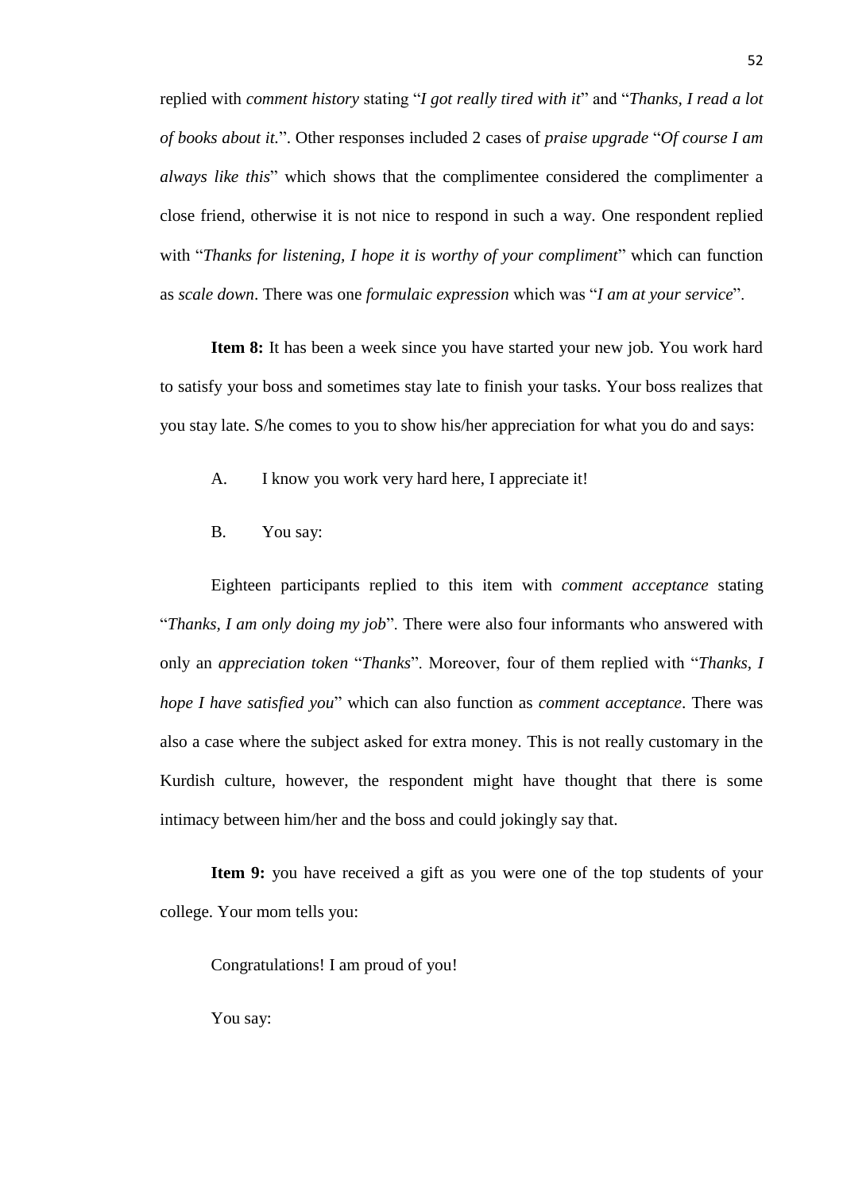replied with *comment history* stating "*I got really tired with it*" and "*Thanks, I read a lot of books about it.*". Other responses included 2 cases of *praise upgrade* "*Of course I am always like this*" which shows that the complimentee considered the complimenter a close friend, otherwise it is not nice to respond in such a way. One respondent replied with "*Thanks for listening, I hope it is worthy of your compliment*" which can function as *scale down*. There was one *formulaic expression* which was "*I am at your service*".

**Item 8:** It has been a week since you have started your new job. You work hard to satisfy your boss and sometimes stay late to finish your tasks. Your boss realizes that you stay late. S/he comes to you to show his/her appreciation for what you do and says:

A. I know you work very hard here, I appreciate it!

B. You say:

Eighteen participants replied to this item with *comment acceptance* stating "*Thanks, I am only doing my job*". There were also four informants who answered with only an *appreciation token* "*Thanks*". Moreover, four of them replied with "*Thanks, I hope I have satisfied you*" which can also function as *comment acceptance*. There was also a case where the subject asked for extra money. This is not really customary in the Kurdish culture, however, the respondent might have thought that there is some intimacy between him/her and the boss and could jokingly say that.

**Item 9:** you have received a gift as you were one of the top students of your college. Your mom tells you:

Congratulations! I am proud of you!

You say: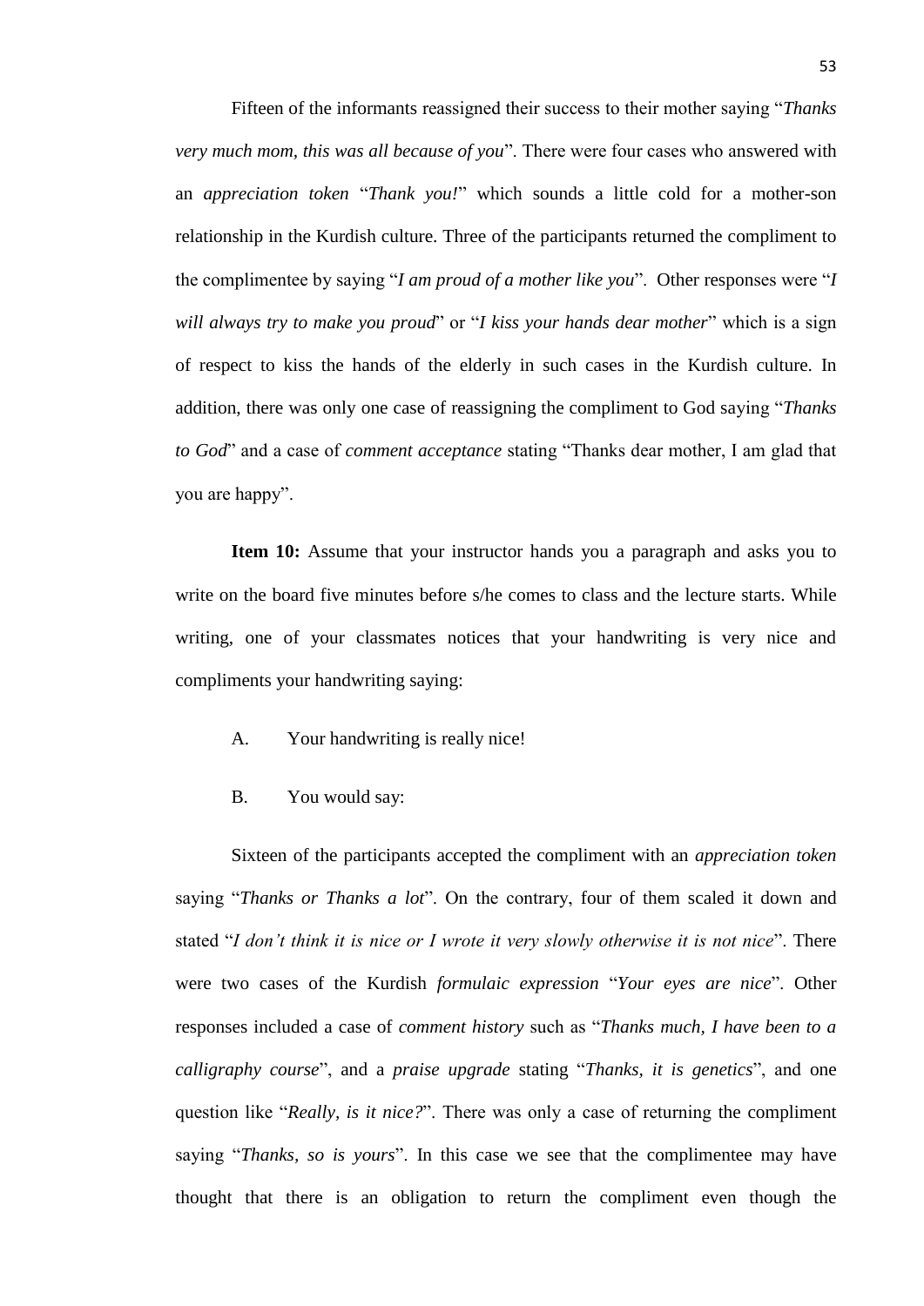Fifteen of the informants reassigned their success to their mother saying "*Thanks very much mom, this was all because of you*". There were four cases who answered with an *appreciation token* "*Thank you!*" which sounds a little cold for a mother-son relationship in the Kurdish culture. Three of the participants returned the compliment to the complimentee by saying "*I am proud of a mother like you*". Other responses were "*I will always try to make you proud*" or "*I kiss your hands dear mother*" which is a sign of respect to kiss the hands of the elderly in such cases in the Kurdish culture. In addition, there was only one case of reassigning the compliment to God saying "*Thanks to God*" and a case of *comment acceptance* stating "Thanks dear mother, I am glad that you are happy".

**Item 10:** Assume that your instructor hands you a paragraph and asks you to write on the board five minutes before s/he comes to class and the lecture starts. While writing, one of your classmates notices that your handwriting is very nice and compliments your handwriting saying:

A. Your handwriting is really nice!

B. You would say:

Sixteen of the participants accepted the compliment with an *appreciation token* saying "*Thanks or Thanks a lot*". On the contrary, four of them scaled it down and stated "*I don't think it is nice or I wrote it very slowly otherwise it is not nice*". There were two cases of the Kurdish *formulaic expression* "*Your eyes are nice*". Other responses included a case of *comment history* such as "*Thanks much, I have been to a calligraphy course*", and a *praise upgrade* stating "*Thanks, it is genetics*", and one question like "*Really, is it nice?*". There was only a case of returning the compliment saying "*Thanks, so is yours*". In this case we see that the complimentee may have thought that there is an obligation to return the compliment even though the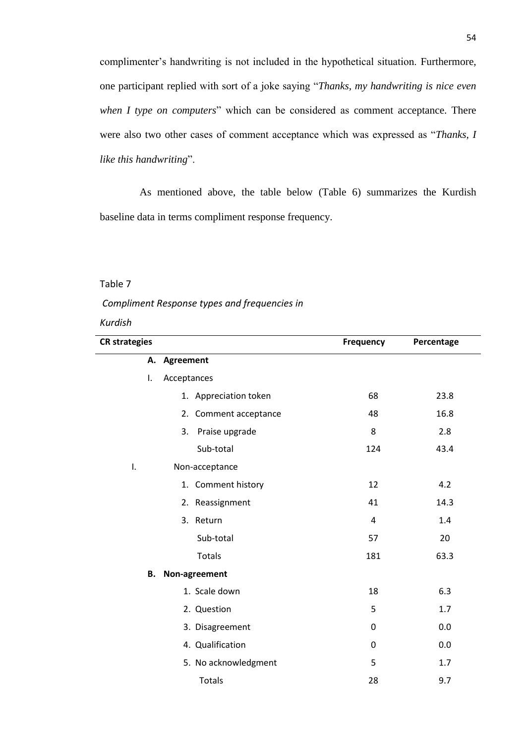complimenter's handwriting is not included in the hypothetical situation. Furthermore, one participant replied with sort of a joke saying "*Thanks, my handwriting is nice even when I type on computers*" which can be considered as comment acceptance. There were also two other cases of comment acceptance which was expressed as "*Thanks, I like this handwriting*".

As mentioned above, the table below (Table 6) summarizes the Kurdish baseline data in terms compliment response frequency.

Table 7

*Compliment Response types and frequencies in Kurdish*

| CR strategies | Frequency | Percentage |
|---|---|---|
| **A. Agreement** | | |
| I. Acceptances | | |
| 1. Appreciation token | 68 | 23.8 |
| 2. Comment acceptance | 48 | 16.8 |
| 3. Praise upgrade | 8 | 2.8 |
| Sub-total | 124 | 43.4 |
| I. Non-acceptance | | |
| 1. Comment history | 12 | 4.2 |
| 2. Reassignment | 41 | 14.3 |
| 3. Return | 4 | 1.4 |
| Sub-total | 57 | 20 |
| Totals | 181 | 63.3 |
| **B. Non-agreement** | | |
| 1. Scale down | 18 | 6.3 |
| 2. Question | 5 | 1.7 |
| 3. Disagreement | 0 | 0.0 |
| 4. Qualification | 0 | 0.0 |
| 5. No acknowledgment | 5 | 1.7 |
| Totals | 28 | 9.7 |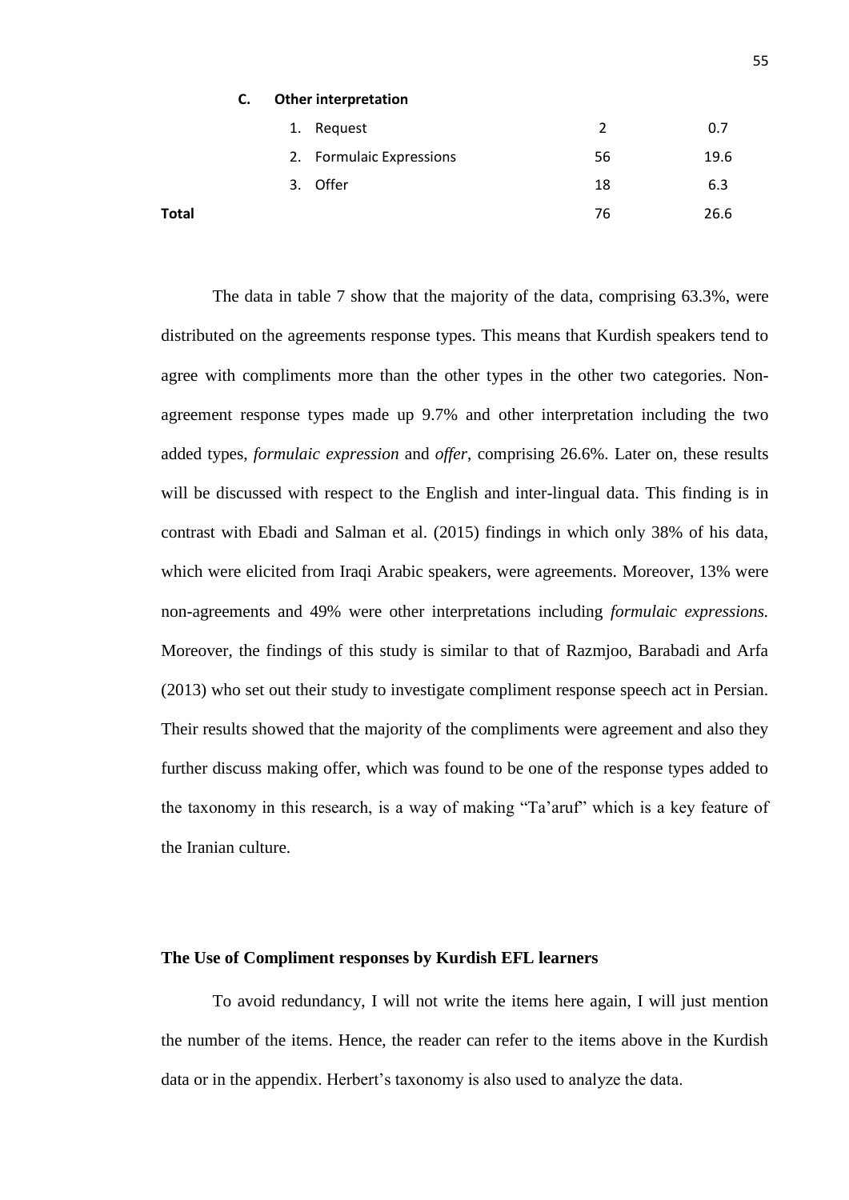| | | | |
|---|---|---|---|
| | **C. Other interpretation** | | |
| | 1. Request | 2 | 0.7 |
| | 2. Formulaic Expressions | 56 | 19.6 |
| | 3. Offer | 18 | 6.3 |
| **Total** | | 76 | 26.6 |

The data in table 7 show that the majority of the data, comprising 63.3%, were distributed on the agreements response types. This means that Kurdish speakers tend to agree with compliments more than the other types in the other two categories. Non-agreement response types made up 9.7% and other interpretation including the two added types, *formulaic expression* and *offer*, comprising 26.6%. Later on, these results will be discussed with respect to the English and inter-lingual data. This finding is in contrast with Ebadi and Salman et al. (2015) findings in which only 38% of his data, which were elicited from Iraqi Arabic speakers, were agreements. Moreover, 13% were non-agreements and 49% were other interpretations including *formulaic expressions.* Moreover, the findings of this study is similar to that of Razmjoo, Barabadi and Arfa (2013) who set out their study to investigate compliment response speech act in Persian. Their results showed that the majority of the compliments were agreement and also they further discuss making offer, which was found to be one of the response types added to the taxonomy in this research, is a way of making "Ta'aruf" which is a key feature of the Iranian culture.

## The Use of Compliment responses by Kurdish EFL learners

To avoid redundancy, I will not write the items here again, I will just mention the number of the items. Hence, the reader can refer to the items above in the Kurdish data or in the appendix. Herbert's taxonomy is also used to analyze the data.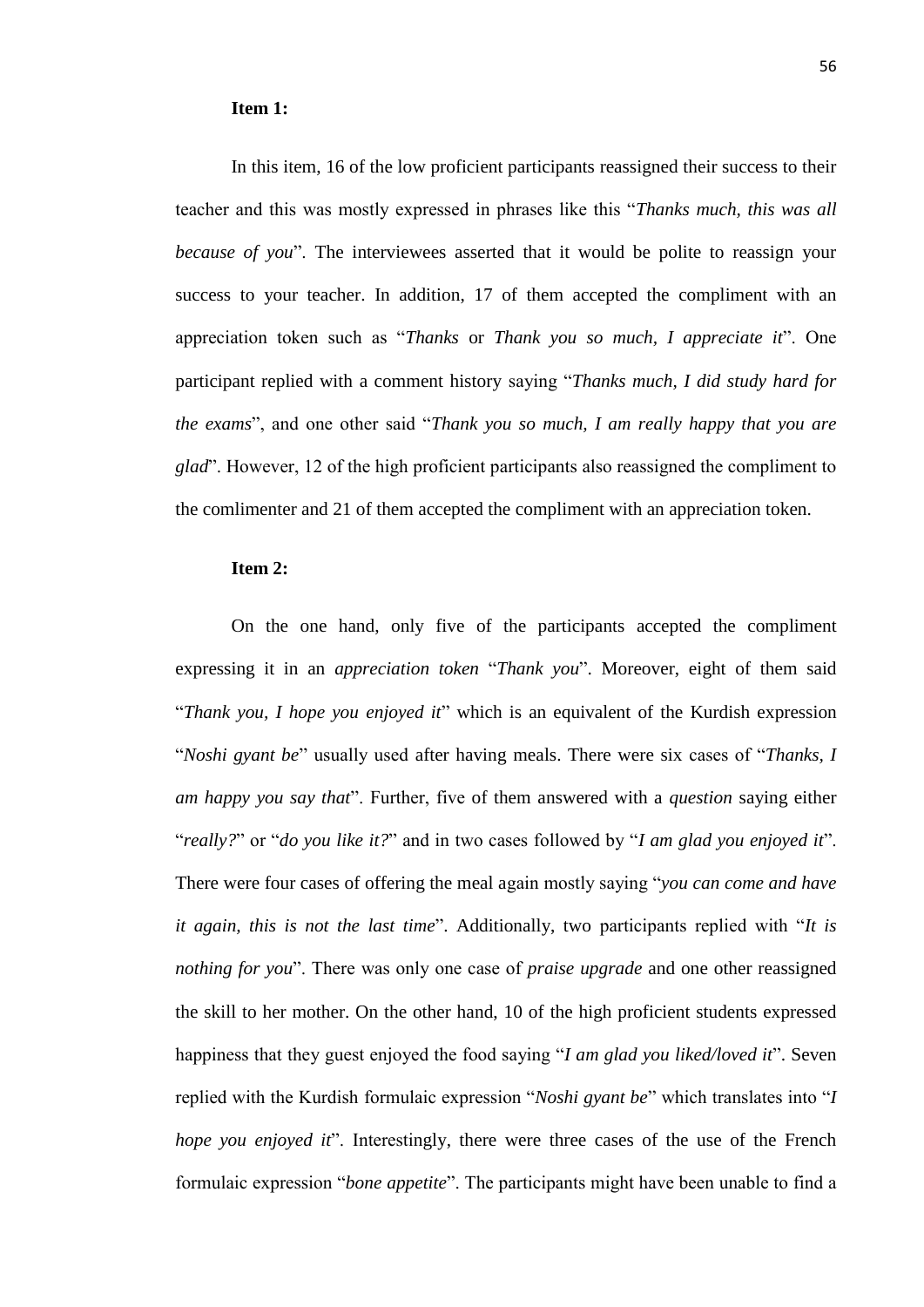**Item 1:**

In this item, 16 of the low proficient participants reassigned their success to their teacher and this was mostly expressed in phrases like this "*Thanks much, this was all because of you*". The interviewees asserted that it would be polite to reassign your success to your teacher. In addition, 17 of them accepted the compliment with an appreciation token such as "*Thanks* or *Thank you so much, I appreciate it*". One participant replied with a comment history saying "*Thanks much, I did study hard for the exams*", and one other said "*Thank you so much, I am really happy that you are glad*". However, 12 of the high proficient participants also reassigned the compliment to the comlimenter and 21 of them accepted the compliment with an appreciation token.

**Item 2:**

On the one hand, only five of the participants accepted the compliment expressing it in an *appreciation token* "*Thank you*". Moreover, eight of them said "*Thank you, I hope you enjoyed it*" which is an equivalent of the Kurdish expression "*Noshi gyant be*" usually used after having meals. There were six cases of "*Thanks, I am happy you say that*". Further, five of them answered with a *question* saying either "*really?*" or "*do you like it?*" and in two cases followed by "*I am glad you enjoyed it*". There were four cases of offering the meal again mostly saying "*you can come and have it again, this is not the last time*". Additionally, two participants replied with "*It is nothing for you*". There was only one case of *praise upgrade* and one other reassigned the skill to her mother. On the other hand, 10 of the high proficient students expressed happiness that they guest enjoyed the food saying "*I am glad you liked/loved it*". Seven replied with the Kurdish formulaic expression "*Noshi gyant be*" which translates into "*I hope you enjoyed it*". Interestingly, there were three cases of the use of the French formulaic expression "*bone appetite*". The participants might have been unable to find a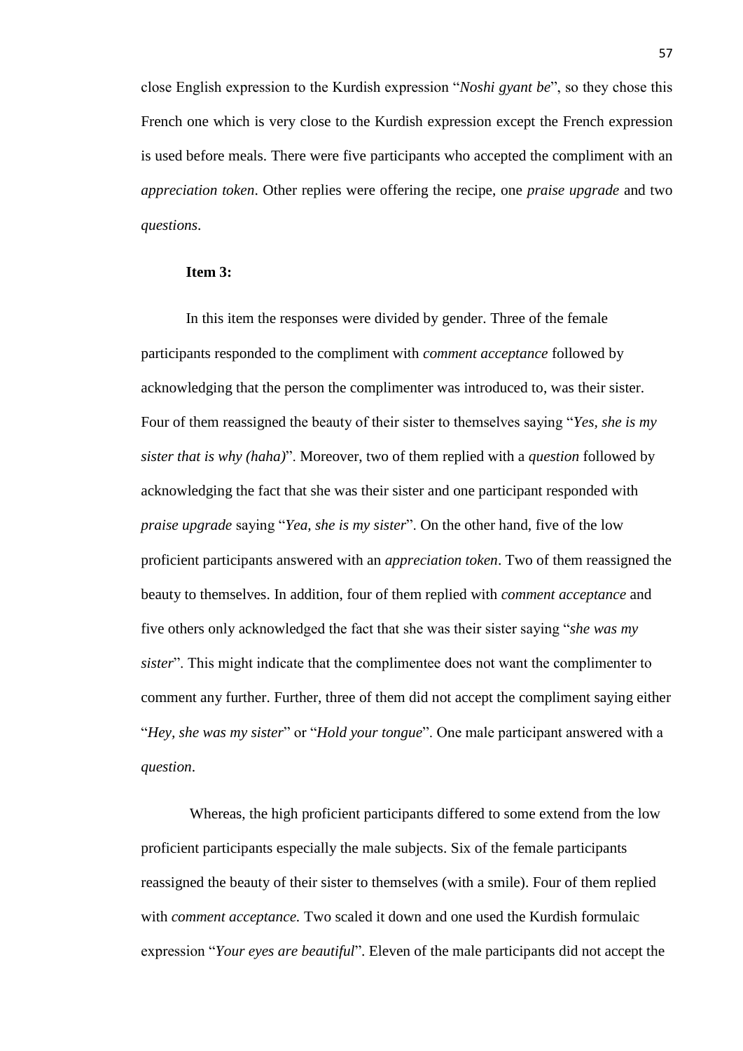close English expression to the Kurdish expression "*Noshi gyant be*", so they chose this French one which is very close to the Kurdish expression except the French expression is used before meals. There were five participants who accepted the compliment with an *appreciation token*. Other replies were offering the recipe, one *praise upgrade* and two *questions*.

**Item 3:**

In this item the responses were divided by gender. Three of the female participants responded to the compliment with *comment acceptance* followed by acknowledging that the person the complimenter was introduced to, was their sister. Four of them reassigned the beauty of their sister to themselves saying "*Yes, she is my sister that is why (haha)*". Moreover, two of them replied with a *question* followed by acknowledging the fact that she was their sister and one participant responded with *praise upgrade* saying "*Yea, she is my sister*". On the other hand, five of the low proficient participants answered with an *appreciation token*. Two of them reassigned the beauty to themselves. In addition, four of them replied with *comment acceptance* and five others only acknowledged the fact that she was their sister saying "*she was my sister*". This might indicate that the complimentee does not want the complimenter to comment any further. Further, three of them did not accept the compliment saying either "*Hey, she was my sister*" or "*Hold your tongue*". One male participant answered with a *question*.

Whereas, the high proficient participants differed to some extend from the low proficient participants especially the male subjects. Six of the female participants reassigned the beauty of their sister to themselves (with a smile). Four of them replied with *comment acceptance.* Two scaled it down and one used the Kurdish formulaic expression "*Your eyes are beautiful*". Eleven of the male participants did not accept the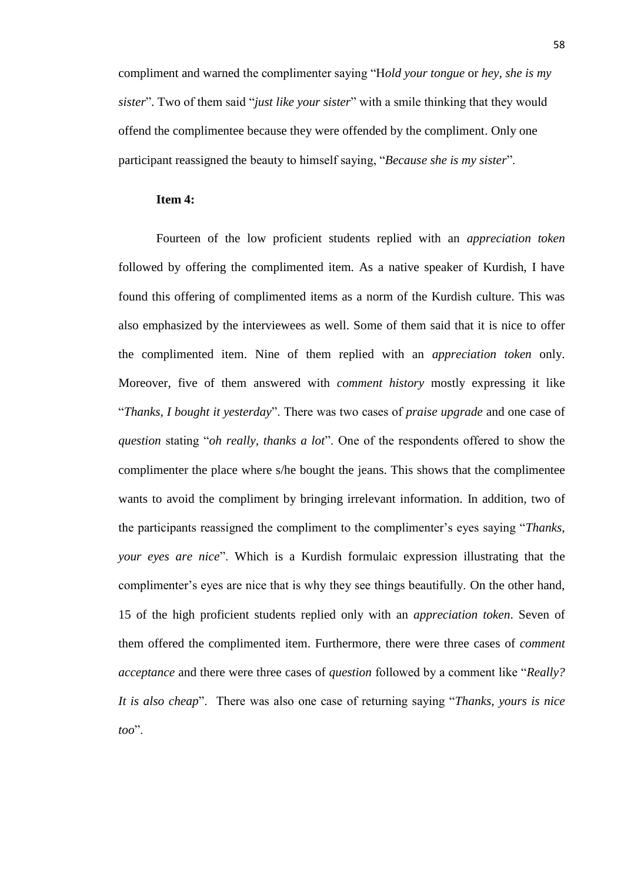compliment and warned the complimenter saying "H*old your tongue* or *hey, she is my sister*". Two of them said "*just like your sister*" with a smile thinking that they would offend the complimentee because they were offended by the compliment. Only one participant reassigned the beauty to himself saying, "*Because she is my sister*".

**Item 4:**

Fourteen of the low proficient students replied with an *appreciation token* followed by offering the complimented item. As a native speaker of Kurdish, I have found this offering of complimented items as a norm of the Kurdish culture. This was also emphasized by the interviewees as well. Some of them said that it is nice to offer the complimented item. Nine of them replied with an *appreciation token* only. Moreover, five of them answered with *comment history* mostly expressing it like "*Thanks, I bought it yesterday*". There was two cases of *praise upgrade* and one case of *question* stating "*oh really, thanks a lot*". One of the respondents offered to show the complimenter the place where s/he bought the jeans. This shows that the complimentee wants to avoid the compliment by bringing irrelevant information. In addition, two of the participants reassigned the compliment to the complimenter's eyes saying "*Thanks, your eyes are nice*". Which is a Kurdish formulaic expression illustrating that the complimenter's eyes are nice that is why they see things beautifully. On the other hand, 15 of the high proficient students replied only with an *appreciation token*. Seven of them offered the complimented item. Furthermore, there were three cases of *comment acceptance* and there were three cases of *question* followed by a comment like "*Really? It is also cheap*". There was also one case of returning saying "*Thanks, yours is nice too*".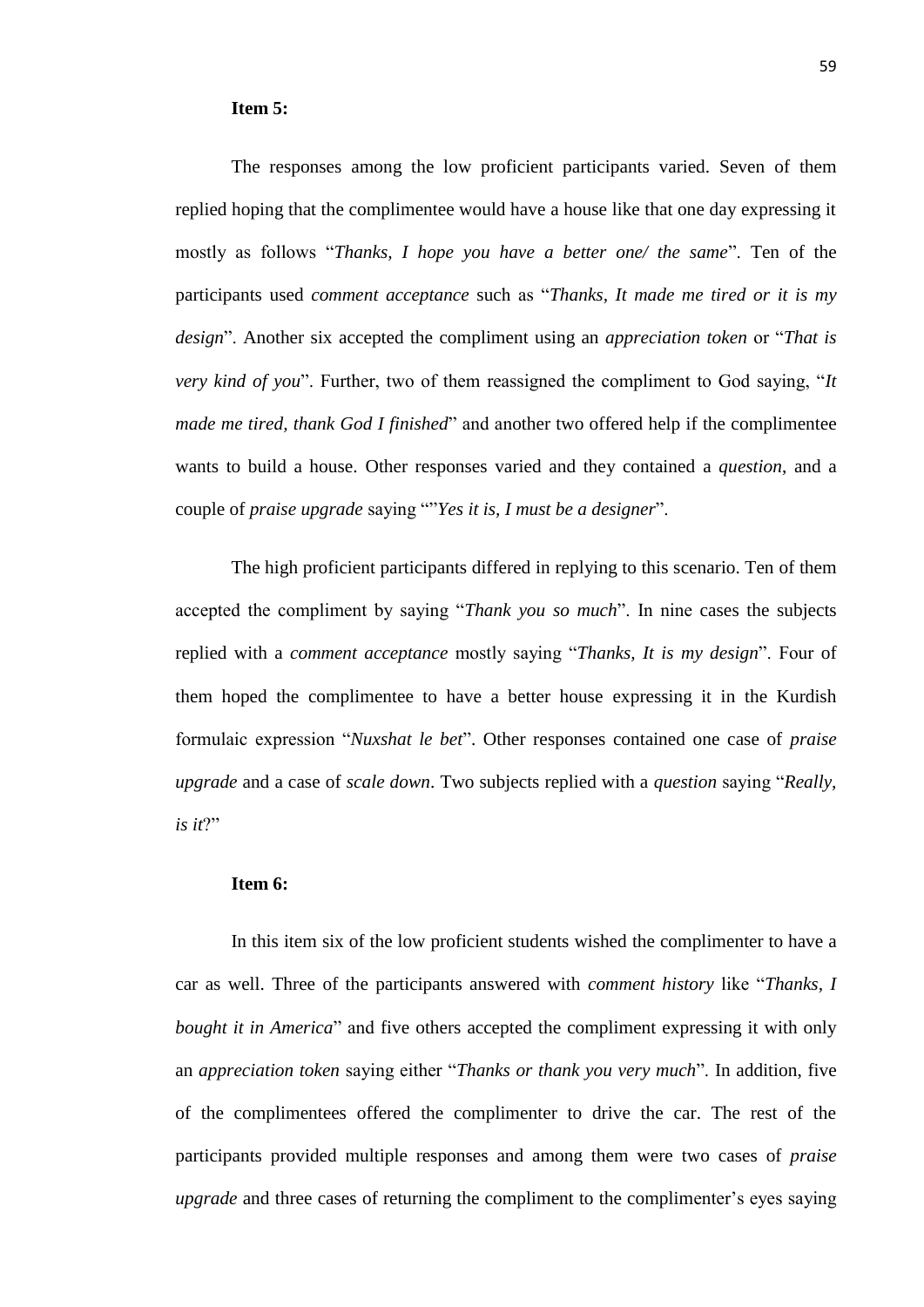**Item 5:**

The responses among the low proficient participants varied. Seven of them replied hoping that the complimentee would have a house like that one day expressing it mostly as follows "*Thanks, I hope you have a better one/ the same*". Ten of the participants used *comment acceptance* such as "*Thanks, It made me tired or it is my design*". Another six accepted the compliment using an *appreciation token* or "*That is very kind of you*". Further, two of them reassigned the compliment to God saying, "*It made me tired, thank God I finished*" and another two offered help if the complimentee wants to build a house. Other responses varied and they contained a *question*, and a couple of *praise upgrade* saying ""*Yes it is, I must be a designer*".

The high proficient participants differed in replying to this scenario. Ten of them accepted the compliment by saying "*Thank you so much*". In nine cases the subjects replied with a *comment acceptance* mostly saying "*Thanks, It is my design*". Four of them hoped the complimentee to have a better house expressing it in the Kurdish formulaic expression "*Nuxshat le bet*". Other responses contained one case of *praise upgrade* and a case of *scale down*. Two subjects replied with a *question* saying "*Really, is it*?"

**Item 6:**

In this item six of the low proficient students wished the complimenter to have a car as well. Three of the participants answered with *comment history* like "*Thanks, I bought it in America*" and five others accepted the compliment expressing it with only an *appreciation token* saying either "*Thanks or thank you very much*". In addition, five of the complimentees offered the complimenter to drive the car. The rest of the participants provided multiple responses and among them were two cases of *praise upgrade* and three cases of returning the compliment to the complimenter's eyes saying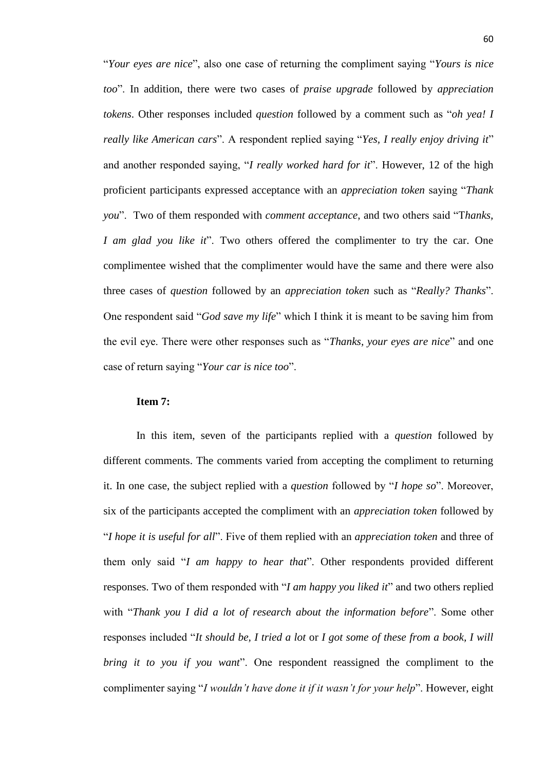"*Your eyes are nice*", also one case of returning the compliment saying "*Yours is nice too*". In addition, there were two cases of *praise upgrade* followed by *appreciation tokens*. Other responses included *question* followed by a comment such as "*oh yea! I really like American cars*". A respondent replied saying "*Yes, I really enjoy driving it*" and another responded saying, "*I really worked hard for it*". However, 12 of the high proficient participants expressed acceptance with an *appreciation token* saying "*Thank you*". Two of them responded with *comment acceptance*, and two others said "T*hanks, I am glad you like it*". Two others offered the complimenter to try the car. One complimentee wished that the complimenter would have the same and there were also three cases of *question* followed by an *appreciation token* such as "*Really? Thanks*". One respondent said "*God save my life*" which I think it is meant to be saving him from the evil eye. There were other responses such as "*Thanks, your eyes are nice*" and one case of return saying "*Your car is nice too*".

**Item 7:**

In this item, seven of the participants replied with a *question* followed by different comments. The comments varied from accepting the compliment to returning it. In one case, the subject replied with a *question* followed by "*I hope so*". Moreover, six of the participants accepted the compliment with an *appreciation token* followed by "*I hope it is useful for all*". Five of them replied with an *appreciation token* and three of them only said "*I am happy to hear that*". Other respondents provided different responses. Two of them responded with "*I am happy you liked it*" and two others replied with "*Thank you I did a lot of research about the information before*". Some other responses included "*It should be, I tried a lot* or *I got some of these from a book, I will bring it to you if you want*". One respondent reassigned the compliment to the complimenter saying "*I wouldn't have done it if it wasn't for your help*". However, eight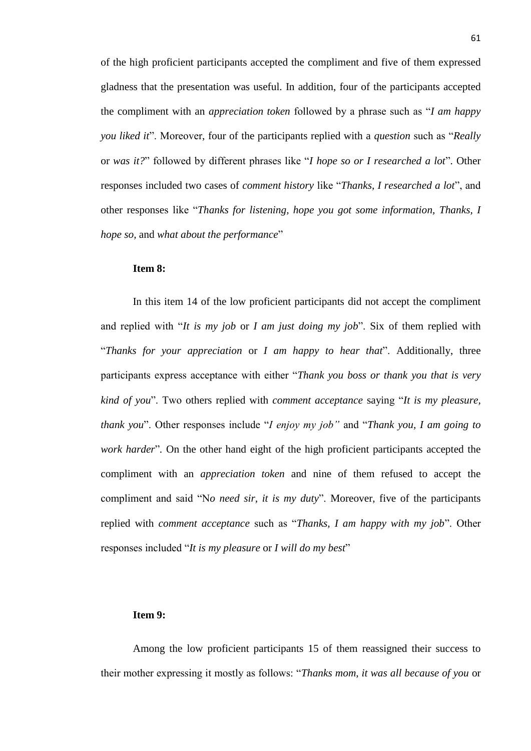of the high proficient participants accepted the compliment and five of them expressed gladness that the presentation was useful. In addition, four of the participants accepted the compliment with an *appreciation token* followed by a phrase such as "*I am happy you liked it*". Moreover, four of the participants replied with a *question* such as "*Really* or *was it?*" followed by different phrases like "*I hope so or I researched a lot*". Other responses included two cases of *comment history* like "*Thanks, I researched a lot*", and other responses like "*Thanks for listening, hope you got some information, Thanks, I hope so,* and *what about the performance*"

**Item 8:**

In this item 14 of the low proficient participants did not accept the compliment and replied with "*It is my job* or *I am just doing my job*". Six of them replied with "*Thanks for your appreciation* or *I am happy to hear that*". Additionally, three participants express acceptance with either "*Thank you boss or thank you that is very kind of you*". Two others replied with *comment acceptance* saying "*It is my pleasure, thank you*". Other responses include "*I enjoy my job"* and "*Thank you, I am going to work harder*". On the other hand eight of the high proficient participants accepted the compliment with an *appreciation token* and nine of them refused to accept the compliment and said "N*o need sir, it is my duty*". Moreover, five of the participants replied with *comment acceptance* such as "*Thanks, I am happy with my job*". Other responses included "*It is my pleasure* or *I will do my best*"

**Item 9:**

Among the low proficient participants 15 of them reassigned their success to their mother expressing it mostly as follows: "*Thanks mom, it was all because of you* or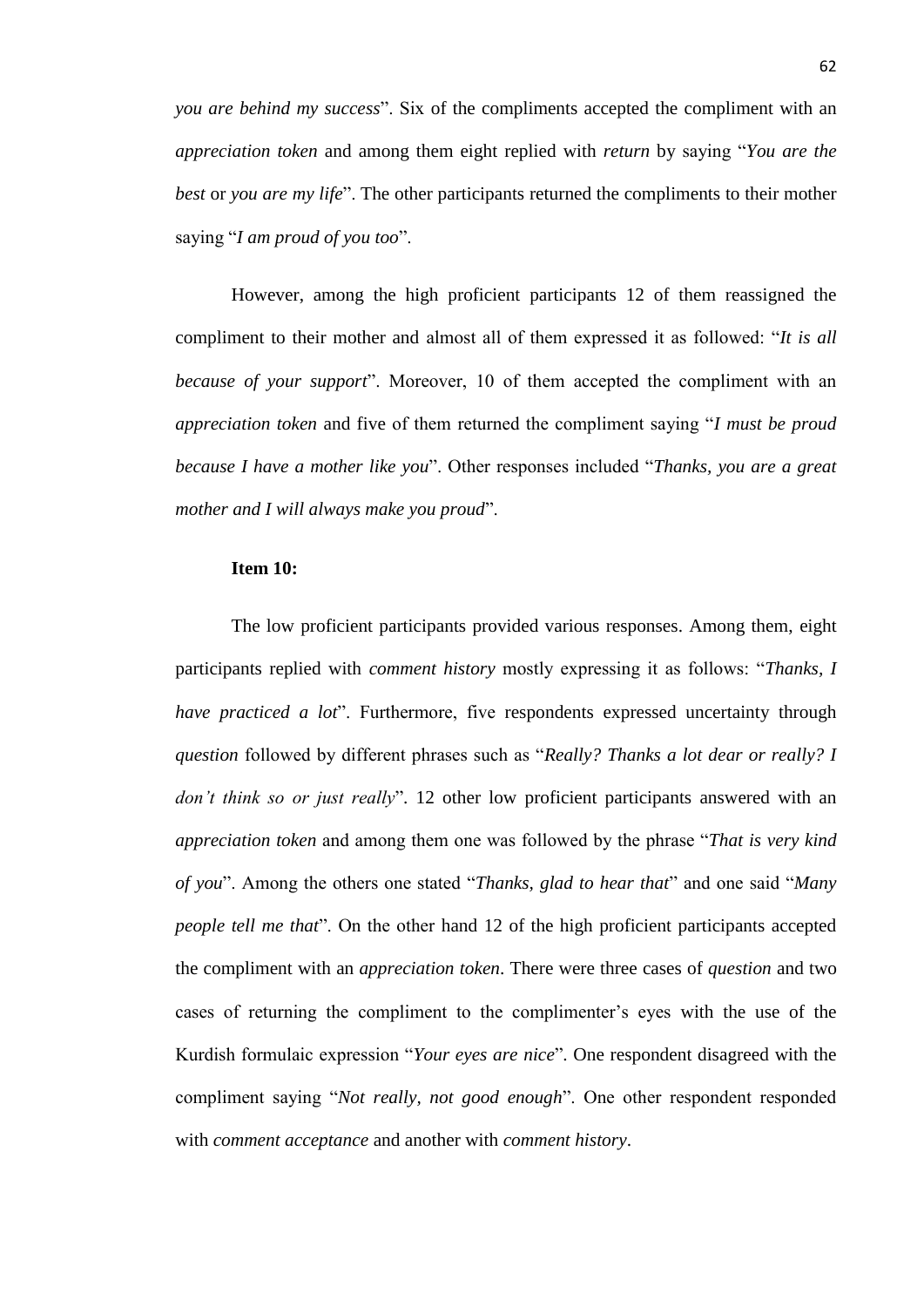*you are behind my success*". Six of the compliments accepted the compliment with an *appreciation token* and among them eight replied with *return* by saying "*You are the best* or *you are my life*". The other participants returned the compliments to their mother saying "*I am proud of you too*".

However, among the high proficient participants 12 of them reassigned the compliment to their mother and almost all of them expressed it as followed: "*It is all because of your support*". Moreover, 10 of them accepted the compliment with an *appreciation token* and five of them returned the compliment saying "*I must be proud because I have a mother like you*". Other responses included "*Thanks, you are a great mother and I will always make you proud*".

**Item 10:**

The low proficient participants provided various responses. Among them, eight participants replied with *comment history* mostly expressing it as follows: "*Thanks, I have practiced a lot*". Furthermore, five respondents expressed uncertainty through *question* followed by different phrases such as "*Really? Thanks a lot dear or really? I don't think so or just really*". 12 other low proficient participants answered with an *appreciation token* and among them one was followed by the phrase "*That is very kind of you*". Among the others one stated "*Thanks, glad to hear that*" and one said "*Many people tell me that*". On the other hand 12 of the high proficient participants accepted the compliment with an *appreciation token*. There were three cases of *question* and two cases of returning the compliment to the complimenter's eyes with the use of the Kurdish formulaic expression "*Your eyes are nice*". One respondent disagreed with the compliment saying "*Not really, not good enough*". One other respondent responded with *comment acceptance* and another with *comment history*.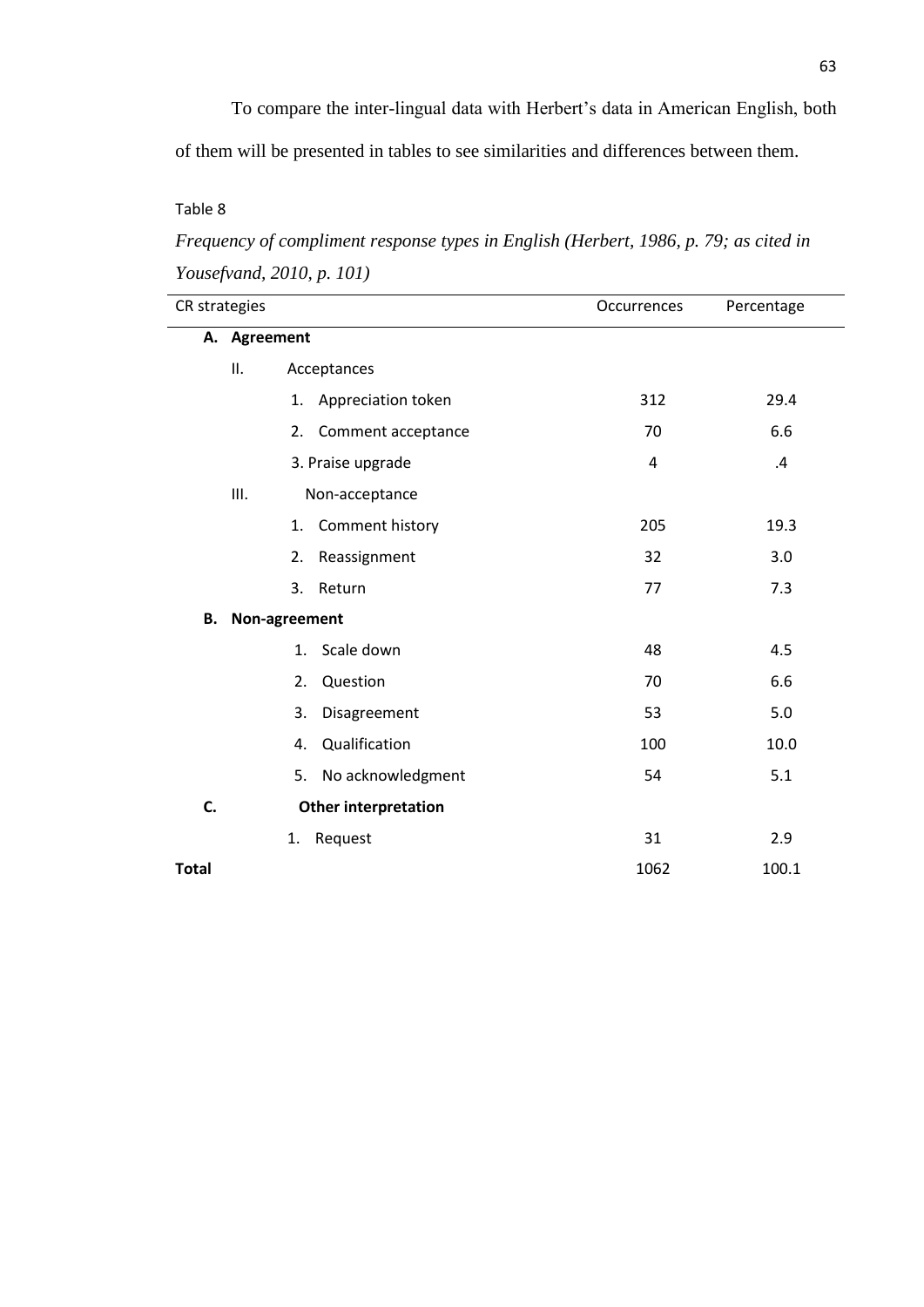To compare the inter-lingual data with Herbert's data in American English, both of them will be presented in tables to see similarities and differences between them.

Table 8

*Frequency of compliment response types in English (Herbert, 1986, p. 79; as cited in Yousefvand, 2010, p. 101)*

| CR strategies | Occurrences | Percentage |
|---|---|---|
| **A. Agreement** | | |
| II. Acceptances | | |
| 1. Appreciation token | 312 | 29.4 |
| 2. Comment acceptance | 70 | 6.6 |
| 3. Praise upgrade | 4 | .4 |
| III. Non-acceptance | | |
| 1. Comment history | 205 | 19.3 |
| 2. Reassignment | 32 | 3.0 |
| 3. Return | 77 | 7.3 |
| **B. Non-agreement** | | |
| 1. Scale down | 48 | 4.5 |
| 2. Question | 70 | 6.6 |
| 3. Disagreement | 53 | 5.0 |
| 4. Qualification | 100 | 10.0 |
| 5. No acknowledgment | 54 | 5.1 |
| **C. Other interpretation** | | |
| 1. Request | 31 | 2.9 |
| **Total** | 1062 | 100.1 |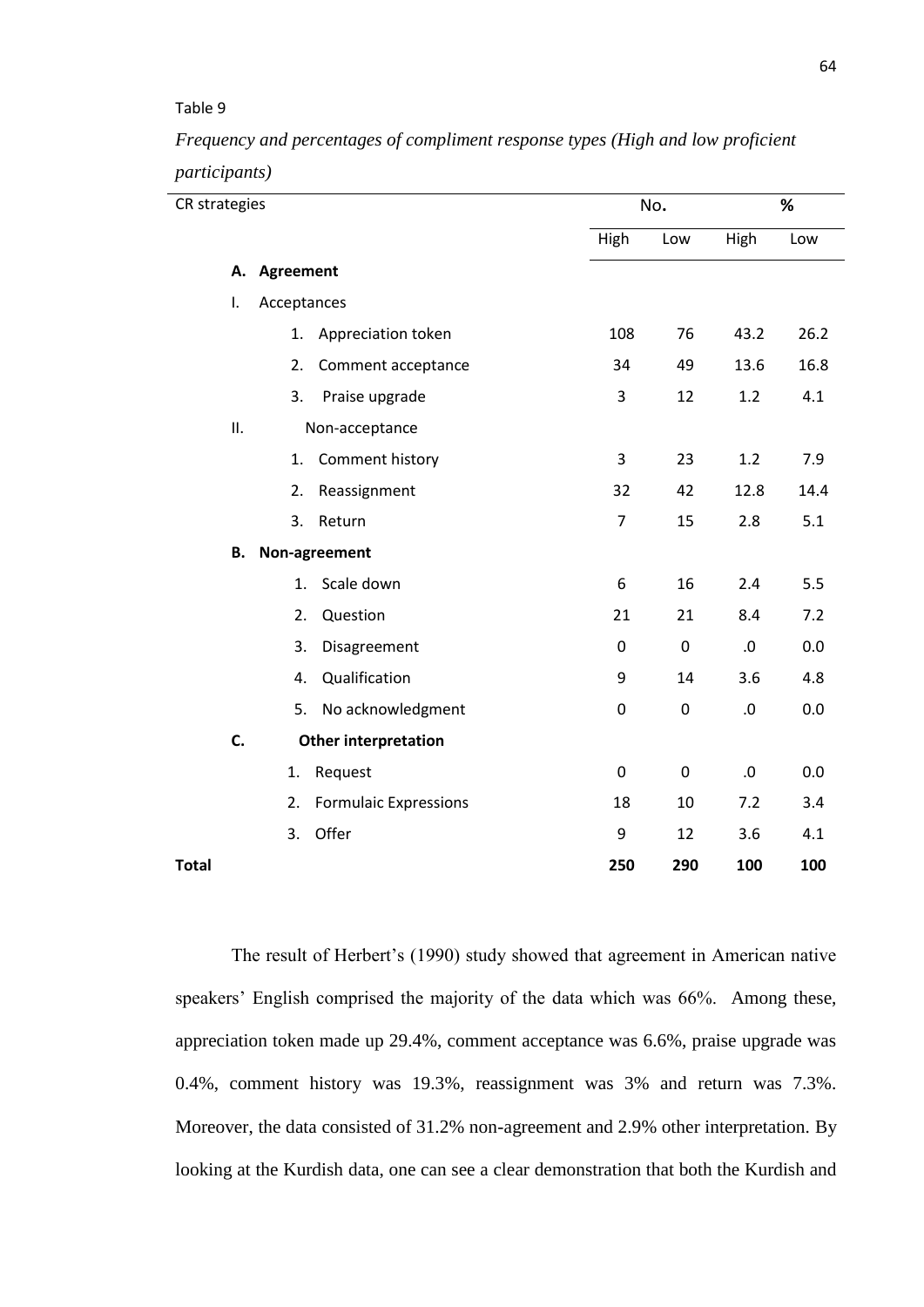Table 9

*Frequency and percentages of compliment response types (High and low proficient participants)*

| CR strategies | No. | | % | |
|---|---|---|---|---|
| | High | Low | High | Low |
| **A. Agreement** | | | | |
| I. Acceptances | | | | |
| 1. Appreciation token | 108 | 76 | 43.2 | 26.2 |
| 2. Comment acceptance | 34 | 49 | 13.6 | 16.8 |
| 3. Praise upgrade | 3 | 12 | 1.2 | 4.1 |
| II. Non-acceptance | | | | |
| 1. Comment history | 3 | 23 | 1.2 | 7.9 |
| 2. Reassignment | 32 | 42 | 12.8 | 14.4 |
| 3. Return | 7 | 15 | 2.8 | 5.1 |
| **B. Non-agreement** | | | | |
| 1. Scale down | 6 | 16 | 2.4 | 5.5 |
| 2. Question | 21 | 21 | 8.4 | 7.2 |
| 3. Disagreement | 0 | 0 | .0 | 0.0 |
| 4. Qualification | 9 | 14 | 3.6 | 4.8 |
| 5. No acknowledgment | 0 | 0 | .0 | 0.0 |
| **C. Other interpretation** | | | | |
| 1. Request | 0 | 0 | .0 | 0.0 |
| 2. Formulaic Expressions | 18 | 10 | 7.2 | 3.4 |
| 3. Offer | 9 | 12 | 3.6 | 4.1 |
| **Total** | **250** | **290** | **100** | **100** |

The result of Herbert's (1990) study showed that agreement in American native speakers' English comprised the majority of the data which was 66%. Among these, appreciation token made up 29.4%, comment acceptance was 6.6%, praise upgrade was 0.4%, comment history was 19.3%, reassignment was 3% and return was 7.3%. Moreover, the data consisted of 31.2% non-agreement and 2.9% other interpretation. By looking at the Kurdish data, one can see a clear demonstration that both the Kurdish and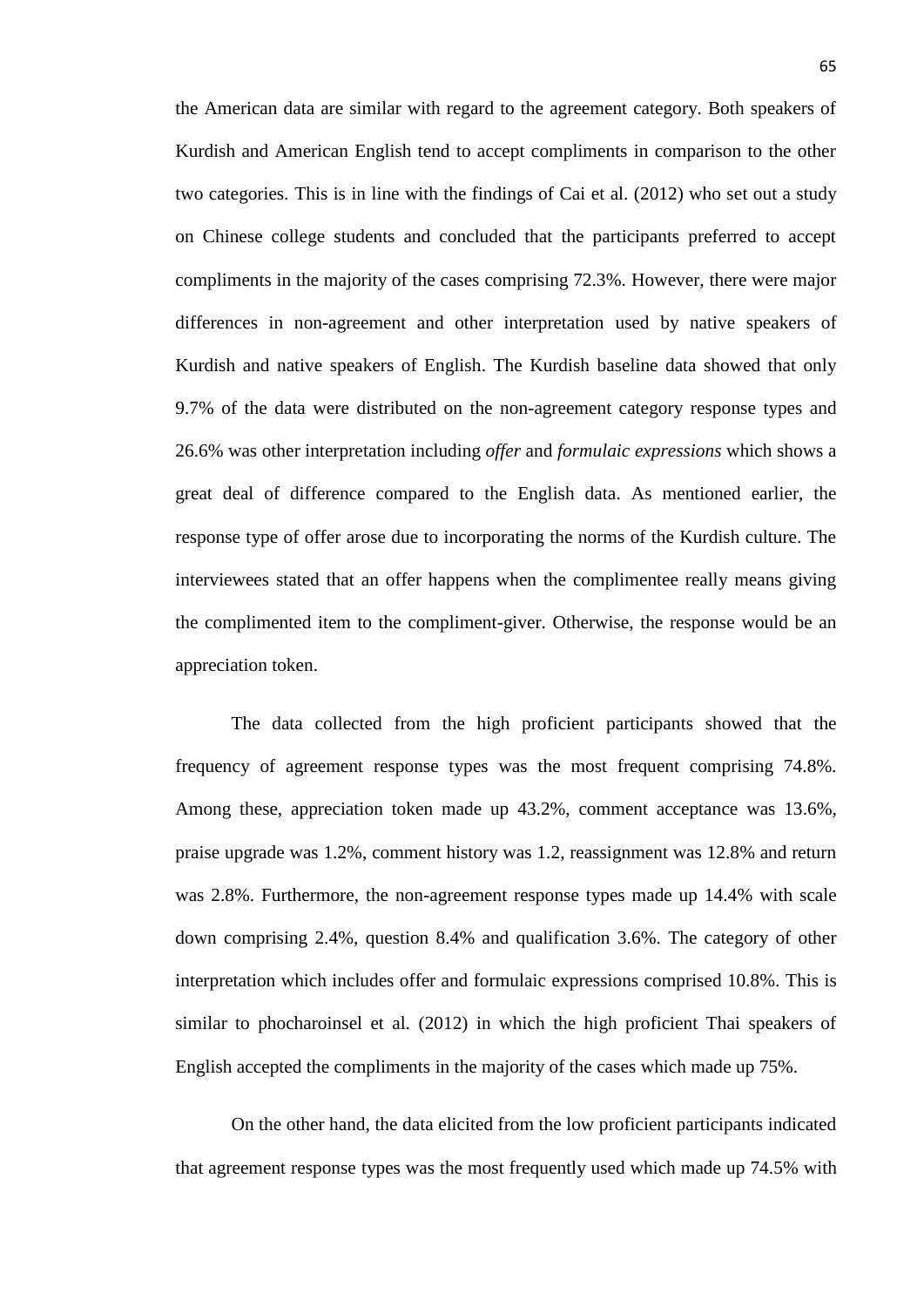the American data are similar with regard to the agreement category. Both speakers of Kurdish and American English tend to accept compliments in comparison to the other two categories. This is in line with the findings of Cai et al. (2012) who set out a study on Chinese college students and concluded that the participants preferred to accept compliments in the majority of the cases comprising 72.3%. However, there were major differences in non-agreement and other interpretation used by native speakers of Kurdish and native speakers of English. The Kurdish baseline data showed that only 9.7% of the data were distributed on the non-agreement category response types and 26.6% was other interpretation including *offer* and *formulaic expressions* which shows a great deal of difference compared to the English data. As mentioned earlier, the response type of offer arose due to incorporating the norms of the Kurdish culture. The interviewees stated that an offer happens when the complimentee really means giving the complimented item to the compliment-giver. Otherwise, the response would be an appreciation token.

The data collected from the high proficient participants showed that the frequency of agreement response types was the most frequent comprising 74.8%. Among these, appreciation token made up 43.2%, comment acceptance was 13.6%, praise upgrade was 1.2%, comment history was 1.2, reassignment was 12.8% and return was 2.8%. Furthermore, the non-agreement response types made up 14.4% with scale down comprising 2.4%, question 8.4% and qualification 3.6%. The category of other interpretation which includes offer and formulaic expressions comprised 10.8%. This is similar to phocharoinsel et al. (2012) in which the high proficient Thai speakers of English accepted the compliments in the majority of the cases which made up 75%.

On the other hand, the data elicited from the low proficient participants indicated that agreement response types was the most frequently used which made up 74.5% with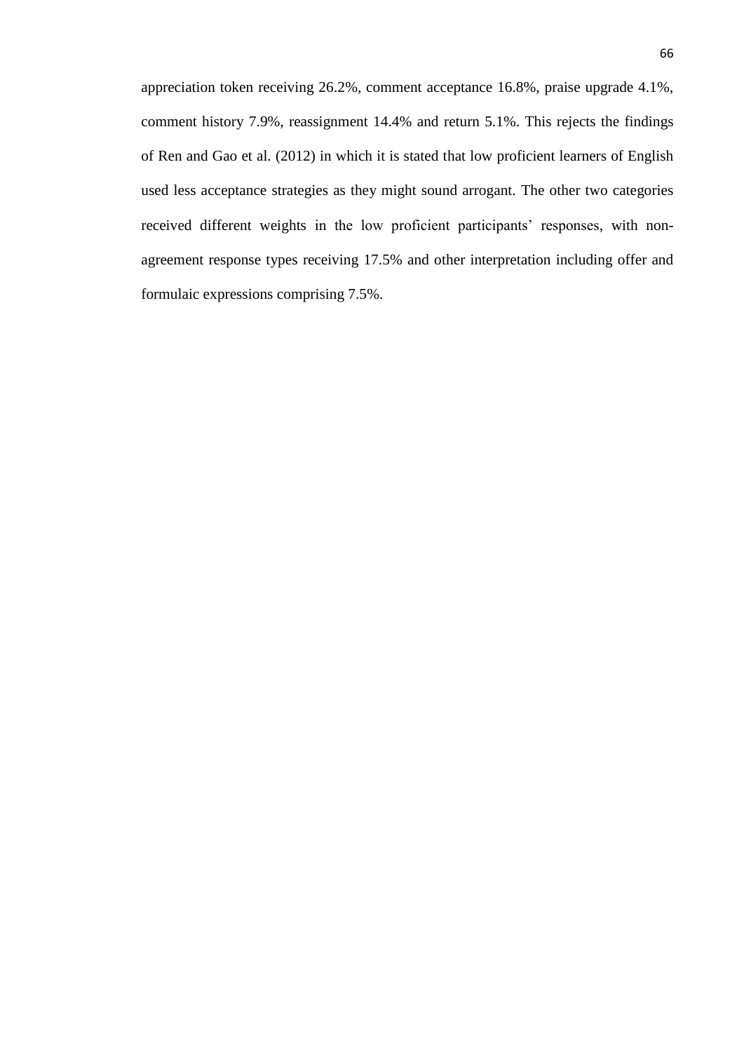appreciation token receiving 26.2%, comment acceptance 16.8%, praise upgrade 4.1%, comment history 7.9%, reassignment 14.4% and return 5.1%. This rejects the findings of Ren and Gao et al. (2012) in which it is stated that low proficient learners of English used less acceptance strategies as they might sound arrogant. The other two categories received different weights in the low proficient participants' responses, with non-agreement response types receiving 17.5% and other interpretation including offer and formulaic expressions comprising 7.5%.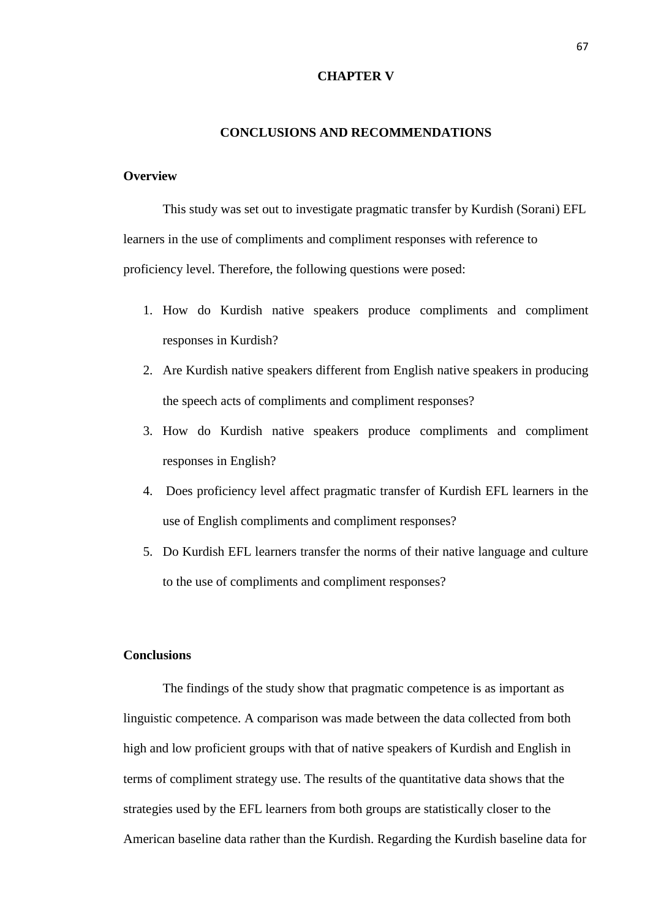# CHAPTER V

## CONCLUSIONS AND RECOMMENDATIONS

### Overview

This study was set out to investigate pragmatic transfer by Kurdish (Sorani) EFL learners in the use of compliments and compliment responses with reference to proficiency level. Therefore, the following questions were posed:

1. How do Kurdish native speakers produce compliments and compliment responses in Kurdish?
2. Are Kurdish native speakers different from English native speakers in producing the speech acts of compliments and compliment responses?
3. How do Kurdish native speakers produce compliments and compliment responses in English?
4. Does proficiency level affect pragmatic transfer of Kurdish EFL learners in the use of English compliments and compliment responses?
5. Do Kurdish EFL learners transfer the norms of their native language and culture to the use of compliments and compliment responses?

### Conclusions

The findings of the study show that pragmatic competence is as important as linguistic competence. A comparison was made between the data collected from both high and low proficient groups with that of native speakers of Kurdish and English in terms of compliment strategy use. The results of the quantitative data shows that the strategies used by the EFL learners from both groups are statistically closer to the American baseline data rather than the Kurdish. Regarding the Kurdish baseline data for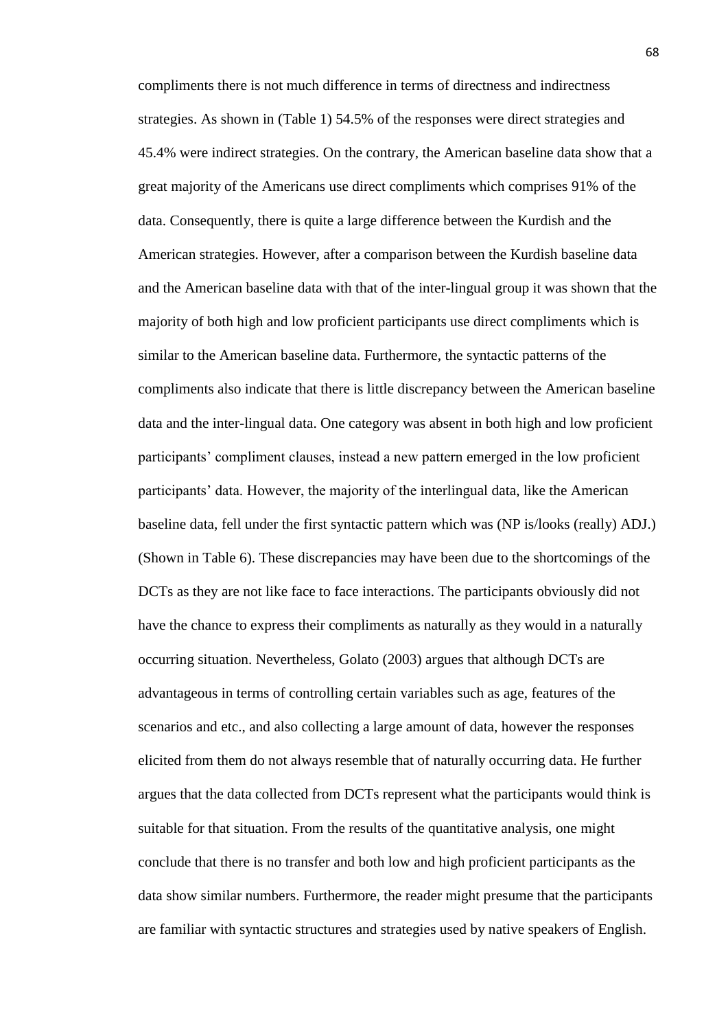compliments there is not much difference in terms of directness and indirectness strategies. As shown in (Table 1) 54.5% of the responses were direct strategies and 45.4% were indirect strategies. On the contrary, the American baseline data show that a great majority of the Americans use direct compliments which comprises 91% of the data. Consequently, there is quite a large difference between the Kurdish and the American strategies. However, after a comparison between the Kurdish baseline data and the American baseline data with that of the inter-lingual group it was shown that the majority of both high and low proficient participants use direct compliments which is similar to the American baseline data. Furthermore, the syntactic patterns of the compliments also indicate that there is little discrepancy between the American baseline data and the inter-lingual data. One category was absent in both high and low proficient participants' compliment clauses, instead a new pattern emerged in the low proficient participants' data. However, the majority of the interlingual data, like the American baseline data, fell under the first syntactic pattern which was (NP is/looks (really) ADJ.) (Shown in Table 6). These discrepancies may have been due to the shortcomings of the DCTs as they are not like face to face interactions. The participants obviously did not have the chance to express their compliments as naturally as they would in a naturally occurring situation. Nevertheless, Golato (2003) argues that although DCTs are advantageous in terms of controlling certain variables such as age, features of the scenarios and etc., and also collecting a large amount of data, however the responses elicited from them do not always resemble that of naturally occurring data. He further argues that the data collected from DCTs represent what the participants would think is suitable for that situation. From the results of the quantitative analysis, one might conclude that there is no transfer and both low and high proficient participants as the data show similar numbers. Furthermore, the reader might presume that the participants are familiar with syntactic structures and strategies used by native speakers of English.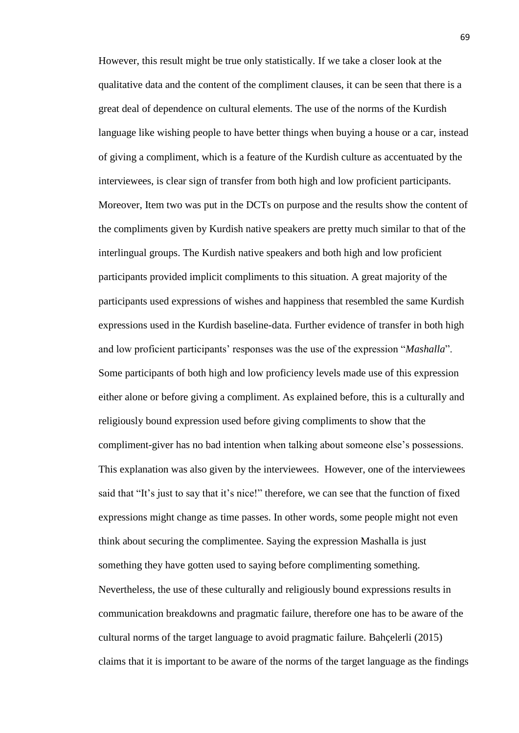However, this result might be true only statistically. If we take a closer look at the qualitative data and the content of the compliment clauses, it can be seen that there is a great deal of dependence on cultural elements. The use of the norms of the Kurdish language like wishing people to have better things when buying a house or a car, instead of giving a compliment, which is a feature of the Kurdish culture as accentuated by the interviewees, is clear sign of transfer from both high and low proficient participants. Moreover, Item two was put in the DCTs on purpose and the results show the content of the compliments given by Kurdish native speakers are pretty much similar to that of the interlingual groups. The Kurdish native speakers and both high and low proficient participants provided implicit compliments to this situation. A great majority of the participants used expressions of wishes and happiness that resembled the same Kurdish expressions used in the Kurdish baseline-data. Further evidence of transfer in both high and low proficient participants' responses was the use of the expression "*Mashalla*". Some participants of both high and low proficiency levels made use of this expression either alone or before giving a compliment. As explained before, this is a culturally and religiously bound expression used before giving compliments to show that the compliment-giver has no bad intention when talking about someone else's possessions. This explanation was also given by the interviewees. However, one of the interviewees said that "It's just to say that it's nice!" therefore, we can see that the function of fixed expressions might change as time passes. In other words, some people might not even think about securing the complimentee. Saying the expression Mashalla is just something they have gotten used to saying before complimenting something. Nevertheless, the use of these culturally and religiously bound expressions results in communication breakdowns and pragmatic failure, therefore one has to be aware of the cultural norms of the target language to avoid pragmatic failure. Bahçelerli (2015) claims that it is important to be aware of the norms of the target language as the findings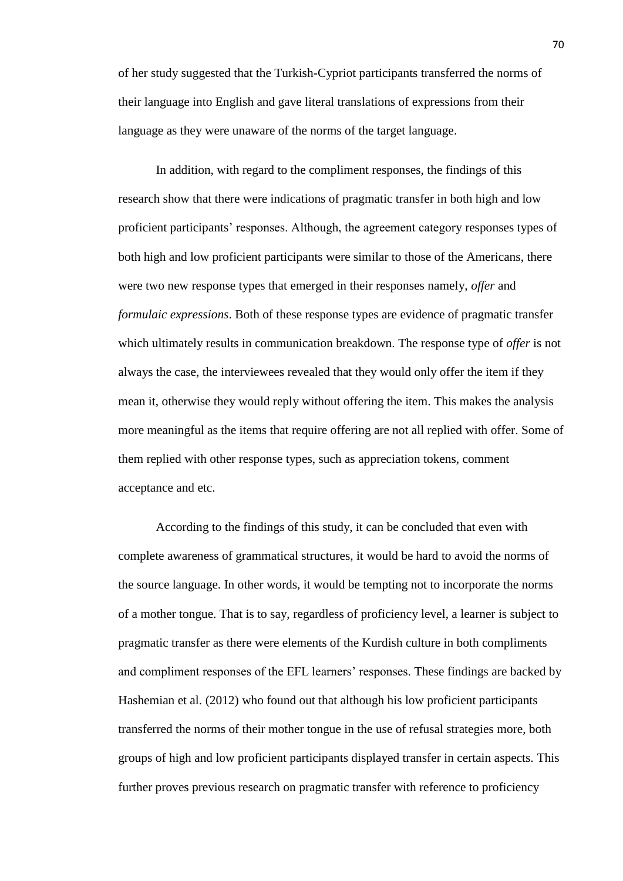of her study suggested that the Turkish-Cypriot participants transferred the norms of their language into English and gave literal translations of expressions from their language as they were unaware of the norms of the target language.

In addition, with regard to the compliment responses, the findings of this research show that there were indications of pragmatic transfer in both high and low proficient participants' responses. Although, the agreement category responses types of both high and low proficient participants were similar to those of the Americans, there were two new response types that emerged in their responses namely, *offer* and *formulaic expressions*. Both of these response types are evidence of pragmatic transfer which ultimately results in communication breakdown. The response type of *offer* is not always the case, the interviewees revealed that they would only offer the item if they mean it, otherwise they would reply without offering the item. This makes the analysis more meaningful as the items that require offering are not all replied with offer. Some of them replied with other response types, such as appreciation tokens, comment acceptance and etc.

According to the findings of this study, it can be concluded that even with complete awareness of grammatical structures, it would be hard to avoid the norms of the source language. In other words, it would be tempting not to incorporate the norms of a mother tongue. That is to say, regardless of proficiency level, a learner is subject to pragmatic transfer as there were elements of the Kurdish culture in both compliments and compliment responses of the EFL learners' responses. These findings are backed by Hashemian et al. (2012) who found out that although his low proficient participants transferred the norms of their mother tongue in the use of refusal strategies more, both groups of high and low proficient participants displayed transfer in certain aspects. This further proves previous research on pragmatic transfer with reference to proficiency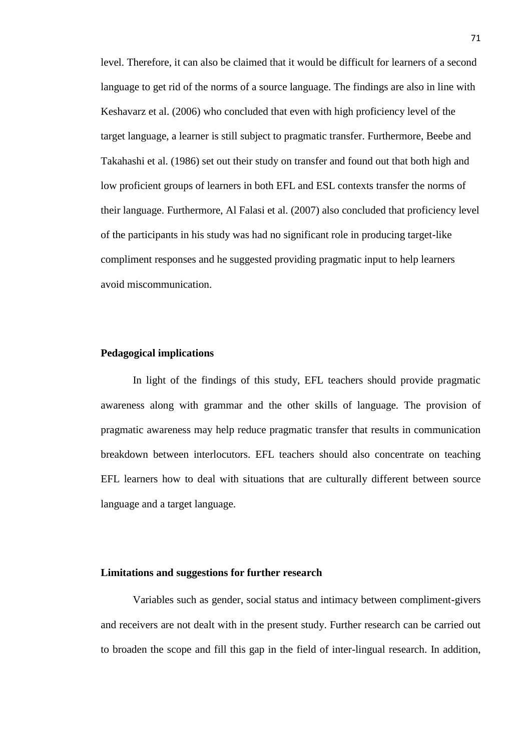level. Therefore, it can also be claimed that it would be difficult for learners of a second language to get rid of the norms of a source language. The findings are also in line with Keshavarz et al. (2006) who concluded that even with high proficiency level of the target language, a learner is still subject to pragmatic transfer. Furthermore, Beebe and Takahashi et al. (1986) set out their study on transfer and found out that both high and low proficient groups of learners in both EFL and ESL contexts transfer the norms of their language. Furthermore, Al Falasi et al. (2007) also concluded that proficiency level of the participants in his study was had no significant role in producing target-like compliment responses and he suggested providing pragmatic input to help learners avoid miscommunication.

**Pedagogical implications**

In light of the findings of this study, EFL teachers should provide pragmatic awareness along with grammar and the other skills of language. The provision of pragmatic awareness may help reduce pragmatic transfer that results in communication breakdown between interlocutors. EFL teachers should also concentrate on teaching EFL learners how to deal with situations that are culturally different between source language and a target language.

**Limitations and suggestions for further research**

Variables such as gender, social status and intimacy between compliment-givers and receivers are not dealt with in the present study. Further research can be carried out to broaden the scope and fill this gap in the field of inter-lingual research. In addition,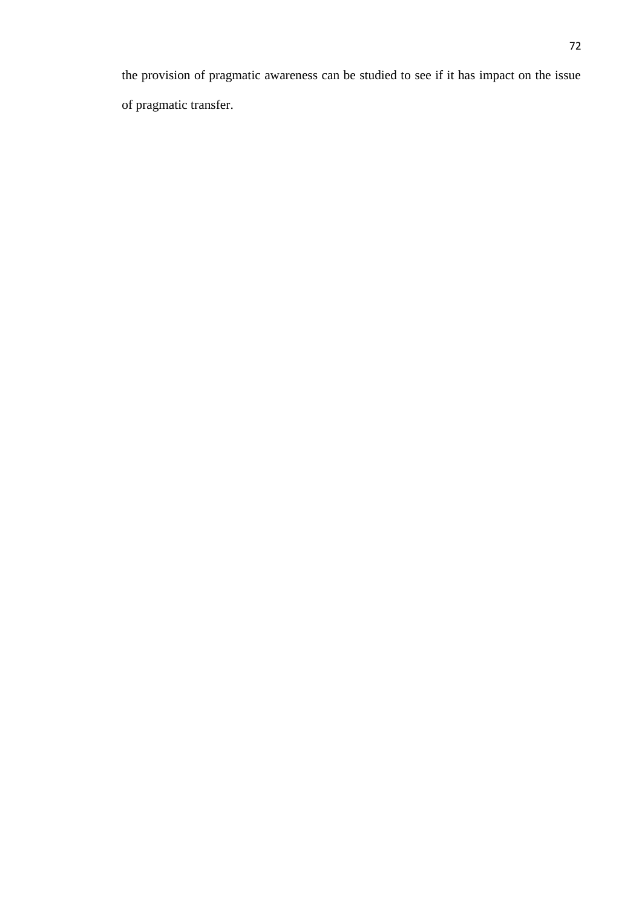the provision of pragmatic awareness can be studied to see if it has impact on the issue of pragmatic transfer.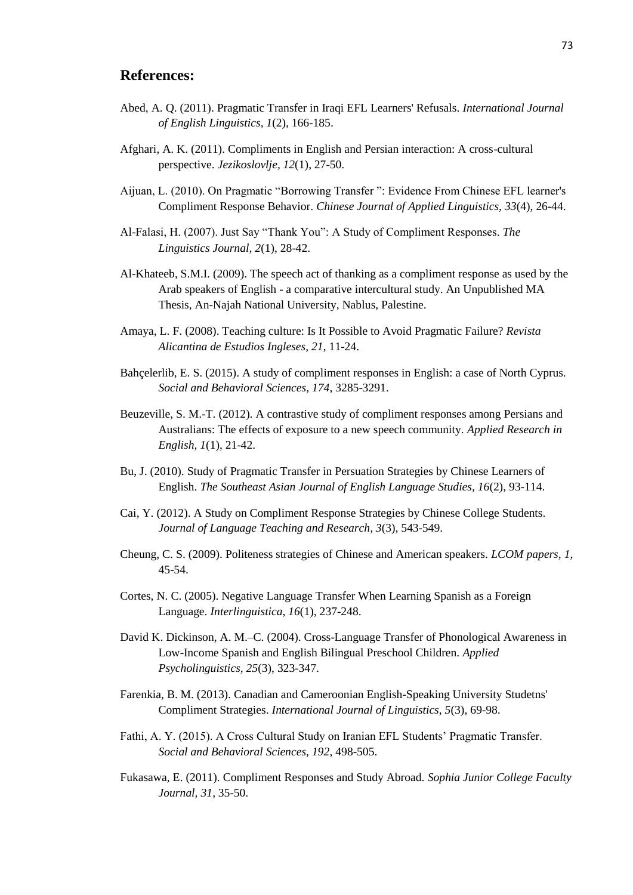## References:

Abed, A. Q. (2011). Pragmatic Transfer in Iraqi EFL Learners' Refusals. *International Journal of English Linguistics, 1*(2), 166-185.

Afghari, A. K. (2011). Compliments in English and Persian interaction: A cross-cultural perspective. *Jezikoslovlje, 12*(1), 27-50.

Aijuan, L. (2010). On Pragmatic "Borrowing Transfer ": Evidence From Chinese EFL learner's Compliment Response Behavior. *Chinese Journal of Applied Linguistics, 33*(4), 26-44.

Al-Falasi, H. (2007). Just Say "Thank You": A Study of Compliment Responses. *The Linguistics Journal, 2*(1), 28-42.

Al-Khateeb, S.M.I. (2009). The speech act of thanking as a compliment response as used by the Arab speakers of English - a comparative intercultural study. An Unpublished MA Thesis, An-Najah National University, Nablus, Palestine.

Amaya, L. F. (2008). Teaching culture: Is It Possible to Avoid Pragmatic Failure? *Revista Alicantina de Estudios Ingleses, 21*, 11-24.

Bahçelerlib, E. S. (2015). A study of compliment responses in English: a case of North Cyprus. *Social and Behavioral Sciences, 174*, 3285-3291.

Beuzeville, S. M.-T. (2012). A contrastive study of compliment responses among Persians and Australians: The effects of exposure to a new speech community. *Applied Research in English, 1*(1), 21-42.

Bu, J. (2010). Study of Pragmatic Transfer in Persuation Strategies by Chinese Learners of English. *The Southeast Asian Journal of English Language Studies, 16*(2), 93-114.

Cai, Y. (2012). A Study on Compliment Response Strategies by Chinese College Students. *Journal of Language Teaching and Research, 3*(3), 543-549.

Cheung, C. S. (2009). Politeness strategies of Chinese and American speakers. *LCOM papers, 1*, 45-54.

Cortes, N. C. (2005). Negative Language Transfer When Learning Spanish as a Foreign Language. *Interlinguistica, 16*(1), 237-248.

David K. Dickinson, A. M.–C. (2004). Cross-Language Transfer of Phonological Awareness in Low-Income Spanish and English Bilingual Preschool Children. *Applied Psycholinguistics, 25*(3), 323-347.

Farenkia, B. M. (2013). Canadian and Cameroonian English-Speaking University Studetns' Compliment Strategies. *International Journal of Linguistics, 5*(3), 69-98.

Fathi, A. Y. (2015). A Cross Cultural Study on Iranian EFL Students' Pragmatic Transfer. *Social and Behavioral Sciences, 192*, 498-505.

Fukasawa, E. (2011). Compliment Responses and Study Abroad. *Sophia Junior College Faculty Journal, 31*, 35-50.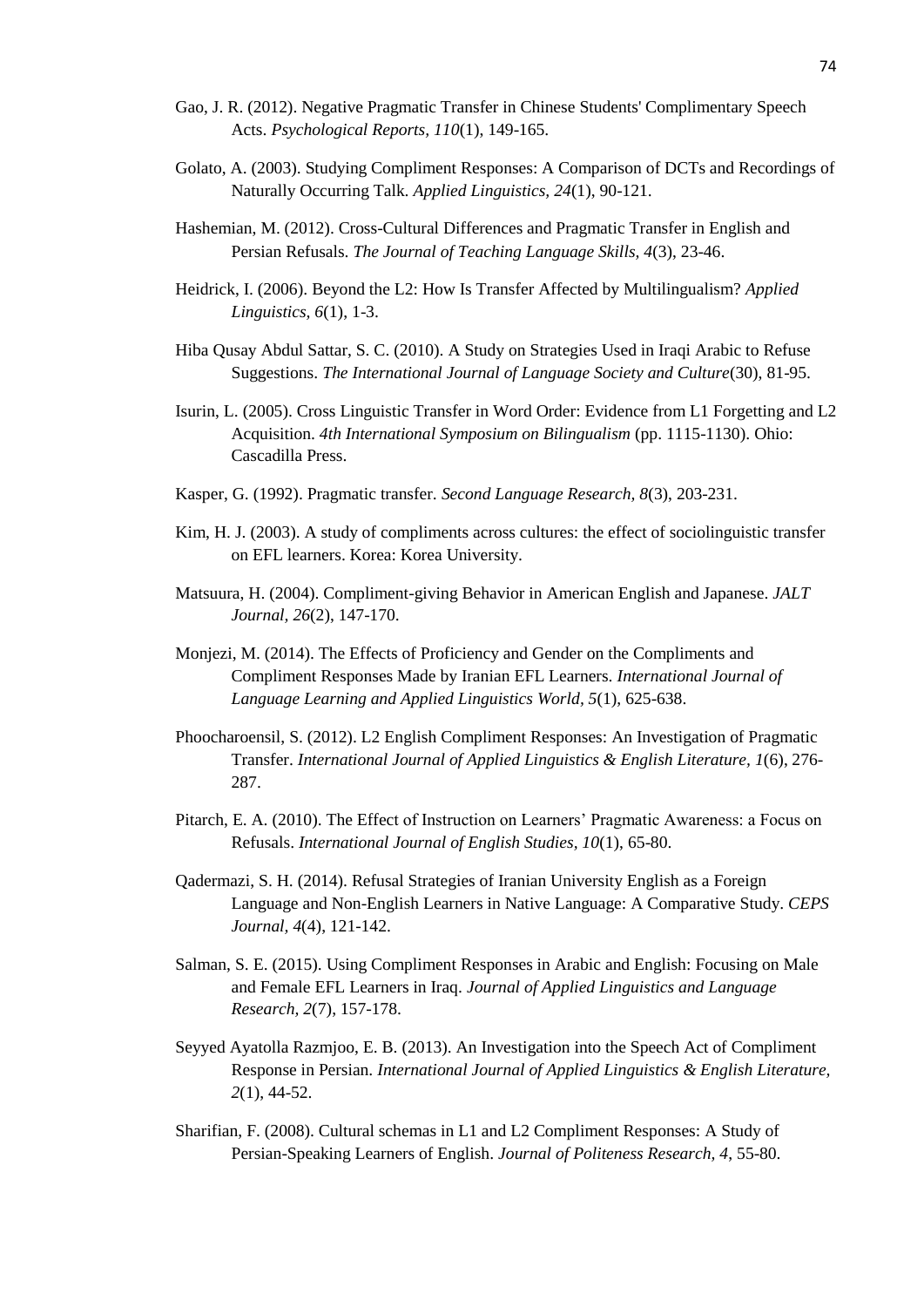Gao, J. R. (2012). Negative Pragmatic Transfer in Chinese Students' Complimentary Speech Acts. *Psychological Reports, 110*(1), 149-165.

Golato, A. (2003). Studying Compliment Responses: A Comparison of DCTs and Recordings of Naturally Occurring Talk. *Applied Linguistics, 24*(1), 90-121.

Hashemian, M. (2012). Cross-Cultural Differences and Pragmatic Transfer in English and Persian Refusals. *The Journal of Teaching Language Skills, 4*(3), 23-46.

Heidrick, I. (2006). Beyond the L2: How Is Transfer Affected by Multilingualism? *Applied Linguistics, 6*(1), 1-3.

Hiba Qusay Abdul Sattar, S. C. (2010). A Study on Strategies Used in Iraqi Arabic to Refuse Suggestions. *The International Journal of Language Society and Culture*(30), 81-95.

Isurin, L. (2005). Cross Linguistic Transfer in Word Order: Evidence from L1 Forgetting and L2 Acquisition. *4th International Symposium on Bilingualism* (pp. 1115-1130). Ohio: Cascadilla Press.

Kasper, G. (1992). Pragmatic transfer. *Second Language Research, 8*(3), 203-231.

Kim, H. J. (2003). A study of compliments across cultures: the effect of sociolinguistic transfer on EFL learners. Korea: Korea University.

Matsuura, H. (2004). Compliment-giving Behavior in American English and Japanese. *JALT Journal, 26*(2), 147-170.

Monjezi, M. (2014). The Effects of Proficiency and Gender on the Compliments and Compliment Responses Made by Iranian EFL Learners. *International Journal of Language Learning and Applied Linguistics World, 5*(1), 625-638.

Phoocharoensil, S. (2012). L2 English Compliment Responses: An Investigation of Pragmatic Transfer. *International Journal of Applied Linguistics & English Literature, 1*(6), 276-287.

Pitarch, E. A. (2010). The Effect of Instruction on Learners' Pragmatic Awareness: a Focus on Refusals. *International Journal of English Studies, 10*(1), 65-80.

Qadermazi, S. H. (2014). Refusal Strategies of Iranian University English as a Foreign Language and Non-English Learners in Native Language: A Comparative Study. *CEPS Journal, 4*(4), 121-142.

Salman, S. E. (2015). Using Compliment Responses in Arabic and English: Focusing on Male and Female EFL Learners in Iraq. *Journal of Applied Linguistics and Language Research, 2*(7), 157-178.

Seyyed Ayatolla Razmjoo, E. B. (2013). An Investigation into the Speech Act of Compliment Response in Persian. *International Journal of Applied Linguistics & English Literature, 2*(1), 44-52.

Sharifian, F. (2008). Cultural schemas in L1 and L2 Compliment Responses: A Study of Persian-Speaking Learners of English. *Journal of Politeness Research, 4*, 55-80.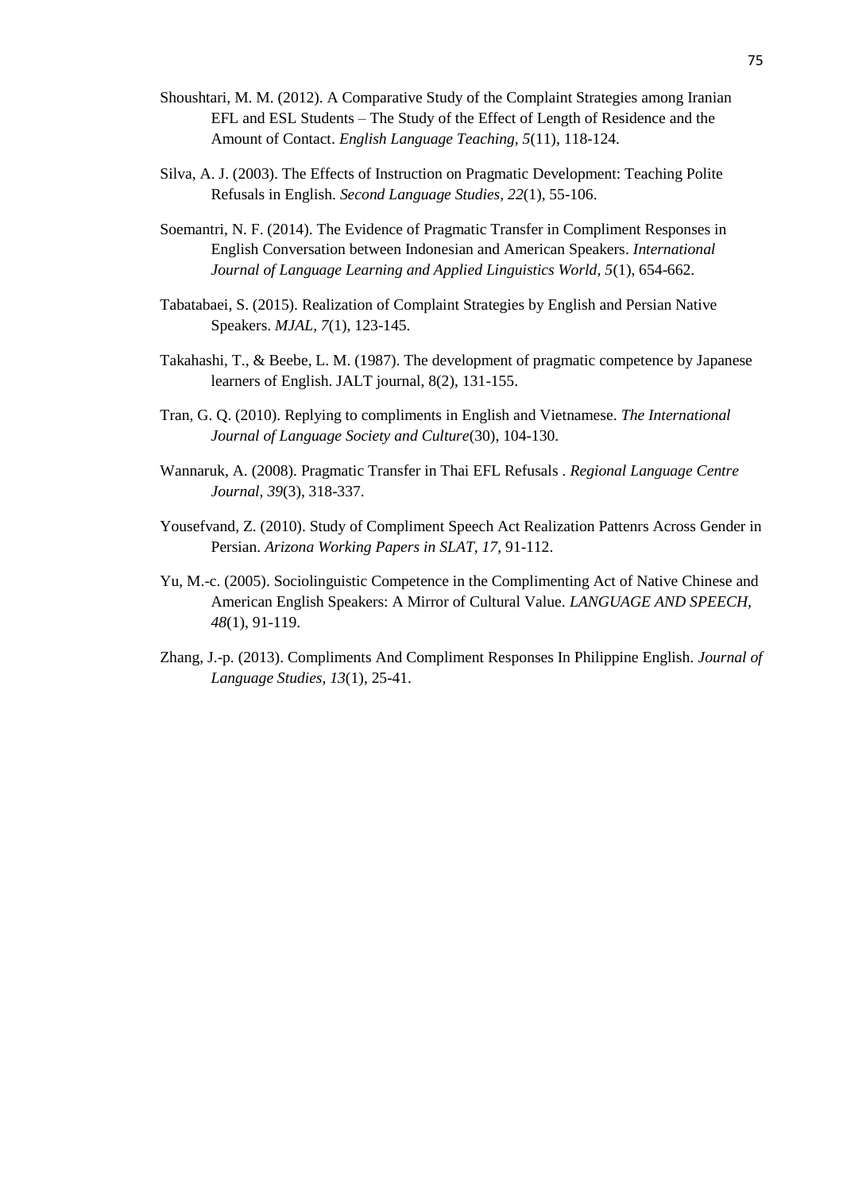Shoushtari, M. M. (2012). A Comparative Study of the Complaint Strategies among Iranian EFL and ESL Students – The Study of the Effect of Length of Residence and the Amount of Contact. *English Language Teaching, 5*(11), 118-124.

Silva, A. J. (2003). The Effects of Instruction on Pragmatic Development: Teaching Polite Refusals in English. *Second Language Studies, 22*(1), 55-106.

Soemantri, N. F. (2014). The Evidence of Pragmatic Transfer in Compliment Responses in English Conversation between Indonesian and American Speakers. *International Journal of Language Learning and Applied Linguistics World, 5*(1), 654-662.

Tabatabaei, S. (2015). Realization of Complaint Strategies by English and Persian Native Speakers. *MJAL, 7*(1), 123-145.

Takahashi, T., & Beebe, L. M. (1987). The development of pragmatic competence by Japanese learners of English. JALT journal, 8(2), 131-155.

Tran, G. Q. (2010). Replying to compliments in English and Vietnamese. *The International Journal of Language Society and Culture*(30), 104-130.

Wannaruk, A. (2008). Pragmatic Transfer in Thai EFL Refusals . *Regional Language Centre Journal, 39*(3), 318-337.

Yousefvand, Z. (2010). Study of Compliment Speech Act Realization Pattenrs Across Gender in Persian. *Arizona Working Papers in SLAT, 17*, 91-112.

Yu, M.-c. (2005). Sociolinguistic Competence in the Complimenting Act of Native Chinese and American English Speakers: A Mirror of Cultural Value. *LANGUAGE AND SPEECH, 48*(1), 91-119.

Zhang, J.-p. (2013). Compliments And Compliment Responses In Philippine English. *Journal of Language Studies, 13*(1), 25-41.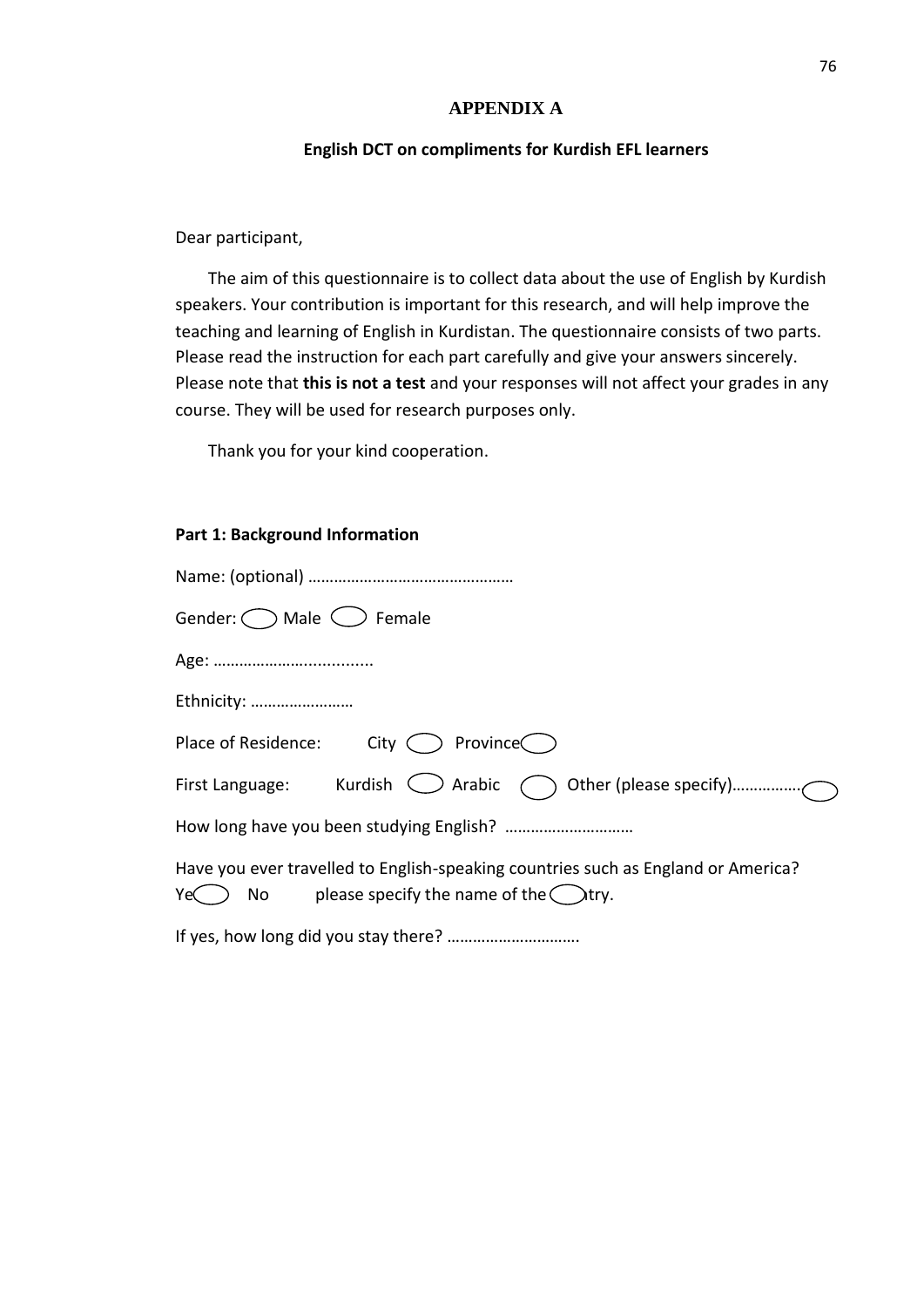# APPENDIX A

## English DCT on compliments for Kurdish EFL learners

Dear participant,

The aim of this questionnaire is to collect data about the use of English by Kurdish speakers. Your contribution is important for this research, and will help improve the teaching and learning of English in Kurdistan. The questionnaire consists of two parts. Please read the instruction for each part carefully and give your answers sincerely. Please note that **this is not a test** and your responses will not affect your grades in any course. They will be used for research purposes only.

Thank you for your kind cooperation.

**Part 1: Background Information**

Name: (optional) ……………………………………………

Gender: ◯ Male ◯ Female

Age: ………………….............

Ethnicity: ……………………

Place of Residence: City ◯ Province ◯

First Language: Kurdish ◯ Arabic ◯ Other (please specify)……………. ◯

How long have you been studying English? …………………………

Have you ever travelled to English-speaking countries such as England or America?
Yes ◯ No please specify the name of the country. ◯

If yes, how long did you stay there? ………………………….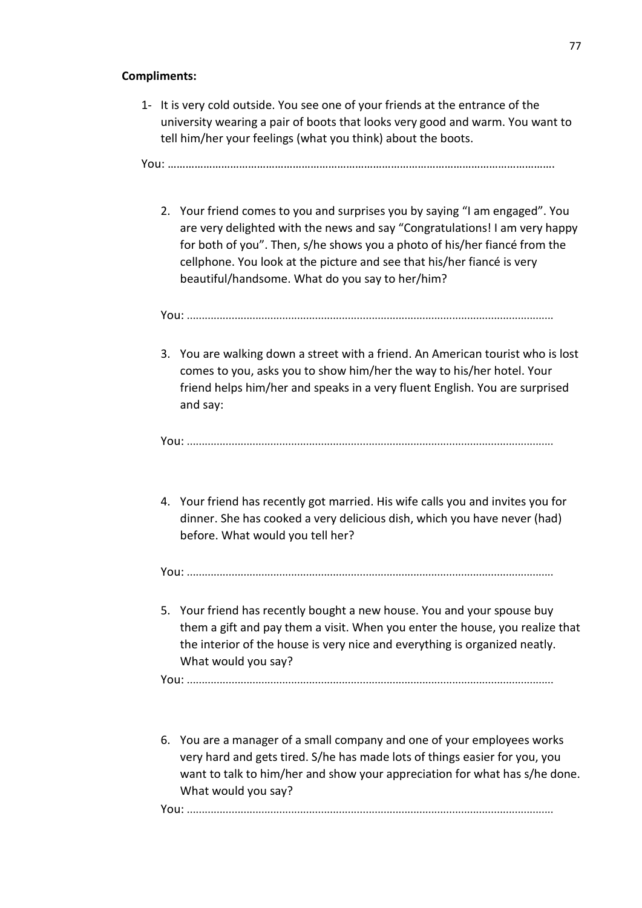**Compliments:**

1- It is very cold outside. You see one of your friends at the entrance of the university wearing a pair of boots that looks very good and warm. You want to tell him/her your feelings (what you think) about the boots.

You: …………………………………………………………………………………………………………….

2. Your friend comes to you and surprises you by saying "I am engaged". You are very delighted with the news and say "Congratulations! I am very happy for both of you". Then, s/he shows you a photo of his/her fiancé from the cellphone. You look at the picture and see that his/her fiancé is very beautiful/handsome. What do you say to her/him?

You: ………………………………………………………………………………………………………

3. You are walking down a street with a friend. An American tourist who is lost comes to you, asks you to show him/her the way to his/her hotel. Your friend helps him/her and speaks in a very fluent English. You are surprised and say:

You: ………………………………………………………………………………………………………

4. Your friend has recently got married. His wife calls you and invites you for dinner. She has cooked a very delicious dish, which you have never (had) before. What would you tell her?

You: ………………………………………………………………………………………………………

5. Your friend has recently bought a new house. You and your spouse buy them a gift and pay them a visit. When you enter the house, you realize that the interior of the house is very nice and everything is organized neatly. What would you say?

You: ………………………………………………………………………………………………………

6. You are a manager of a small company and one of your employees works very hard and gets tired. S/he has made lots of things easier for you, you want to talk to him/her and show your appreciation for what has s/he done. What would you say?

You: ………………………………………………………………………………………………………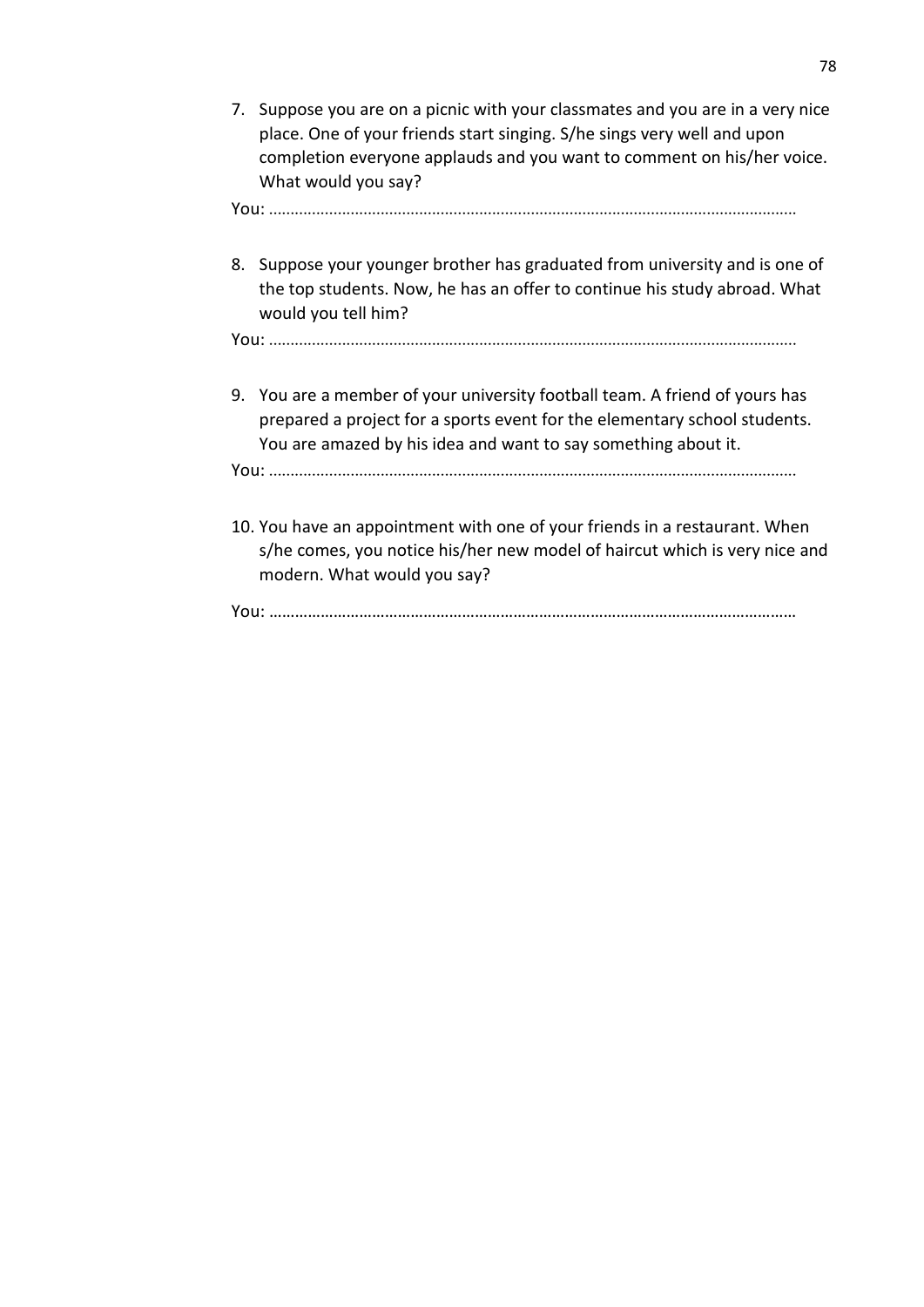7. Suppose you are on a picnic with your classmates and you are in a very nice place. One of your friends start singing. S/he sings very well and upon completion everyone applauds and you want to comment on his/her voice. What would you say?

You: ………………………………………………………………………………………………………………

8. Suppose your younger brother has graduated from university and is one of the top students. Now, he has an offer to continue his study abroad. What would you tell him?

You: ………………………………………………………………………………………………………………

9. You are a member of your university football team. A friend of yours has prepared a project for a sports event for the elementary school students. You are amazed by his idea and want to say something about it.

You: ………………………………………………………………………………………………………………

10. You have an appointment with one of your friends in a restaurant. When s/he comes, you notice his/her new model of haircut which is very nice and modern. What would you say?

You: ………………………………………………………………………………………………………………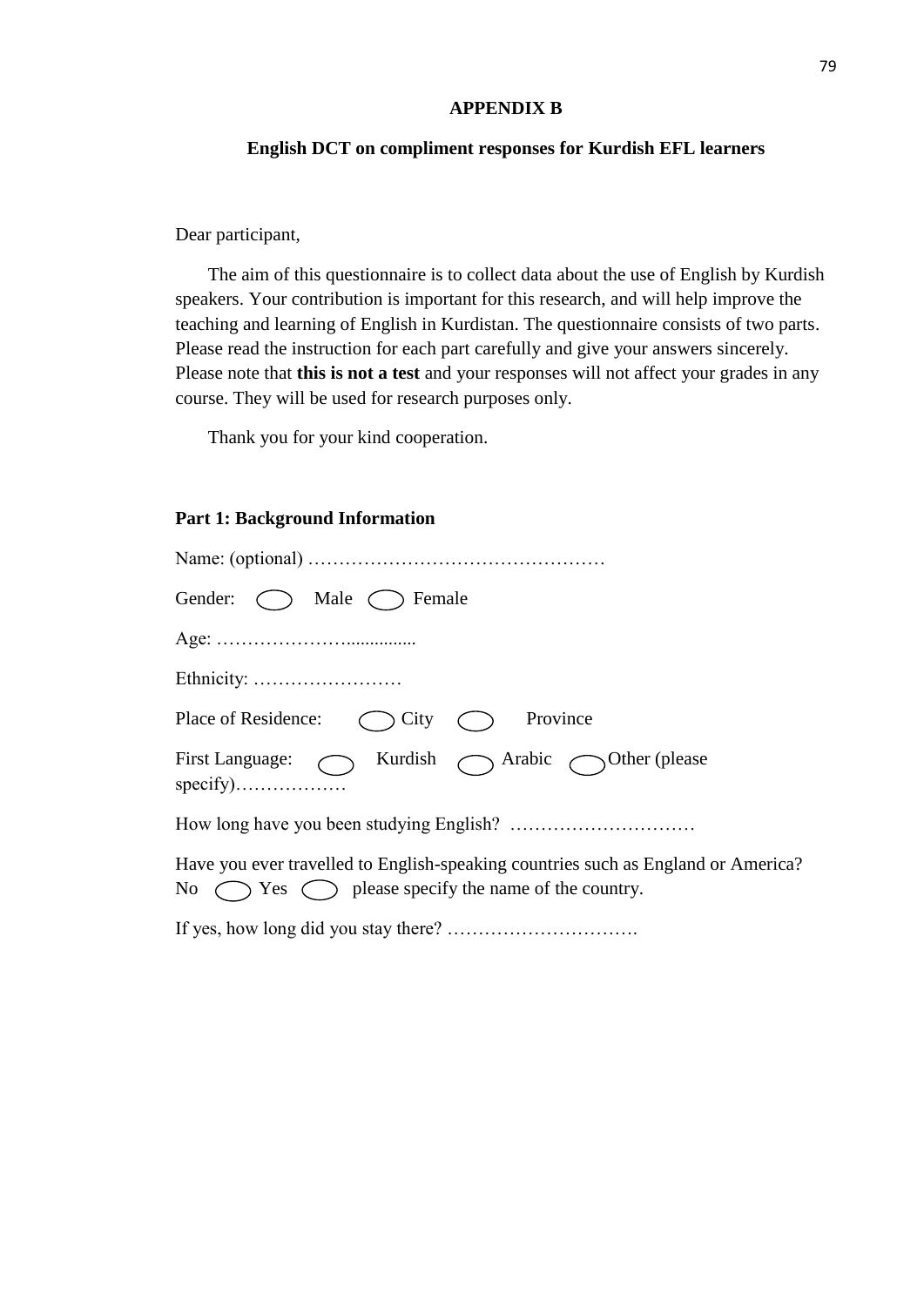## APPENDIX B

### English DCT on compliment responses for Kurdish EFL learners

Dear participant,

The aim of this questionnaire is to collect data about the use of English by Kurdish speakers. Your contribution is important for this research, and will help improve the teaching and learning of English in Kurdistan. The questionnaire consists of two parts. Please read the instruction for each part carefully and give your answers sincerely. Please note that **this is not a test** and your responses will not affect your grades in any course. They will be used for research purposes only.

Thank you for your kind cooperation.

**Part 1: Background Information**

Name: (optional) …………………………………………

Gender: ◯ Male ◯ Female

Age: …………………...............

Ethnicity: ……………………

Place of Residence: ◯ City ◯ Province

First Language: ◯ Kurdish ◯ Arabic ◯ Other (please specify)………………

How long have you been studying English? …………………………

Have you ever travelled to English-speaking countries such as England or America? No ◯ Yes ◯ please specify the name of the country.

If yes, how long did you stay there? ………………………….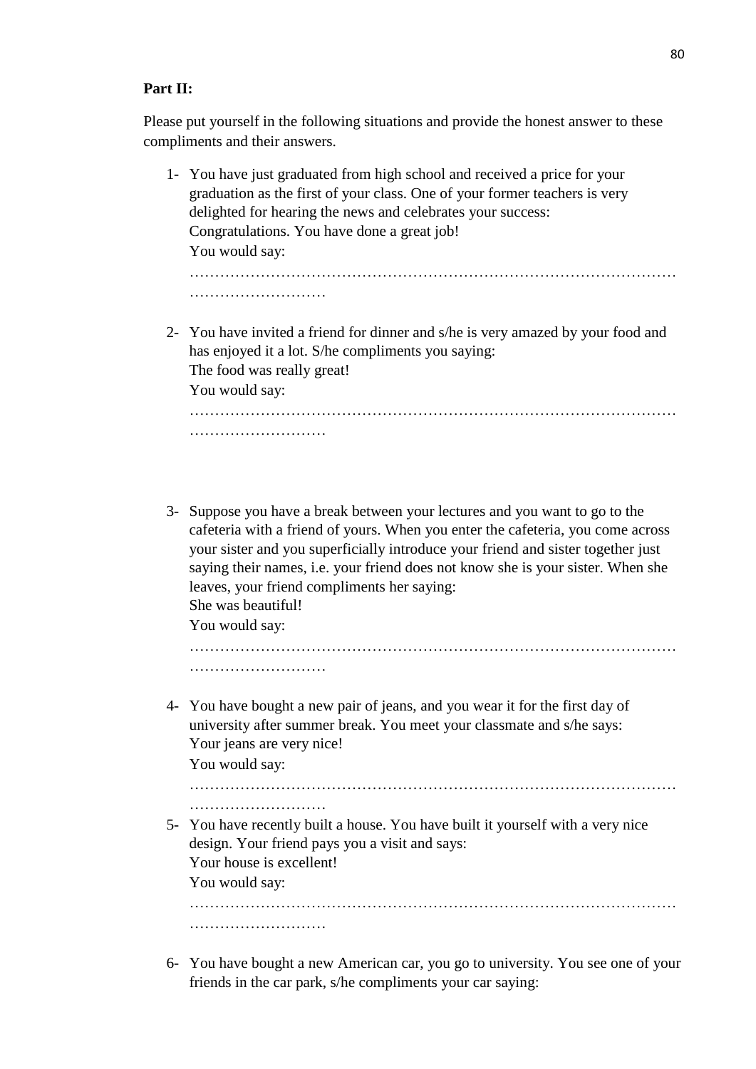**Part II:**

Please put yourself in the following situations and provide the honest answer to these compliments and their answers.

1- You have just graduated from high school and received a price for your graduation as the first of your class. One of your former teachers is very delighted for hearing the news and celebrates your success:
Congratulations. You have done a great job!
You would say:
…………………………………………………………………………………………………………

2- You have invited a friend for dinner and s/he is very amazed by your food and has enjoyed it a lot. S/he compliments you saying:
The food was really great!
You would say:
…………………………………………………………………………………………………………

3- Suppose you have a break between your lectures and you want to go to the cafeteria with a friend of yours. When you enter the cafeteria, you come across your sister and you superficially introduce your friend and sister together just saying their names, i.e. your friend does not know she is your sister. When she leaves, your friend compliments her saying:
She was beautiful!
You would say:
…………………………………………………………………………………………………………

4- You have bought a new pair of jeans, and you wear it for the first day of university after summer break. You meet your classmate and s/he says:
Your jeans are very nice!
You would say:
…………………………………………………………………………………………………………

5- You have recently built a house. You have built it yourself with a very nice design. Your friend pays you a visit and says:
Your house is excellent!
You would say:
…………………………………………………………………………………………………………

6- You have bought a new American car, you go to university. You see one of your friends in the car park, s/he compliments your car saying: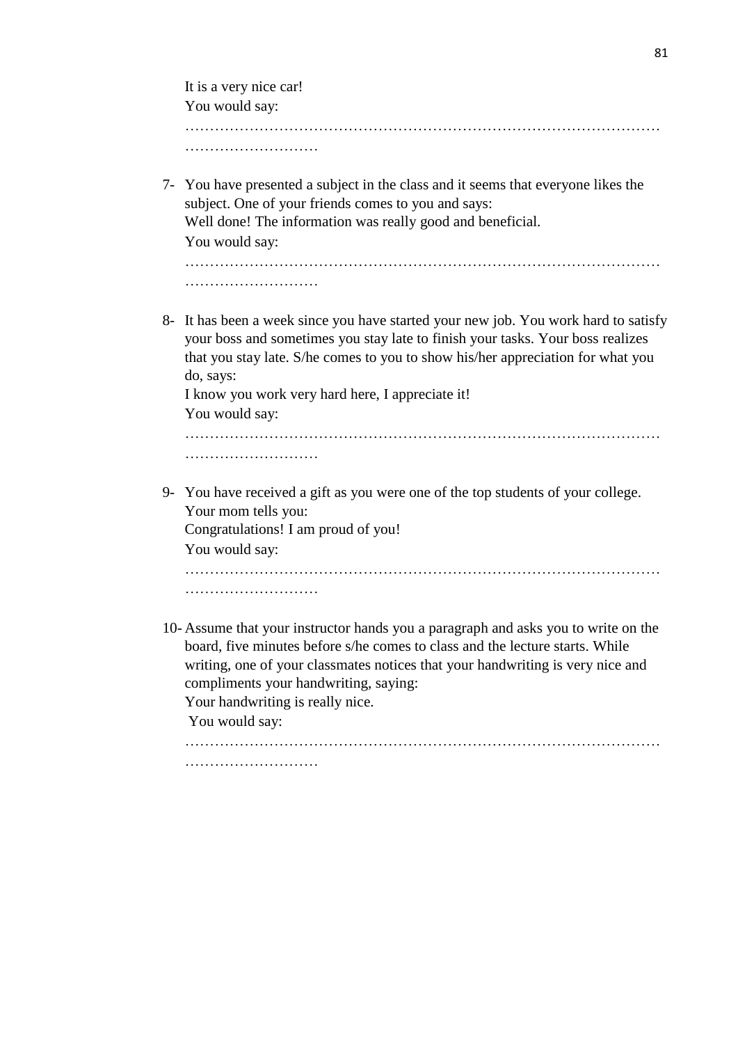It is a very nice car!
You would say:
………………………………………………………………………………………
………………………

7- You have presented a subject in the class and it seems that everyone likes the subject. One of your friends comes to you and says:
Well done! The information was really good and beneficial.
You would say:
………………………………………………………………………………………
………………………

8- It has been a week since you have started your new job. You work hard to satisfy your boss and sometimes you stay late to finish your tasks. Your boss realizes that you stay late. S/he comes to you to show his/her appreciation for what you do, says:
I know you work very hard here, I appreciate it!
You would say:
………………………………………………………………………………………
………………………

9- You have received a gift as you were one of the top students of your college. Your mom tells you:
Congratulations! I am proud of you!
You would say:
………………………………………………………………………………………
………………………

10- Assume that your instructor hands you a paragraph and asks you to write on the board, five minutes before s/he comes to class and the lecture starts. While writing, one of your classmates notices that your handwriting is very nice and compliments your handwriting, saying:
Your handwriting is really nice.
You would say:
………………………………………………………………………………………
………………………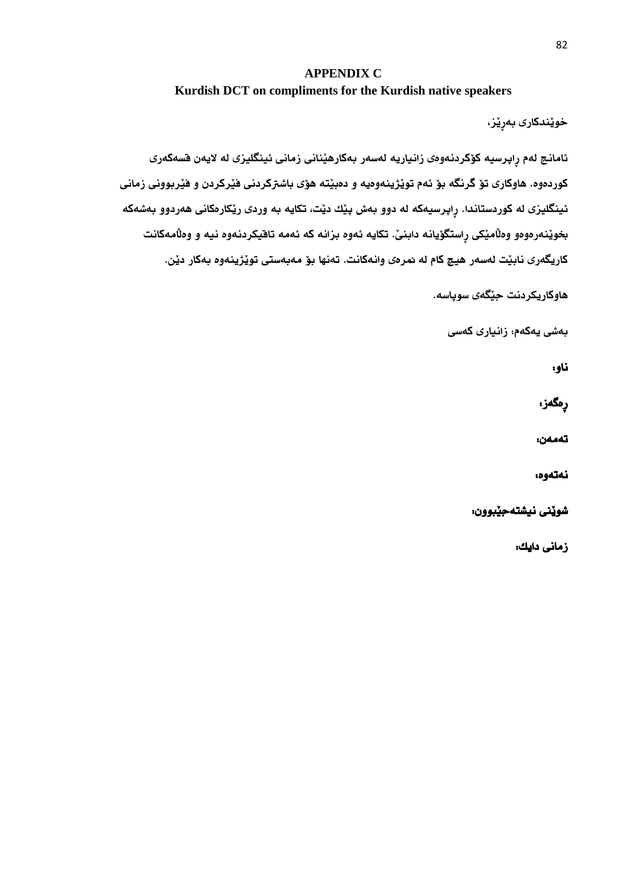# APPENDIX C

## Kurdish DCT on compliments for the Kurdish native speakers

**خوێندکاری بەڕێز،**

**ئامانج لەم ڕاپرسیە کۆکردنەوەی زانیاریە لەسەر بەکارهێنانی زمانی ئینگلیزی لە لایەن قسەکەری کوردەوە. هاوکاری تۆ گرنگە بۆ ئەم توێژینەوەیە و دەبێتە هۆی باشترکردنی فێرکردن و فێربوونی زمانی ئینگلیزی لە کوردستاندا. ڕاپرسیەکە لە دوو بەش پێك دێت، تکایە بە وردی ڕێکارەکانی هەردوو بەشەکە بخوێنەرەوەو وەڵامێکی ڕاستگۆیانە دابنێ. تکایە ئەوە بزانە کە ئەمە تاقیکردنەوە نیە و وەڵامەکانت کاریگەری نابێت لەسەر هیچ کام لە نمرەی وانەکانت. تەنها بۆ مەبەستی توێژینەوە بەکار دێن.**

**هاوکاریکردنت جێگەی سوپاسە.**

**بەشی یەکەم: زانیاری کەسی**

**ناو:**

**ڕەگەز:**

**تەمەن:**

**نەتەوە:**

**شوێنی نیشتەجێبوون:**

**زمانی دایك:**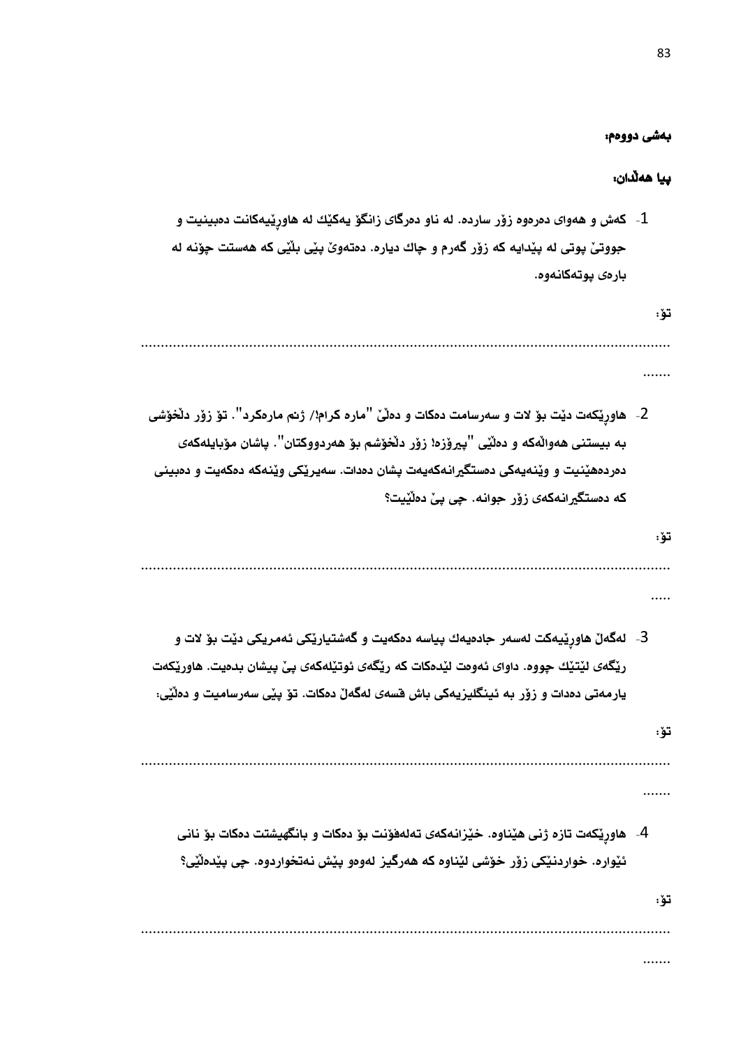**بەشی دووەم:**

**پیا هەڵدان:**

1- کەش و هەوای دەرەوە زۆر ساردە. لە ناو دەرگای زانگۆ یەکێك لە هاورێیەکانت دەبینیت و جووتێ پوتی لە پێدایە کە زۆر گەرم و چاك دیارە. دەتەوێ پێی بڵێی کە هەستت چۆنە لە بارەی پوتەکانەوە.

تۆ:

..........................................................................................................................................
.......

2- هاورێکەت دێت بۆ لات و سەرسامت دەکات و دەڵێ "مارە کرام!/ ژنم مارەکرد". تۆ زۆر دڵخۆشی بە بیستنی هەواڵەکە و دەڵێی "پیرۆزە! زۆر دڵخۆشم بۆ هەردووکتان". پاشان مۆبایلەکەی دەردەهێنیت و وێنەیەکی دەستگیرانەکەیەت پشان دەدات. سەیرێکی وێنەکە دەکەیت و دەبینی کە دەستگیرانەکەی زۆر جوانە. چی پێ دەڵێیت؟

تۆ:

..........................................................................................................................................
.....

3- لەگەڵ هاورێیەکت لەسەر جادەیەك پیاسە دەکەیت و گەشتیارێکی ئەمریکی دێت بۆ لات و رێگەی لێتێك چووە. داوای ئەوەت لێدەکات کە رێگەی ئوتێلەکەی پێ پیشان بدەیت. هاورێکەت یارمەتی دەدات و زۆر بە ئینگلیزیەکی باش قسەی لەگەڵ دەکات. تۆ پێی سەرسامیت و دەڵێی:

تۆ:

..........................................................................................................................................
.......

4- هاورێکەت تازە ژنی هێناوە. خێزانەکەی تەلەفۆنت بۆ دەکات و بانگهێشتت دەکات بۆ نانی ئێوارە. خواردنێکی زۆر خۆشی لێناوە کە هەرگیز لەوەو پێش نەتخواردوە. چی پێدەڵێی؟

تۆ:

..........................................................................................................................................
.......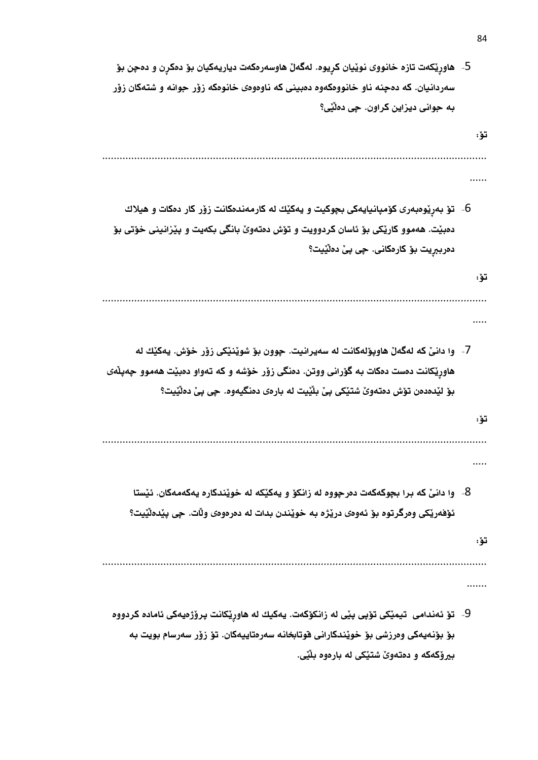5- هاوڕێکەت تازە خانووی نوێیان کڕیوە. لەگەڵ هاوسەرەکەت دیاریەکیان بۆ دەکڕن و دەچن بۆ سەردانیان. کە دەچنە ناو خانووەکەوە دەبینی کە ناوەوەی خانوەکە زۆر جوانە و شتەکان زۆر بە جوانی دیزاین کراون. چی دەڵێی؟

تۆ:

.............................................................................................................................

......

6- تۆ بەڕێوەبەری کۆمپانیایەکی بچوکیت و یەکێك لە کارمەندەکانت زۆر کار دەکات و هیلاك دەبێت. هەموو کارێکی بۆ ئاسان کردوویت و تۆش دەتەوێ بانگی بکەیت و پێزانینی خۆتی بۆ دەربڕیت بۆ کارەکانی. چی پێ دەڵێیت؟

تۆ:

.............................................................................................................................

.....

7- وا دانێ کە لەگەڵ هاوپۆلەکانت لە سەیرانیت. چوون بۆ شوێنێکی زۆر خۆش. یەکێك لە هاوڕێکانت دەست دەکات بە گۆرانی ووتن. دەنگی زۆر خۆشە و کە تەواو دەبێت هەموو چەپڵەی بۆ لێدەدەن تۆش دەتەوێ شتێکی پێ بڵێیت لە بارەی دەنگیەوە. چی پێ دەڵێیت؟

تۆ:

.............................................................................................................................

.....

8- وا دانێ کە برا بچوکەکەت دەرچووە لە زانکۆ و یەکێکە لە خوێندکارە یەکەمەکان. ئێستا ئۆفەرێکی وەرگرتوە بۆ ئەوەی درێژە بە خوێندن بدات لە دەرەوەی وڵات. چی پێدەڵێیت؟

تۆ:

.............................................................................................................................

.......

9- تۆ ئەندامی تیمێکی تۆپی پێی لە زانکۆکەت. یەکیك لە هاوڕێکانت پرۆژەیەکی ئامادە کردووە بۆ بۆنەیەکی وەرزشی بۆ خوێندکارانی قوتابخانە سەرەتاییەکان. تۆ زۆر سەرسام بویت بە بیرۆکەکە و دەتەوێ شتێکی لە بارەوە بڵێی.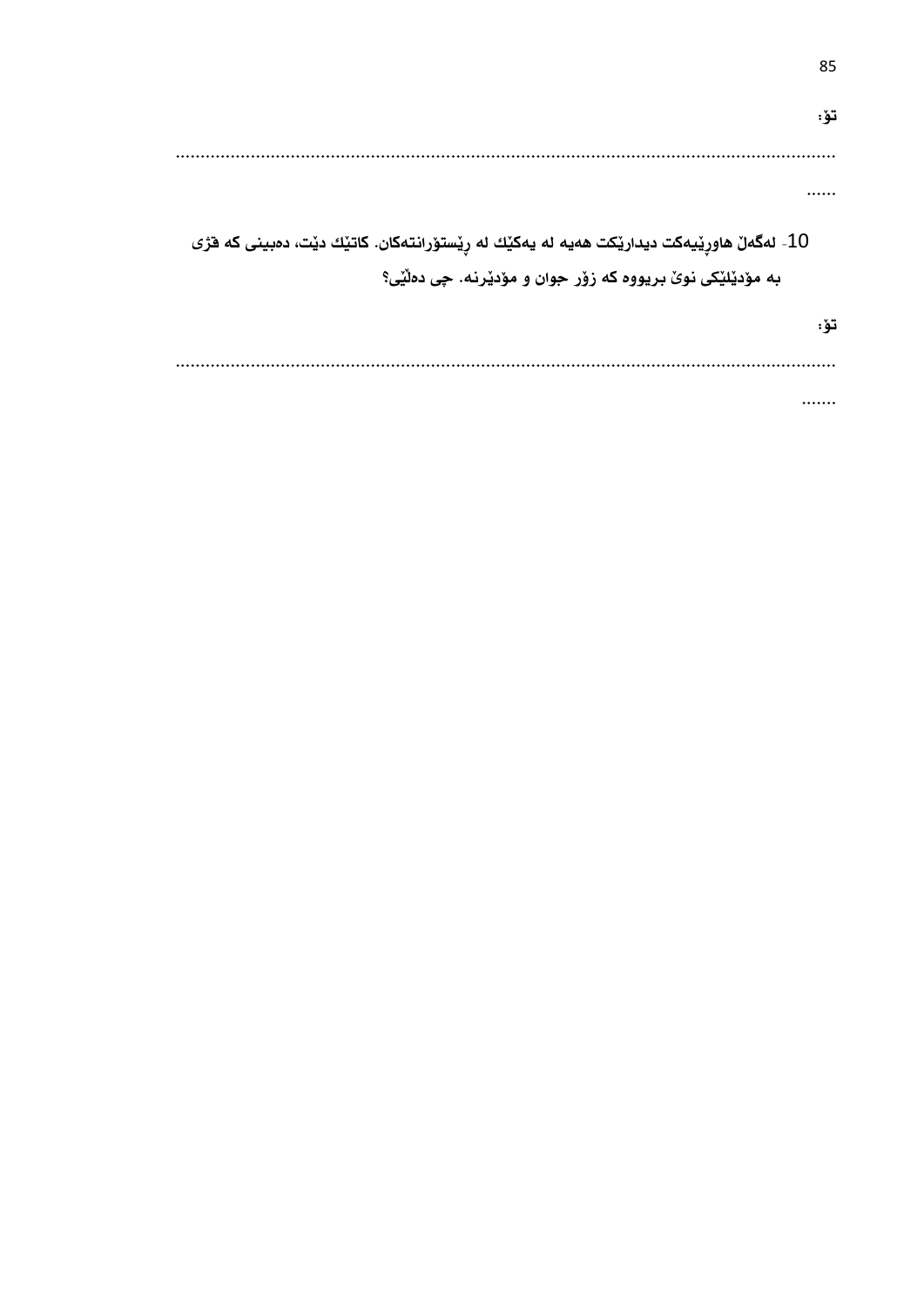تۆ:

.......................................................................................................................................

......

10- لەگەڵ هاوڕێیەکت دیدارێکت هەیە لە یەکێك لە ڕێستۆرانتەکان. کاتێك دێت، دەبینی کە قژی بە مۆدێلێکی نوێ بڕیووە کە زۆر جوان و مۆدێرنە. چی دەڵێی؟

تۆ:

.......................................................................................................................................

.......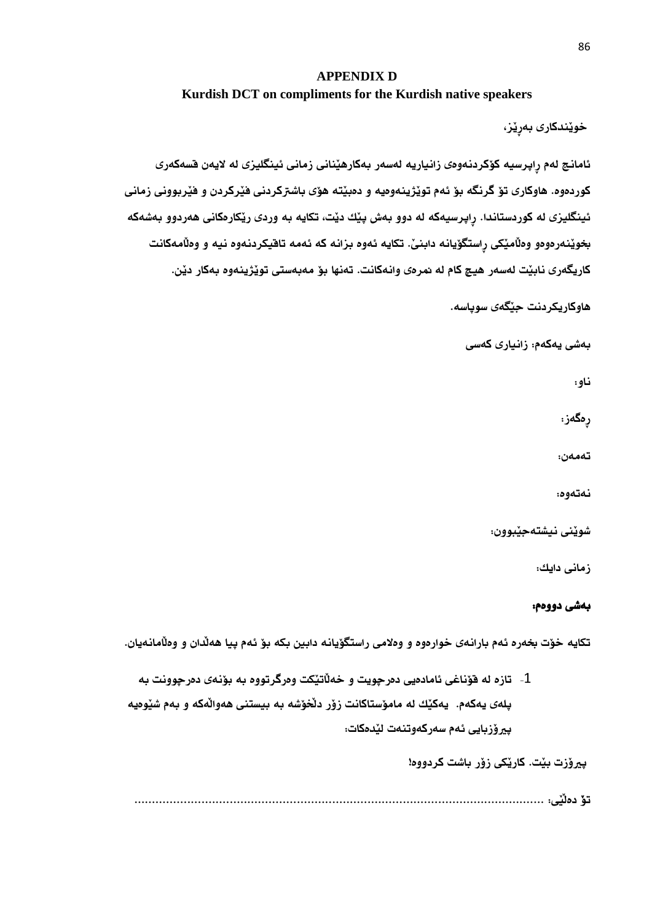# APPENDIX D

## Kurdish DCT on compliments for the Kurdish native speakers

خوێندکاری بەڕێز،

ئامانج لەم ڕاپرسیە کۆکردنەوەی زانیاریە لەسەر بەکارهێنانی زمانی ئینگلیزی لە لایەن قسەکەری کوردەوە. هاوکاری تۆ گرنگە بۆ ئەم توێژینەوەیە و دەبێتە هۆی باشترکردنی فێرکردن و فێربوونی زمانی ئینگلیزی لە کوردستاندا. ڕاپرسیەکە لە دوو بەش پێك دێت، تکایە بە وردی ڕێکارەکانی هەردوو بەشەکە بخوێنەرەوەو وەڵامێکی ڕاستگۆیانە دابنێ. تکایە ئەوە بزانە کە ئەمە تاقیکردنەوە نیە و وەڵامەکانت کاریگەری نابێت لەسەر هیچ کام لە نمرەی وانەکانت. تەنها بۆ مەبەستی توێژینەوە بەکار دێن.

هاوکاریکردنت جێگەی سوپاسە.

بەشی یەکەم: زانیاری کەسی

ناو:

ڕەگەز:

تەمەن:

نەتەوە:

شوێنی نیشتەجێبوون:

زمانی دایك:

**بەشی دووەم:**

تکایە خۆت بخەرە ئەم بارانەی خوارەوە و وەلامی راستگۆیانە دابین بکە بۆ ئەم پیا هەڵدان و وەڵامانەیان.

1- تازە لە قۆناغی ئامادەیی دەرچویت و خەڵاتێکت وەرگرتووە بە بۆنەی دەرچوونت بە پلەی یەکەم. یەکێك لە مامۆستاکانت زۆر دڵخۆشە بە بیستنی هەواڵەکە و بەم شێوەیە پیرۆزبایی ئەم سەرکەوتنەت لێدەکات:

پیرۆزت بێت. کارێکی زۆر باشت کردووە!

تۆ دەڵێی: ..................................................................................................................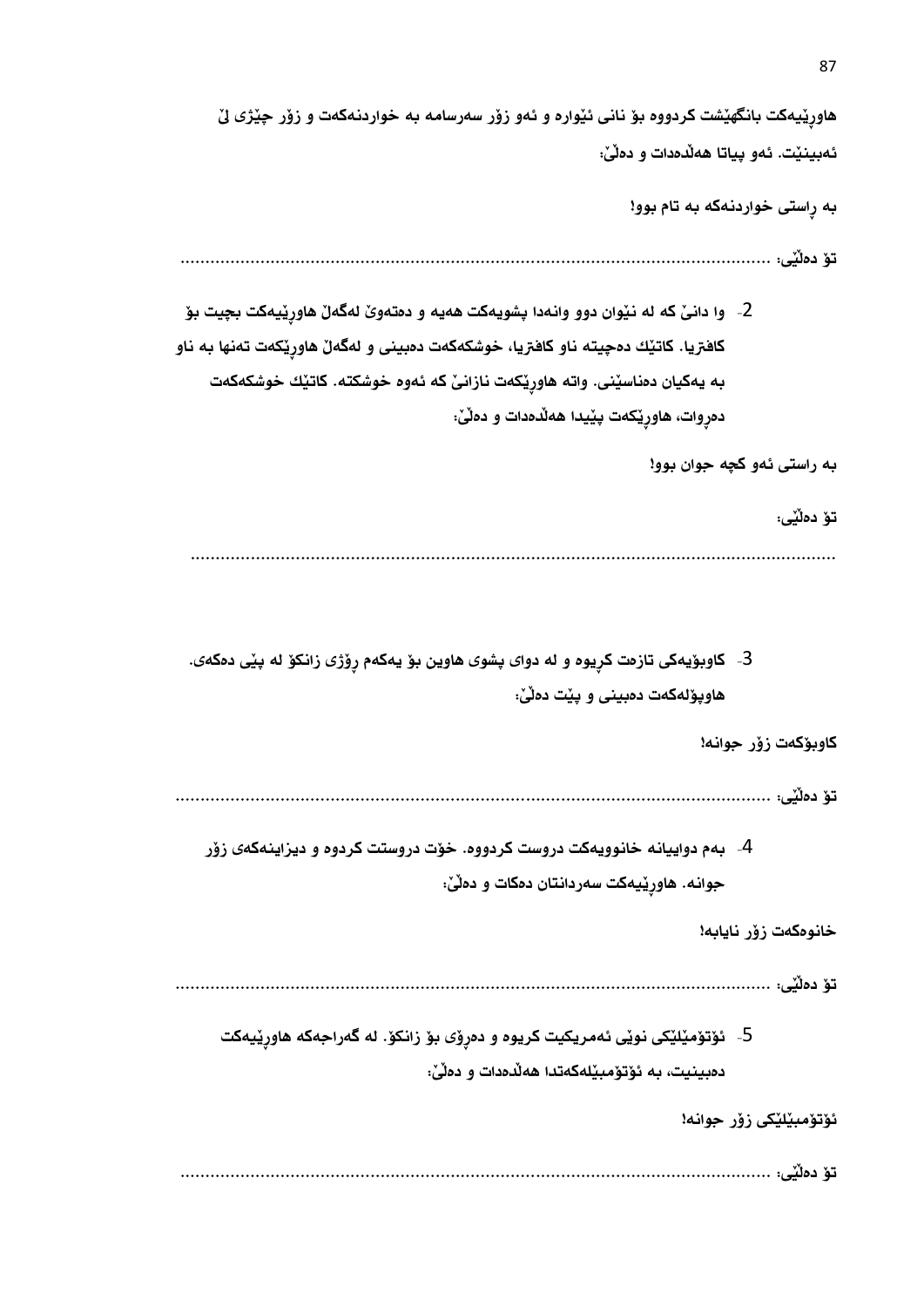هاوڕێیەکت بانگهێشت کردووە بۆ نانی ئێوارە و ئەو زۆر سەرسامە بە خواردنەکەت و زۆر چێژی لێ ئەبینێت. ئەو پیاتا هەڵدەدات و دەڵێ:

به ڕاستی خواردنەکە بە تام بوو!

تۆ دەڵێی: ....................................................................................................................

2- وا دانێ کە لە نێوان دوو وانەدا پشویەکت هەیە و دەتەوێ لەگەڵ هاوڕێیەکت بچیت بۆ کافتریا. کاتێك دەچیتە ناو کافتریا، خوشکەکەت دەبینی و لەگەڵ هاوڕێکەت تەنها بە ناو بە یەکیان دەناسێنی. واتە هاوڕێکەت نازانێ کە ئەوە خوشکتە. کاتێك خوشکەکەت دەڕوات، هاوڕێکەت پێیدا هەڵدەدات و دەڵێ:

به راستی ئەو کچە جوان بوو!

تۆ دەڵێی:

....................................................................................................................

3- کاوبۆیەکی تازەت کڕیوە و لە دوای پشوی هاوین بۆ یەکەم ڕۆژی زانکۆ لە پێی دەکەی. هاوپۆلەکەت دەبینی و پێت دەڵێ:

کاوبۆکەت زۆر جوانە!

تۆ دەڵێی: ....................................................................................................................

4- بەم دواییانە خانوویەکت دروست کردووە. خۆت دروستت کردوە و دیزاینەکەی زۆر جوانە. هاوڕێیەکت سەردانتان دەکات و دەڵێ:

خانوەکەت زۆر نایابە!

تۆ دەڵێی: ....................................................................................................................

5- ئۆتۆمێلێکی نوێی ئەمریکیت کڕیوە و دەڕۆی بۆ زانکۆ. لە گەراجەکە هاوڕێیەکت دەبینیت، بە ئۆتۆمبێلەکەتدا هەڵدەدات و دەڵێ:

ئۆتۆمبێلێکی زۆر جوانە!

تۆ دەڵێی: ....................................................................................................................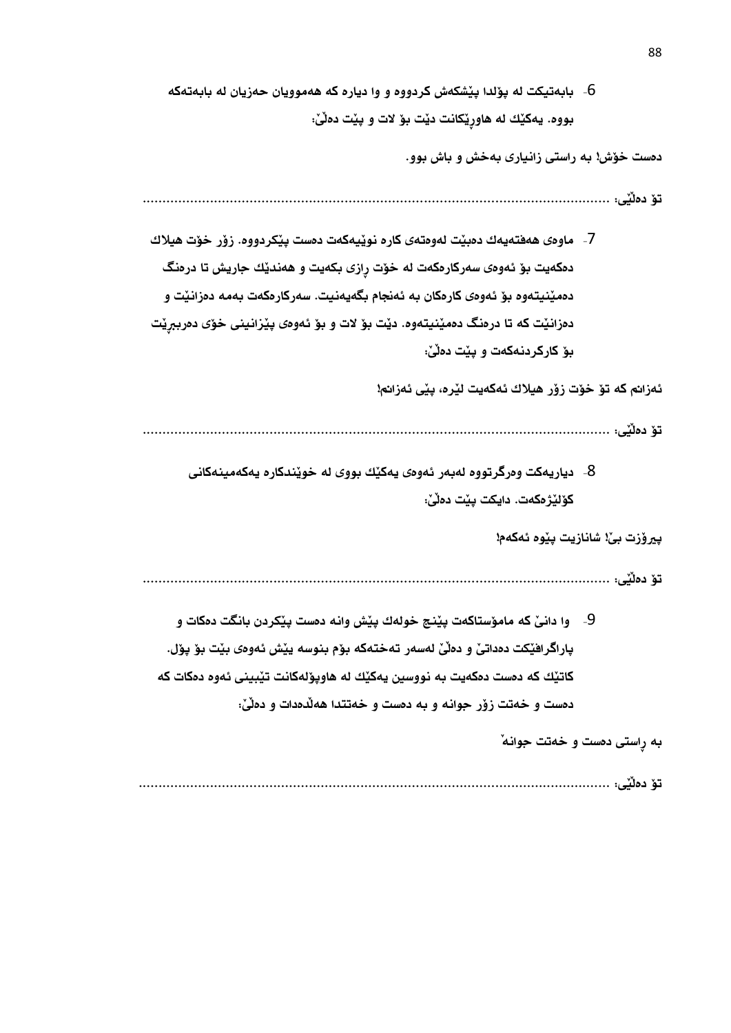6- بابەتێکت لە پۆلدا پێشکەش کردووە و وا دیارە کە هەموویان حەزیان لە بابەتەکە بووە. یەکێك لە هاورێکانت دێت بۆ لات و پێت دەڵێ:

دەست خۆش! بە راستی زانیاری بەخش و باش بوو.

تۆ دەڵێی: ....................................................................................................................

7- ماوەی هەفتەیەك دەبێت لەوەتەی کارە نوێیەکەت دەست پێکردووە. زۆر خۆت هیلاك دەکەیت بۆ ئەوەی سەرکارەکەت لە خۆت ڕازی بکەیت و هەندێك جاریش تا درەنگ دەمێنیتەوە بۆ ئەوەی کارەکان بە ئەنجام بگەیەنیت. سەرکارەکەت بەمە دەزانێت و دەزانێت کە تا درەنگ دەمێنیتەوە. دێت بۆ لات و بۆ ئەوەی پێزانینی خۆی دەربڕێت بۆ کارکردنەکەت و پێت دەڵێ:

ئەزانم کە تۆ خۆت زۆر هیلاك ئەکەیت لێرە، پێی ئەزانم!

تۆ دەڵێی: ....................................................................................................................

8- دیاریەکت وەرگرتووە لەبەر ئەوەی یەکێك بووی لە خوێندکارە یەکەمینەکانی کۆلێژەکەت. دایکت پێت دەڵێ:

پیرۆزت بێ! شانازیت پێوە ئەکەم!

تۆ دەڵێی: ....................................................................................................................

9- وا دانێ کە مامۆستاکەت پێنج خولەك پێش وانە دەست پێکردن بانگت دەکات و پاراگرافێکت دەداتێ و دەڵێ لەسەر تەختەکە بۆم بنوسە پێش ئەوەی بێت بۆ پۆل. کاتێك کە دەست دەکەیت بە نووسین یەکێك لە هاوپۆلەکانت تێبینی ئەوە دەکات کە دەست و خەتت زۆر جوانە و بە دەست و خەتتدا هەڵدەدات و دەڵێ:

بە ڕاستی دەست و خەتت جوانە

تۆ دەڵێی: ....................................................................................................................